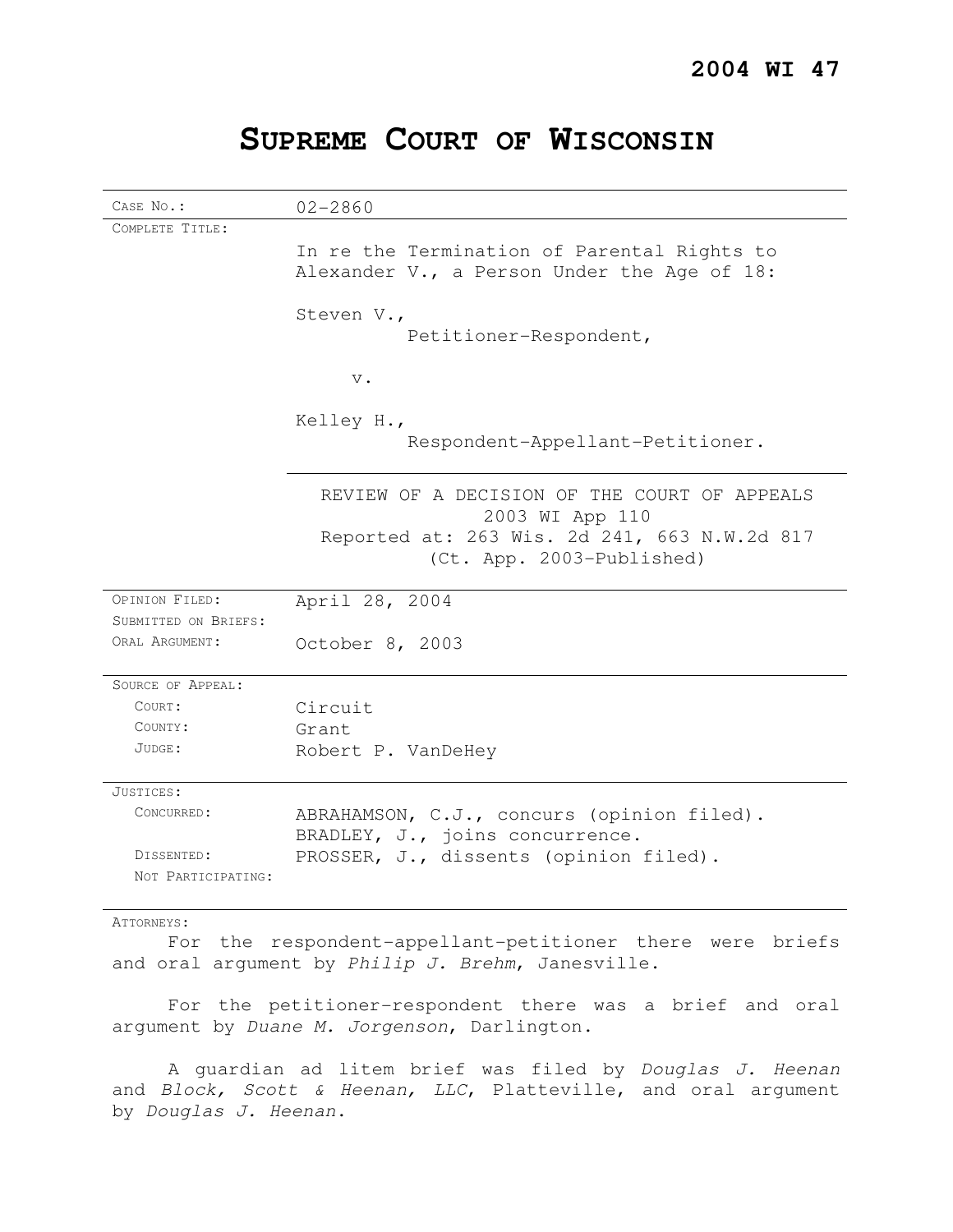**2004 WI 47**

# SUPREME COURT OF WISCONSIN

| | |
|---|---|
| CASE NO.: | 02-2860 |
| COMPLETE TITLE: | In re the Termination of Parental Rights to Alexander V., a Person Under the Age of 18:<br><br>Steven V.,<br>Petitioner-Respondent,<br><br>v.<br><br>Kelley H.,<br>Respondent-Appellant-Petitioner.<br><br>REVIEW OF A DECISION OF THE COURT OF APPEALS<br>2003 WI App 110<br>Reported at: 263 Wis. 2d 241, 663 N.W.2d 817<br>(Ct. App. 2003-Published) |
| OPINION FILED: | April 28, 2004 |
| SUBMITTED ON BRIEFS: | |
| ORAL ARGUMENT: | October 8, 2003 |
| SOURCE OF APPEAL: | |
| COURT: | Circuit |
| COUNTY: | Grant |
| JUDGE: | Robert P. VanDeHey |
| JUSTICES: | |
| CONCURRED: | ABRAHAMSON, C.J., concurs (opinion filed).<br>BRADLEY, J., joins concurrence. |
| DISSENTED: | PROSSER, J., dissents (opinion filed). |
| NOT PARTICIPATING: | |

ATTORNEYS:

For the respondent-appellant-petitioner there were briefs and oral argument by *Philip J. Brehm*, Janesville.

For the petitioner-respondent there was a brief and oral argument by *Duane M. Jorgenson*, Darlington.

A guardian ad litem brief was filed by *Douglas J. Heenan* and *Block, Scott & Heenan, LLC*, Platteville, and oral argument by *Douglas J. Heenan*.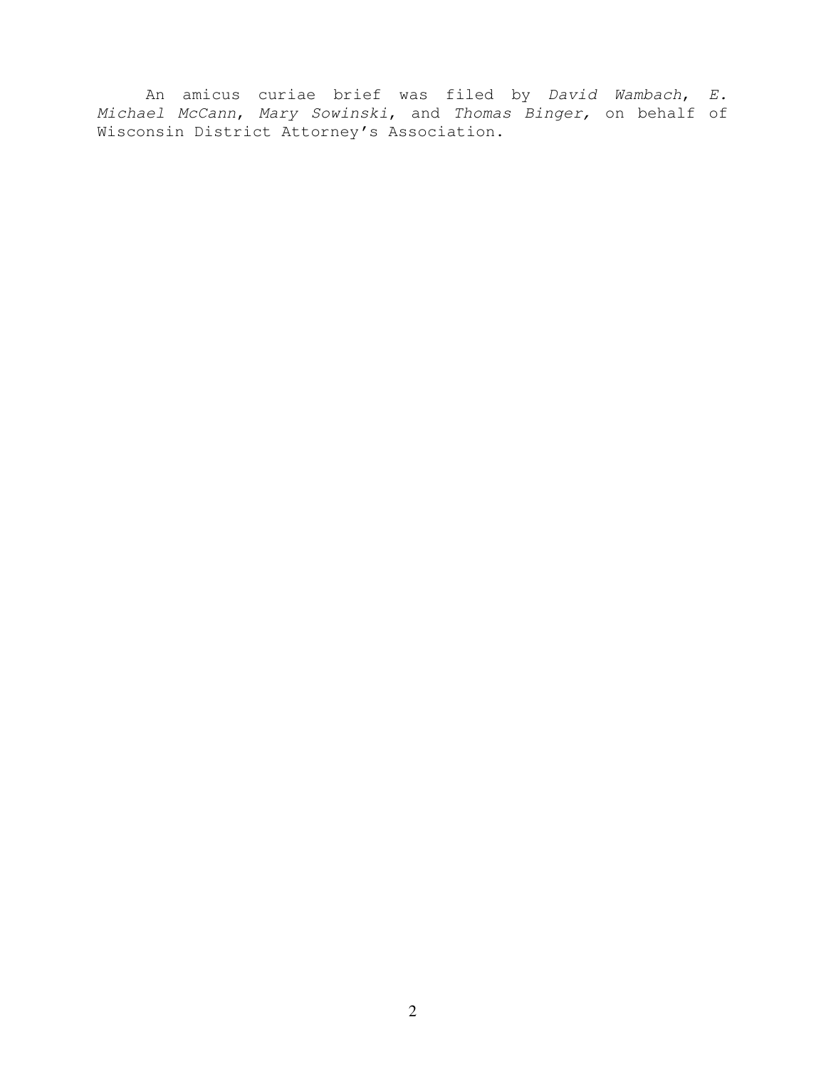An amicus curiae brief was filed by *David Wambach*, *E. Michael McCann*, *Mary Sowinski*, and *Thomas Binger,* on behalf of Wisconsin District Attorney's Association.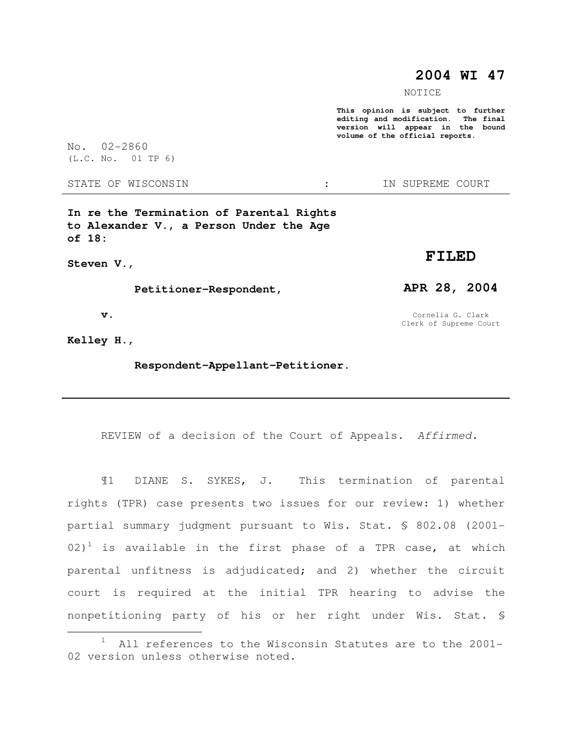# 2004 WI 47

NOTICE

**This opinion is subject to further editing and modification. The final version will appear in the bound volume of the official reports.**

No. 02-2860
(L.C. No. 01 TP 6)

STATE OF WISCONSIN : IN SUPREME COURT

---

**In re the Termination of Parental Rights to Alexander V., a Person Under the Age of 18:**

**Steven V.,**

**Petitioner-Respondent,**

**v.**

**Kelley H.,**

**Respondent-Appellant-Petitioner.**

**FILED**

**APR 28, 2004**

Cornelia G. Clark
Clerk of Supreme Court

---

REVIEW of a decision of the Court of Appeals. *Affirmed.*

¶1 DIANE S. SYKES, J. This termination of parental rights (TPR) case presents two issues for our review: 1) whether partial summary judgment pursuant to Wis. Stat. § 802.08 (2001-02)[1] is available in the first phase of a TPR case, at which parental unfitness is adjudicated; and 2) whether the circuit court is required at the initial TPR hearing to advise the nonpetitioning party of his or her right under Wis. Stat. §

---

[1] All references to the Wisconsin Statutes are to the 2001-02 version unless otherwise noted.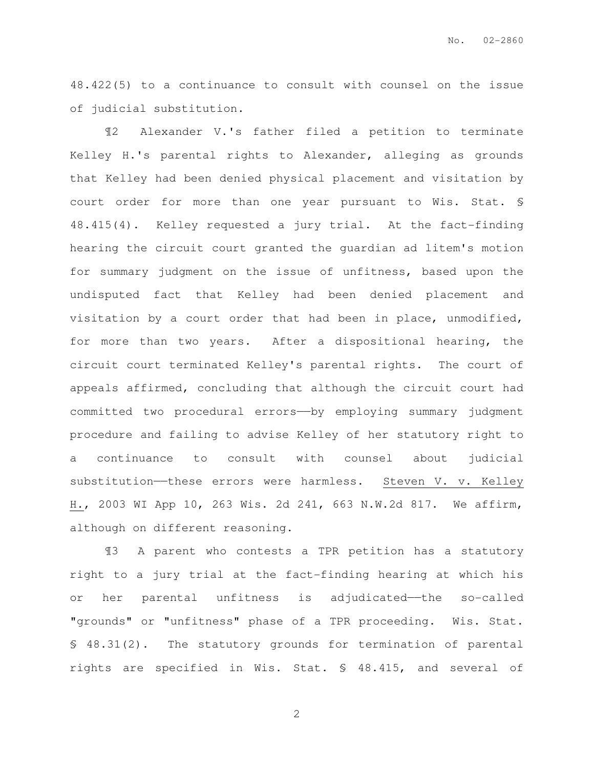48.422(5) to a continuance to consult with counsel on the issue of judicial substitution.

¶2 Alexander V.'s father filed a petition to terminate Kelley H.'s parental rights to Alexander, alleging as grounds that Kelley had been denied physical placement and visitation by court order for more than one year pursuant to Wis. Stat. § 48.415(4). Kelley requested a jury trial. At the fact-finding hearing the circuit court granted the guardian ad litem's motion for summary judgment on the issue of unfitness, based upon the undisputed fact that Kelley had been denied placement and visitation by a court order that had been in place, unmodified, for more than two years. After a dispositional hearing, the circuit court terminated Kelley's parental rights. The court of appeals affirmed, concluding that although the circuit court had committed two procedural errors——by employing summary judgment procedure and failing to advise Kelley of her statutory right to a continuance to consult with counsel about judicial substitution——these errors were harmless. Steven V. v. Kelley H., 2003 WI App 10, 263 Wis. 2d 241, 663 N.W.2d 817. We affirm, although on different reasoning.

¶3 A parent who contests a TPR petition has a statutory right to a jury trial at the fact-finding hearing at which his or her parental unfitness is adjudicated——the so-called "grounds" or "unfitness" phase of a TPR proceeding. Wis. Stat. § 48.31(2). The statutory grounds for termination of parental rights are specified in Wis. Stat. § 48.415, and several of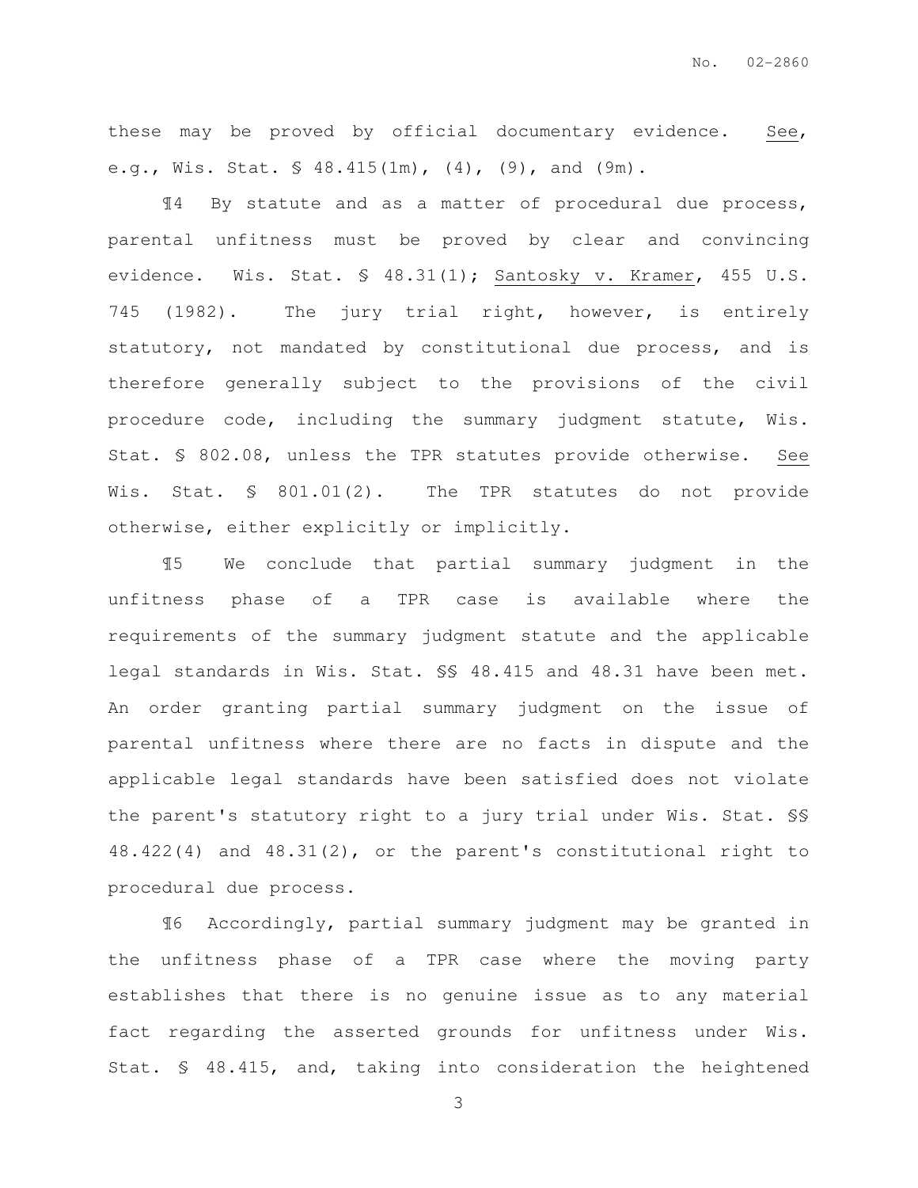these may be proved by official documentary evidence. See, e.g., Wis. Stat. § 48.415(1m), (4), (9), and (9m).

¶4 By statute and as a matter of procedural due process, parental unfitness must be proved by clear and convincing evidence. Wis. Stat. § 48.31(1); Santosky v. Kramer, 455 U.S. 745 (1982). The jury trial right, however, is entirely statutory, not mandated by constitutional due process, and is therefore generally subject to the provisions of the civil procedure code, including the summary judgment statute, Wis. Stat. § 802.08, unless the TPR statutes provide otherwise. See Wis. Stat. § 801.01(2). The TPR statutes do not provide otherwise, either explicitly or implicitly.

¶5 We conclude that partial summary judgment in the unfitness phase of a TPR case is available where the requirements of the summary judgment statute and the applicable legal standards in Wis. Stat. §§ 48.415 and 48.31 have been met. An order granting partial summary judgment on the issue of parental unfitness where there are no facts in dispute and the applicable legal standards have been satisfied does not violate the parent's statutory right to a jury trial under Wis. Stat. §§ 48.422(4) and 48.31(2), or the parent's constitutional right to procedural due process.

¶6 Accordingly, partial summary judgment may be granted in the unfitness phase of a TPR case where the moving party establishes that there is no genuine issue as to any material fact regarding the asserted grounds for unfitness under Wis. Stat. § 48.415, and, taking into consideration the heightened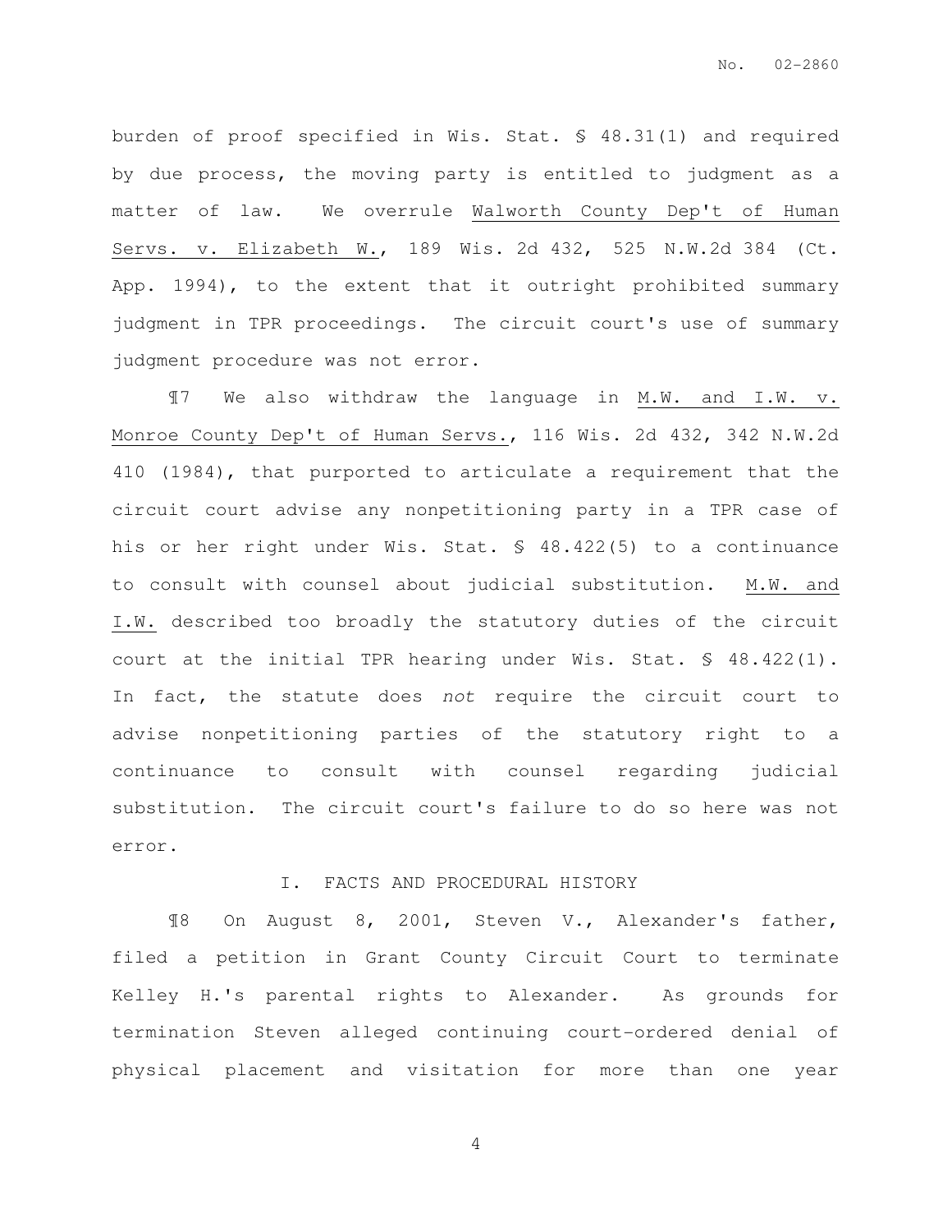burden of proof specified in Wis. Stat. § 48.31(1) and required by due process, the moving party is entitled to judgment as a matter of law. We overrule Walworth County Dep't of Human Servs. v. Elizabeth W., 189 Wis. 2d 432, 525 N.W.2d 384 (Ct. App. 1994), to the extent that it outright prohibited summary judgment in TPR proceedings. The circuit court's use of summary judgment procedure was not error.

¶7 We also withdraw the language in M.W. and I.W. v. Monroe County Dep't of Human Servs., 116 Wis. 2d 432, 342 N.W.2d 410 (1984), that purported to articulate a requirement that the circuit court advise any nonpetitioning party in a TPR case of his or her right under Wis. Stat. § 48.422(5) to a continuance to consult with counsel about judicial substitution. M.W. and I.W. described too broadly the statutory duties of the circuit court at the initial TPR hearing under Wis. Stat. § 48.422(1). In fact, the statute does *not* require the circuit court to advise nonpetitioning parties of the statutory right to a continuance to consult with counsel regarding judicial substitution. The circuit court's failure to do so here was not error.

## I. FACTS AND PROCEDURAL HISTORY

¶8 On August 8, 2001, Steven V., Alexander's father, filed a petition in Grant County Circuit Court to terminate Kelley H.'s parental rights to Alexander. As grounds for termination Steven alleged continuing court-ordered denial of physical placement and visitation for more than one year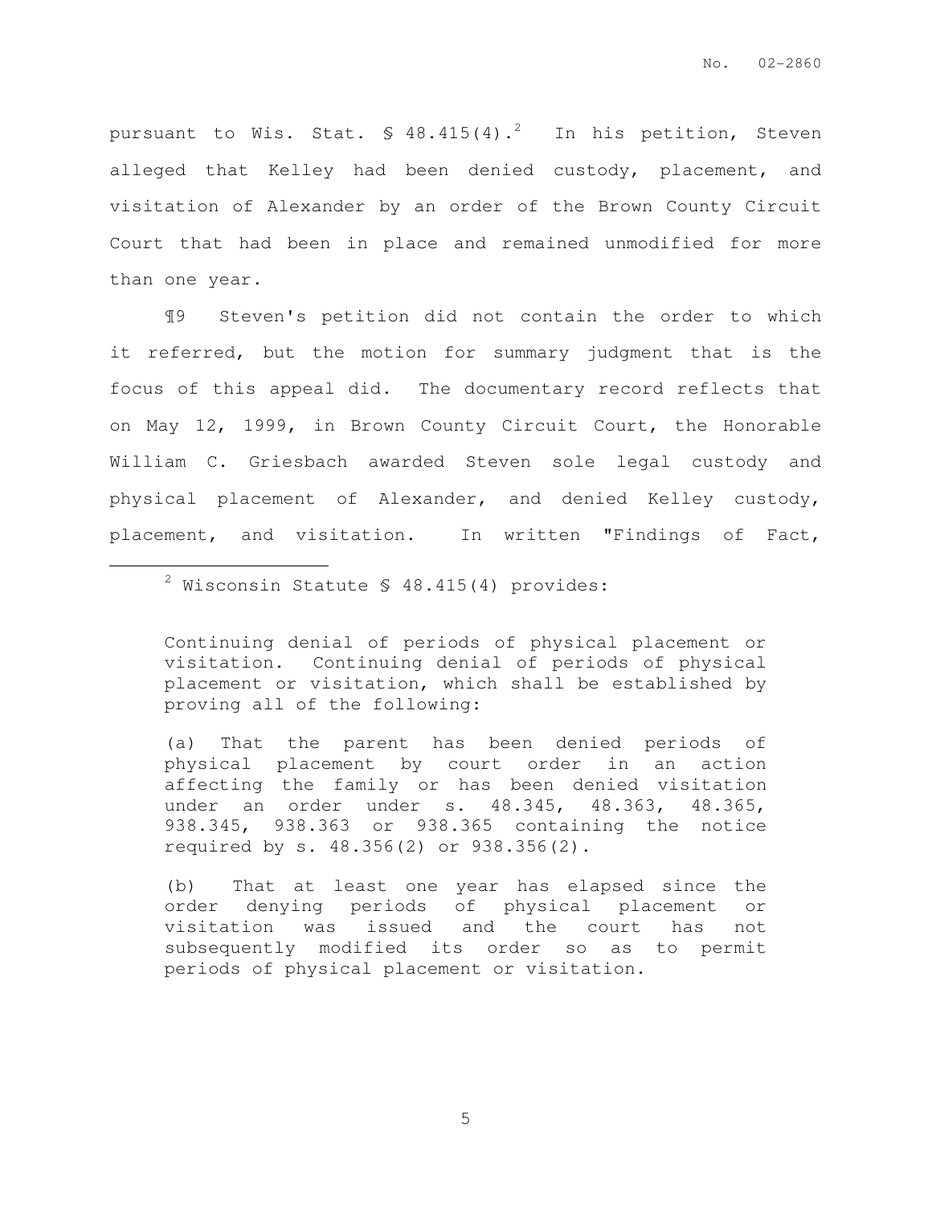pursuant to Wis. Stat. § 48.415(4).[2] In his petition, Steven alleged that Kelley had been denied custody, placement, and visitation of Alexander by an order of the Brown County Circuit Court that had been in place and remained unmodified for more than one year.

¶9 Steven's petition did not contain the order to which it referred, but the motion for summary judgment that is the focus of this appeal did. The documentary record reflects that on May 12, 1999, in Brown County Circuit Court, the Honorable William C. Griesbach awarded Steven sole legal custody and physical placement of Alexander, and denied Kelley custody, placement, and visitation. In written "Findings of Fact,

---

[2] Wisconsin Statute § 48.415(4) provides:

> Continuing denial of periods of physical placement or visitation. Continuing denial of periods of physical placement or visitation, which shall be established by proving all of the following:
>
> (a) That the parent has been denied periods of physical placement by court order in an action affecting the family or has been denied visitation under an order under s. 48.345, 48.363, 48.365, 938.345, 938.363 or 938.365 containing the notice required by s. 48.356(2) or 938.356(2).
>
> (b) That at least one year has elapsed since the order denying periods of physical placement or visitation was issued and the court has not subsequently modified its order so as to permit periods of physical placement or visitation.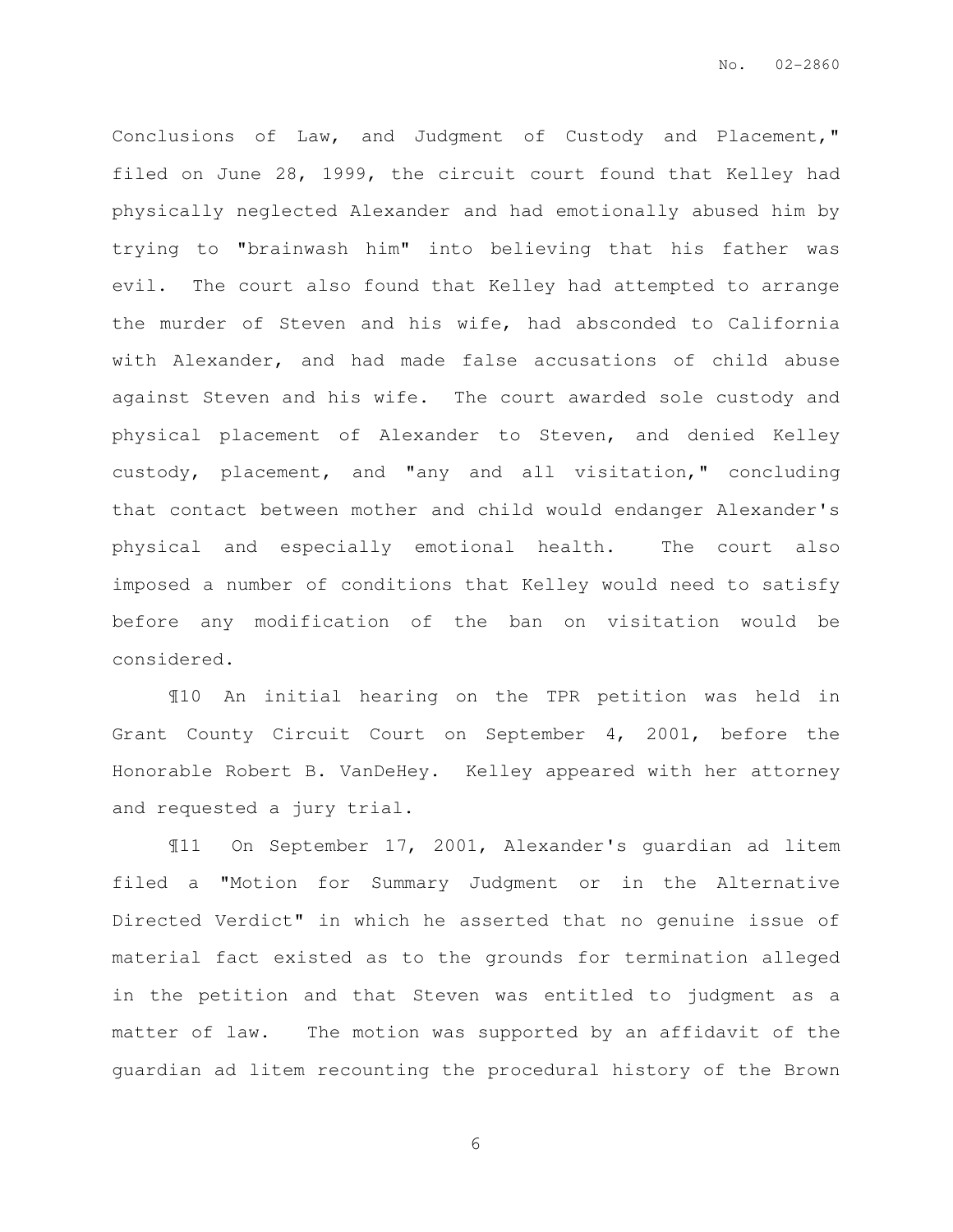Conclusions of Law, and Judgment of Custody and Placement," filed on June 28, 1999, the circuit court found that Kelley had physically neglected Alexander and had emotionally abused him by trying to "brainwash him" into believing that his father was evil. The court also found that Kelley had attempted to arrange the murder of Steven and his wife, had absconded to California with Alexander, and had made false accusations of child abuse against Steven and his wife. The court awarded sole custody and physical placement of Alexander to Steven, and denied Kelley custody, placement, and "any and all visitation," concluding that contact between mother and child would endanger Alexander's physical and especially emotional health. The court also imposed a number of conditions that Kelley would need to satisfy before any modification of the ban on visitation would be considered.

¶10 An initial hearing on the TPR petition was held in Grant County Circuit Court on September 4, 2001, before the Honorable Robert B. VanDeHey. Kelley appeared with her attorney and requested a jury trial.

¶11 On September 17, 2001, Alexander's guardian ad litem filed a "Motion for Summary Judgment or in the Alternative Directed Verdict" in which he asserted that no genuine issue of material fact existed as to the grounds for termination alleged in the petition and that Steven was entitled to judgment as a matter of law. The motion was supported by an affidavit of the guardian ad litem recounting the procedural history of the Brown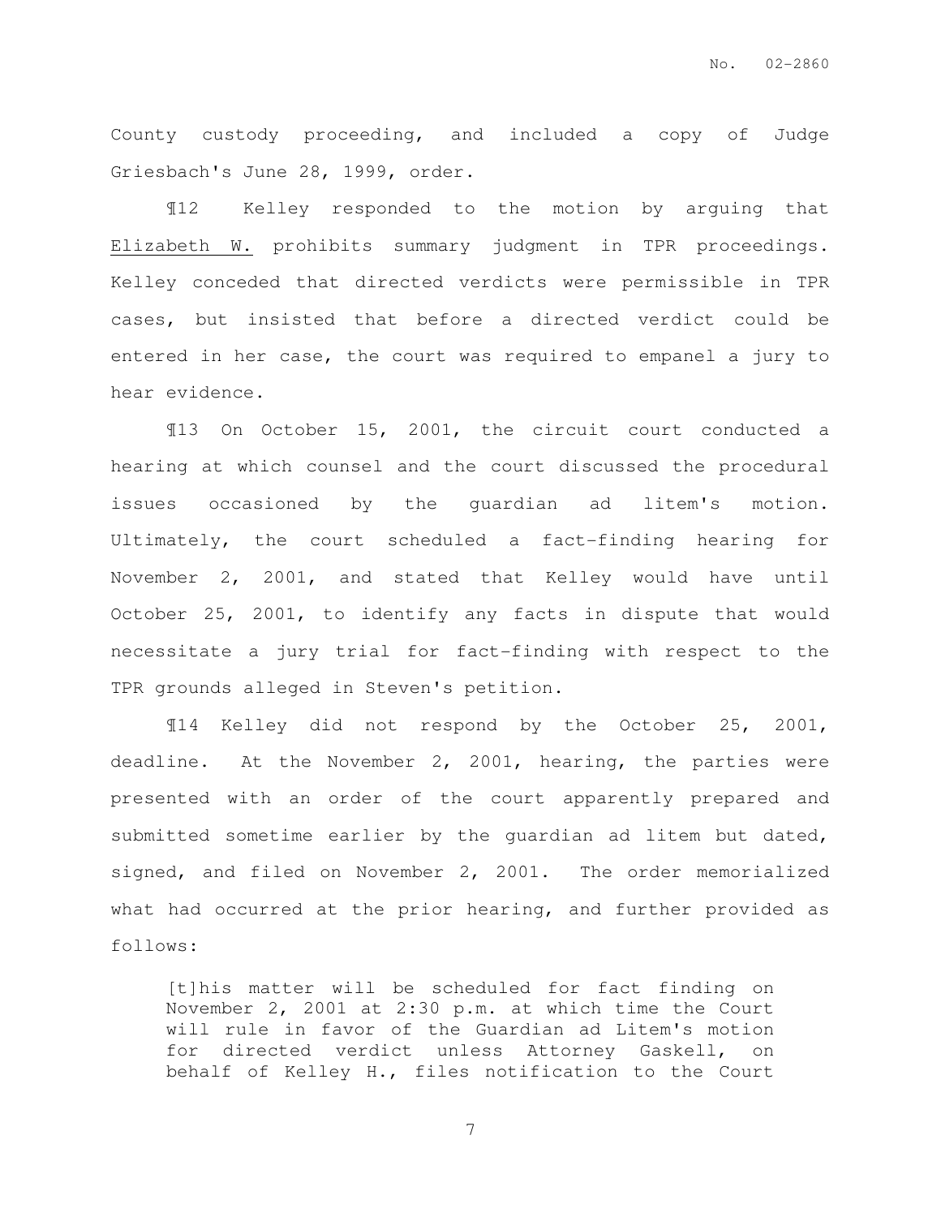County custody proceeding, and included a copy of Judge Griesbach's June 28, 1999, order.

¶12 Kelley responded to the motion by arguing that Elizabeth W. prohibits summary judgment in TPR proceedings. Kelley conceded that directed verdicts were permissible in TPR cases, but insisted that before a directed verdict could be entered in her case, the court was required to empanel a jury to hear evidence.

¶13 On October 15, 2001, the circuit court conducted a hearing at which counsel and the court discussed the procedural issues occasioned by the guardian ad litem's motion. Ultimately, the court scheduled a fact-finding hearing for November 2, 2001, and stated that Kelley would have until October 25, 2001, to identify any facts in dispute that would necessitate a jury trial for fact-finding with respect to the TPR grounds alleged in Steven's petition.

¶14 Kelley did not respond by the October 25, 2001, deadline. At the November 2, 2001, hearing, the parties were presented with an order of the court apparently prepared and submitted sometime earlier by the guardian ad litem but dated, signed, and filed on November 2, 2001. The order memorialized what had occurred at the prior hearing, and further provided as follows:

> [t]his matter will be scheduled for fact finding on November 2, 2001 at 2:30 p.m. at which time the Court will rule in favor of the Guardian ad Litem's motion for directed verdict unless Attorney Gaskell, on behalf of Kelley H., files notification to the Court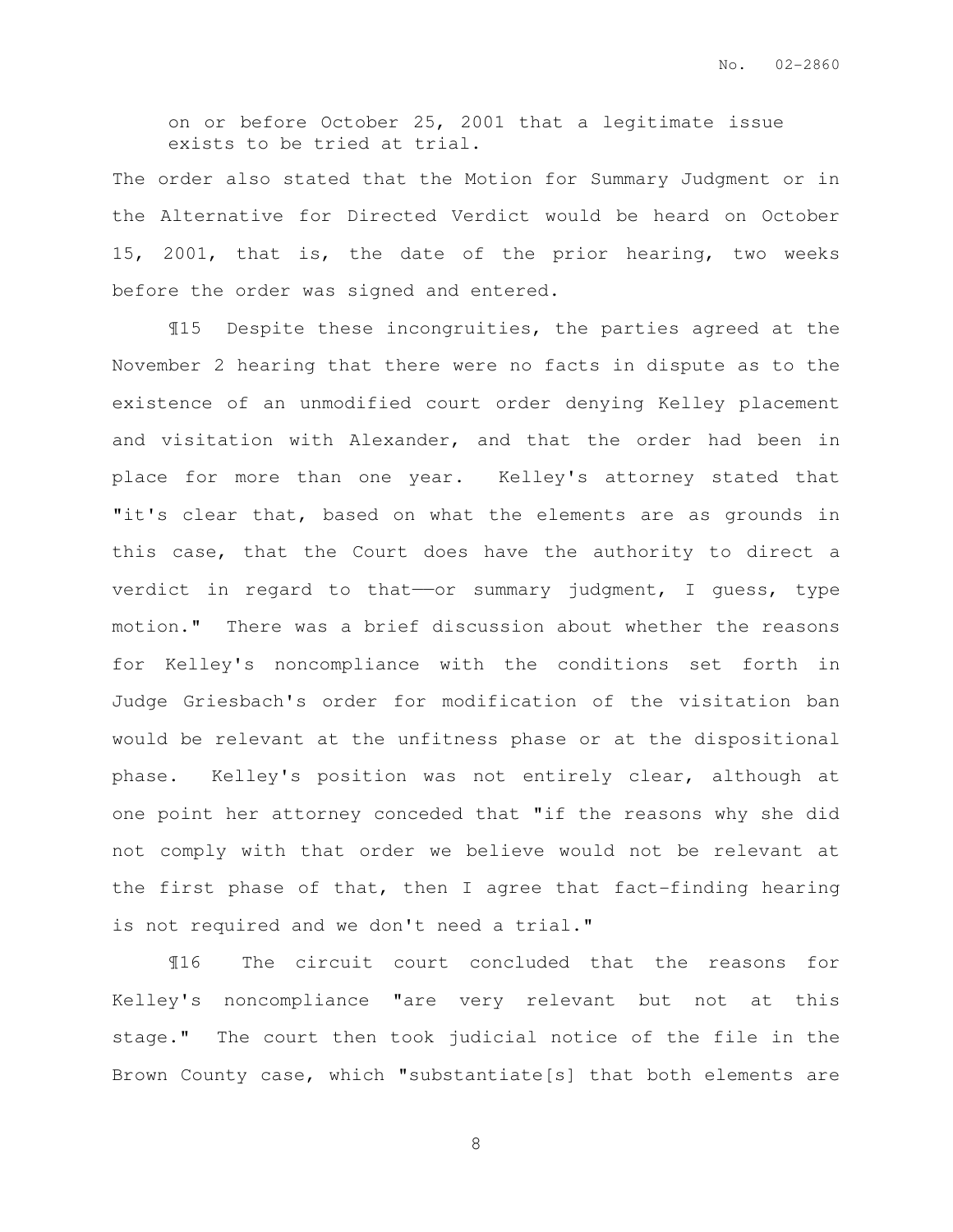on or before October 25, 2001 that a legitimate issue exists to be tried at trial.

The order also stated that the Motion for Summary Judgment or in the Alternative for Directed Verdict would be heard on October 15, 2001, that is, the date of the prior hearing, two weeks before the order was signed and entered.

¶15 Despite these incongruities, the parties agreed at the November 2 hearing that there were no facts in dispute as to the existence of an unmodified court order denying Kelley placement and visitation with Alexander, and that the order had been in place for more than one year. Kelley's attorney stated that "it's clear that, based on what the elements are as grounds in this case, that the Court does have the authority to direct a verdict in regard to that——or summary judgment, I guess, type motion." There was a brief discussion about whether the reasons for Kelley's noncompliance with the conditions set forth in Judge Griesbach's order for modification of the visitation ban would be relevant at the unfitness phase or at the dispositional phase. Kelley's position was not entirely clear, although at one point her attorney conceded that "if the reasons why she did not comply with that order we believe would not be relevant at the first phase of that, then I agree that fact-finding hearing is not required and we don't need a trial."

¶16 The circuit court concluded that the reasons for Kelley's noncompliance "are very relevant but not at this stage." The court then took judicial notice of the file in the Brown County case, which "substantiate[s] that both elements are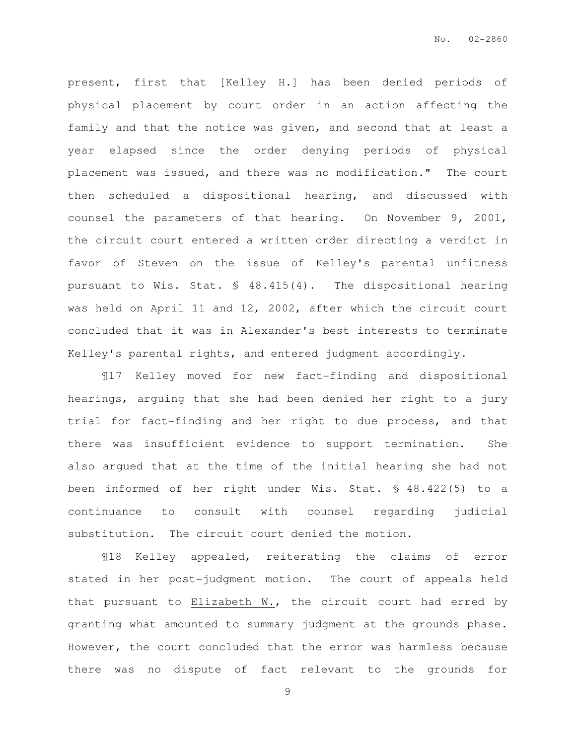present, first that [Kelley H.] has been denied periods of physical placement by court order in an action affecting the family and that the notice was given, and second that at least a year elapsed since the order denying periods of physical placement was issued, and there was no modification." The court then scheduled a dispositional hearing, and discussed with counsel the parameters of that hearing. On November 9, 2001, the circuit court entered a written order directing a verdict in favor of Steven on the issue of Kelley's parental unfitness pursuant to Wis. Stat. § 48.415(4). The dispositional hearing was held on April 11 and 12, 2002, after which the circuit court concluded that it was in Alexander's best interests to terminate Kelley's parental rights, and entered judgment accordingly.

¶17 Kelley moved for new fact-finding and dispositional hearings, arguing that she had been denied her right to a jury trial for fact-finding and her right to due process, and that there was insufficient evidence to support termination. She also argued that at the time of the initial hearing she had not been informed of her right under Wis. Stat. § 48.422(5) to a continuance to consult with counsel regarding judicial substitution. The circuit court denied the motion.

¶18 Kelley appealed, reiterating the claims of error stated in her post-judgment motion. The court of appeals held that pursuant to Elizabeth W., the circuit court had erred by granting what amounted to summary judgment at the grounds phase. However, the court concluded that the error was harmless because there was no dispute of fact relevant to the grounds for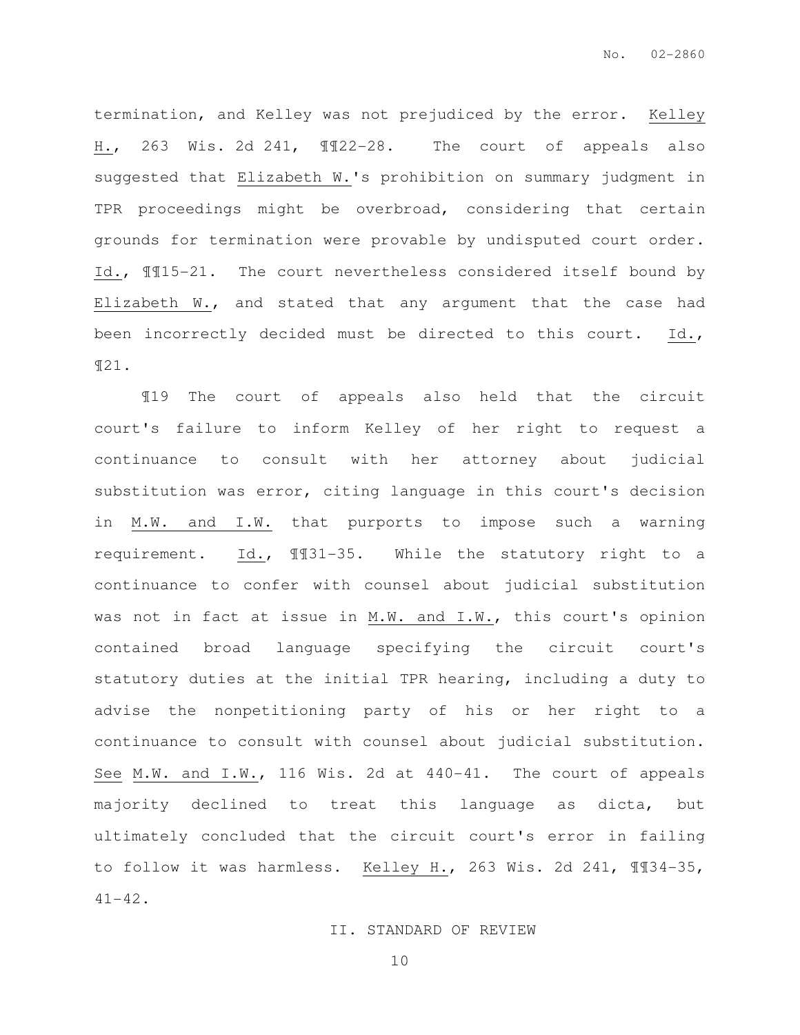termination, and Kelley was not prejudiced by the error. Kelley H., 263 Wis. 2d 241, ¶¶22-28. The court of appeals also suggested that Elizabeth W.'s prohibition on summary judgment in TPR proceedings might be overbroad, considering that certain grounds for termination were provable by undisputed court order. Id., ¶¶15-21. The court nevertheless considered itself bound by Elizabeth W., and stated that any argument that the case had been incorrectly decided must be directed to this court. Id., ¶21.

¶19 The court of appeals also held that the circuit court's failure to inform Kelley of her right to request a continuance to consult with her attorney about judicial substitution was error, citing language in this court's decision in M.W. and I.W. that purports to impose such a warning requirement. Id., ¶¶31-35. While the statutory right to a continuance to confer with counsel about judicial substitution was not in fact at issue in M.W. and I.W., this court's opinion contained broad language specifying the circuit court's statutory duties at the initial TPR hearing, including a duty to advise the nonpetitioning party of his or her right to a continuance to consult with counsel about judicial substitution. See M.W. and I.W., 116 Wis. 2d at 440-41. The court of appeals majority declined to treat this language as dicta, but ultimately concluded that the circuit court's error in failing to follow it was harmless. Kelley H., 263 Wis. 2d 241, ¶¶34-35, 41-42.

## II. STANDARD OF REVIEW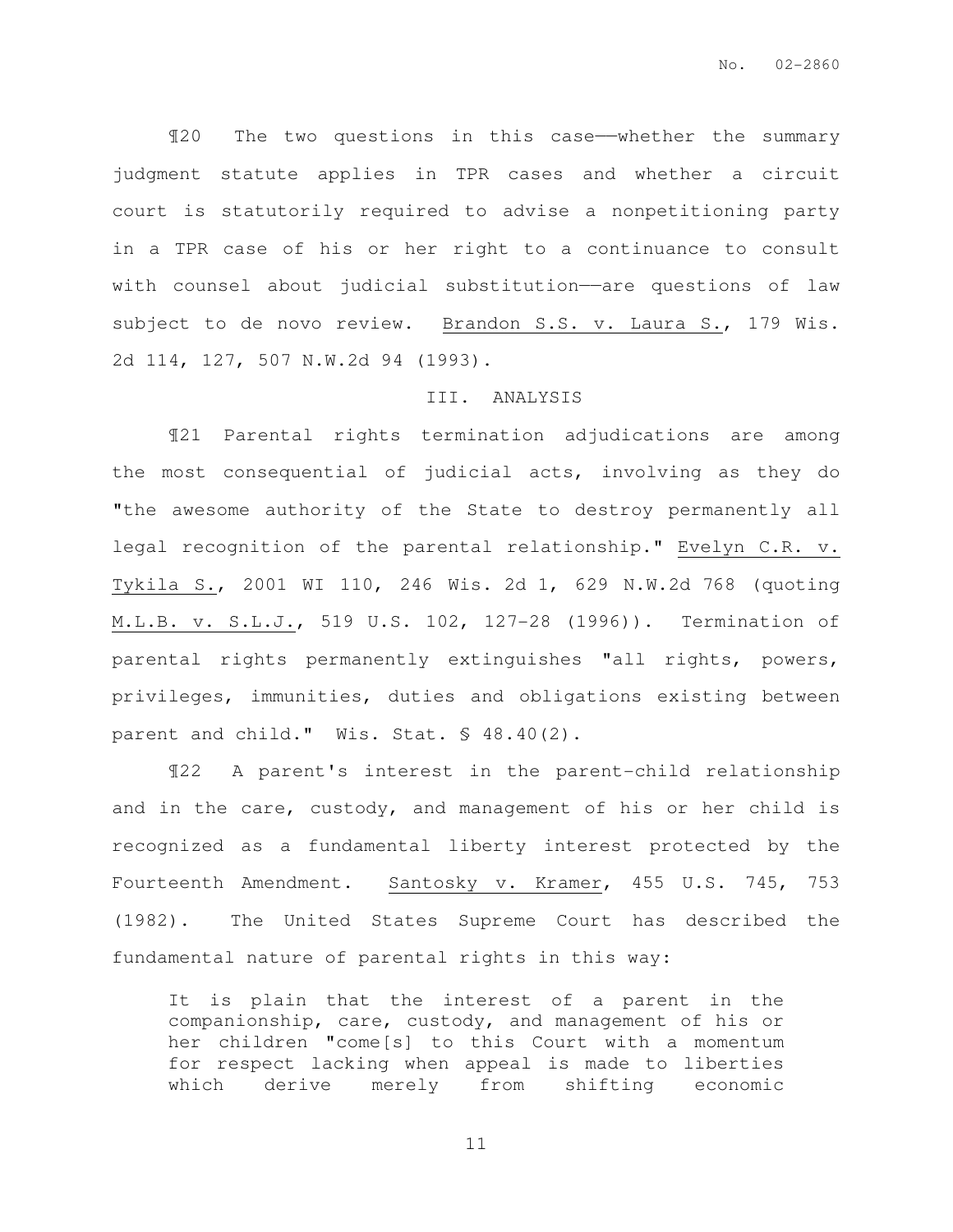¶20 The two questions in this case——whether the summary judgment statute applies in TPR cases and whether a circuit court is statutorily required to advise a nonpetitioning party in a TPR case of his or her right to a continuance to consult with counsel about judicial substitution——are questions of law subject to de novo review. Brandon S.S. v. Laura S., 179 Wis. 2d 114, 127, 507 N.W.2d 94 (1993).

## III. ANALYSIS

¶21 Parental rights termination adjudications are among the most consequential of judicial acts, involving as they do "the awesome authority of the State to destroy permanently all legal recognition of the parental relationship." Evelyn C.R. v. Tykila S., 2001 WI 110, 246 Wis. 2d 1, 629 N.W.2d 768 (quoting M.L.B. v. S.L.J., 519 U.S. 102, 127-28 (1996)). Termination of parental rights permanently extinguishes "all rights, powers, privileges, immunities, duties and obligations existing between parent and child." Wis. Stat. § 48.40(2).

¶22 A parent's interest in the parent-child relationship and in the care, custody, and management of his or her child is recognized as a fundamental liberty interest protected by the Fourteenth Amendment. Santosky v. Kramer, 455 U.S. 745, 753 (1982). The United States Supreme Court has described the fundamental nature of parental rights in this way:

> It is plain that the interest of a parent in the companionship, care, custody, and management of his or her children "come[s] to this Court with a momentum for respect lacking when appeal is made to liberties which derive merely from shifting economic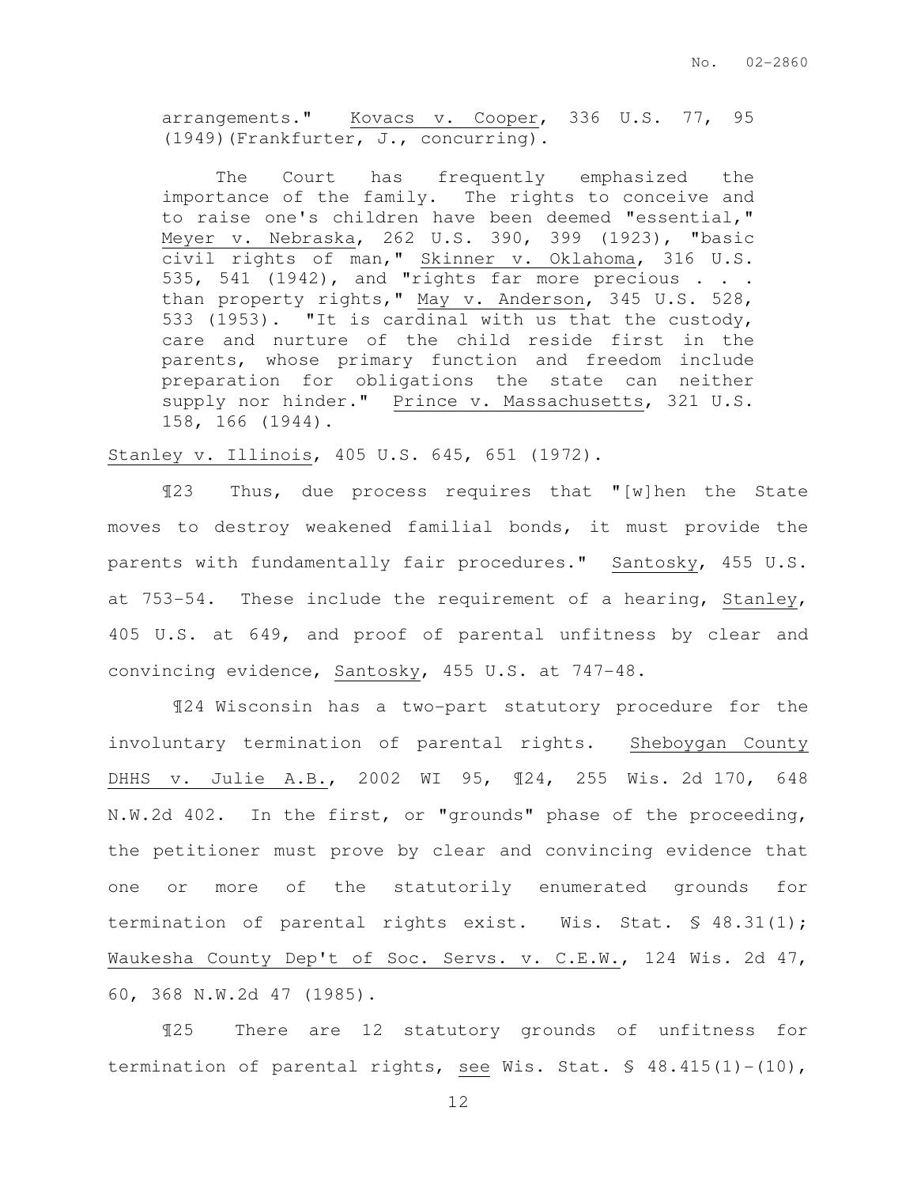> arrangements." Kovacs v. Cooper, 336 U.S. 77, 95 (1949)(Frankfurter, J., concurring).
>
> The Court has frequently emphasized the importance of the family. The rights to conceive and to raise one's children have been deemed "essential," Meyer v. Nebraska, 262 U.S. 390, 399 (1923), "basic civil rights of man," Skinner v. Oklahoma, 316 U.S. 535, 541 (1942), and "rights far more precious . . . than property rights," May v. Anderson, 345 U.S. 528, 533 (1953). "It is cardinal with us that the custody, care and nurture of the child reside first in the parents, whose primary function and freedom include preparation for obligations the state can neither supply nor hinder." Prince v. Massachusetts, 321 U.S. 158, 166 (1944).

Stanley v. Illinois, 405 U.S. 645, 651 (1972).

¶23 Thus, due process requires that "[w]hen the State moves to destroy weakened familial bonds, it must provide the parents with fundamentally fair procedures." Santosky, 455 U.S. at 753-54. These include the requirement of a hearing, Stanley, 405 U.S. at 649, and proof of parental unfitness by clear and convincing evidence, Santosky, 455 U.S. at 747-48.

¶24 Wisconsin has a two-part statutory procedure for the involuntary termination of parental rights. Sheboygan County DHHS v. Julie A.B., 2002 WI 95, ¶24, 255 Wis. 2d 170, 648 N.W.2d 402. In the first, or "grounds" phase of the proceeding, the petitioner must prove by clear and convincing evidence that one or more of the statutorily enumerated grounds for termination of parental rights exist. Wis. Stat. § 48.31(1); Waukesha County Dep't of Soc. Servs. v. C.E.W., 124 Wis. 2d 47, 60, 368 N.W.2d 47 (1985).

¶25 There are 12 statutory grounds of unfitness for termination of parental rights, see Wis. Stat. § 48.415(1)-(10),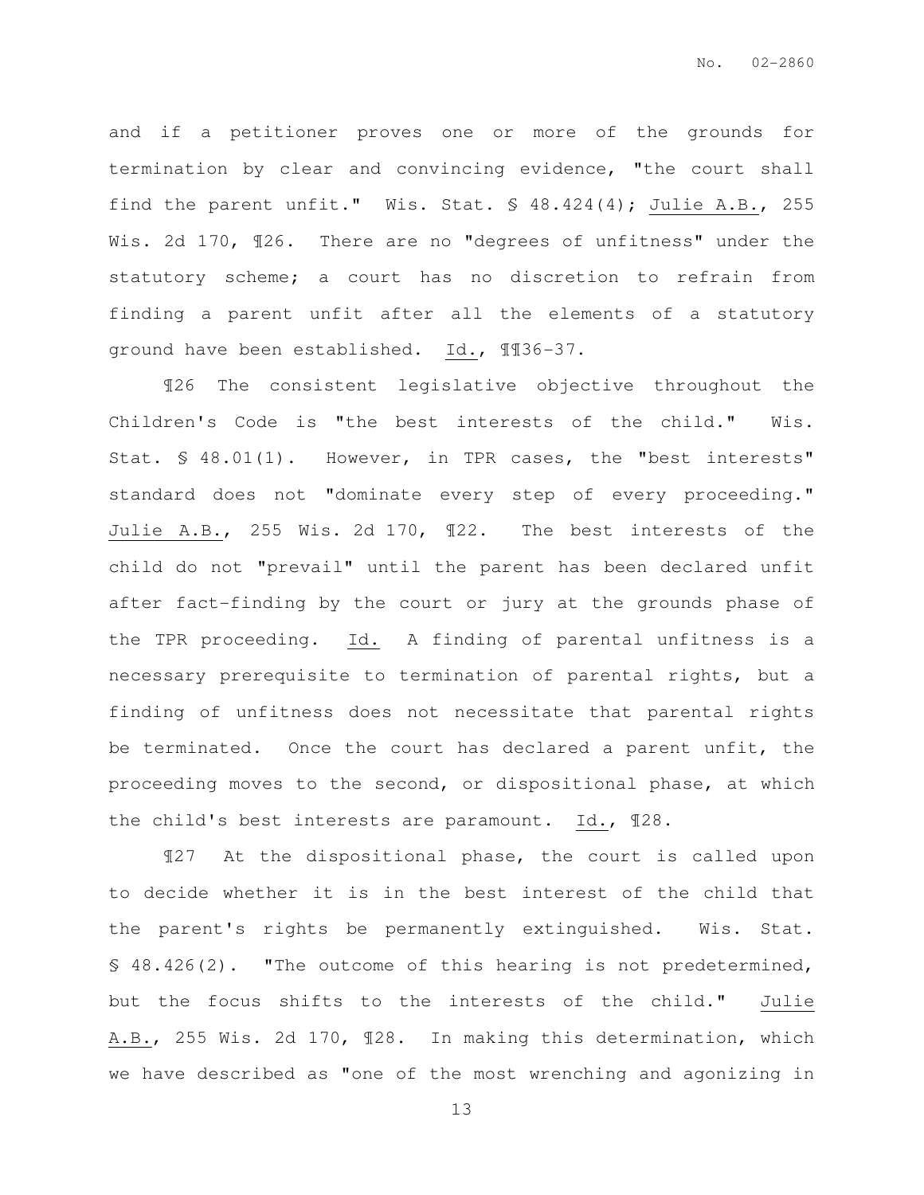and if a petitioner proves one or more of the grounds for termination by clear and convincing evidence, "the court shall find the parent unfit." Wis. Stat. § 48.424(4); Julie A.B., 255 Wis. 2d 170, ¶26. There are no "degrees of unfitness" under the statutory scheme; a court has no discretion to refrain from finding a parent unfit after all the elements of a statutory ground have been established. Id., ¶¶36-37.

¶26 The consistent legislative objective throughout the Children's Code is "the best interests of the child." Wis. Stat. § 48.01(1). However, in TPR cases, the "best interests" standard does not "dominate every step of every proceeding." Julie A.B., 255 Wis. 2d 170, ¶22. The best interests of the child do not "prevail" until the parent has been declared unfit after fact-finding by the court or jury at the grounds phase of the TPR proceeding. Id. A finding of parental unfitness is a necessary prerequisite to termination of parental rights, but a finding of unfitness does not necessitate that parental rights be terminated. Once the court has declared a parent unfit, the proceeding moves to the second, or dispositional phase, at which the child's best interests are paramount. Id., ¶28.

¶27 At the dispositional phase, the court is called upon to decide whether it is in the best interest of the child that the parent's rights be permanently extinguished. Wis. Stat. § 48.426(2). "The outcome of this hearing is not predetermined, but the focus shifts to the interests of the child." Julie A.B., 255 Wis. 2d 170, ¶28. In making this determination, which we have described as "one of the most wrenching and agonizing in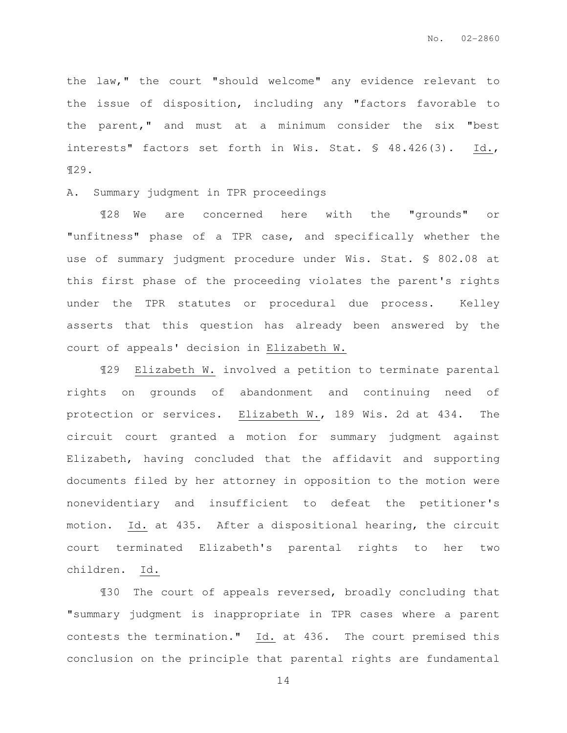the law," the court "should welcome" any evidence relevant to the issue of disposition, including any "factors favorable to the parent," and must at a minimum consider the six "best interests" factors set forth in Wis. Stat. § 48.426(3). Id., ¶29.

A. Summary judgment in TPR proceedings

¶28 We are concerned here with the "grounds" or "unfitness" phase of a TPR case, and specifically whether the use of summary judgment procedure under Wis. Stat. § 802.08 at this first phase of the proceeding violates the parent's rights under the TPR statutes or procedural due process. Kelley asserts that this question has already been answered by the court of appeals' decision in Elizabeth W.

¶29 Elizabeth W. involved a petition to terminate parental rights on grounds of abandonment and continuing need of protection or services. Elizabeth W., 189 Wis. 2d at 434. The circuit court granted a motion for summary judgment against Elizabeth, having concluded that the affidavit and supporting documents filed by her attorney in opposition to the motion were nonevidentiary and insufficient to defeat the petitioner's motion. Id. at 435. After a dispositional hearing, the circuit court terminated Elizabeth's parental rights to her two children. Id.

¶30 The court of appeals reversed, broadly concluding that "summary judgment is inappropriate in TPR cases where a parent contests the termination." Id. at 436. The court premised this conclusion on the principle that parental rights are fundamental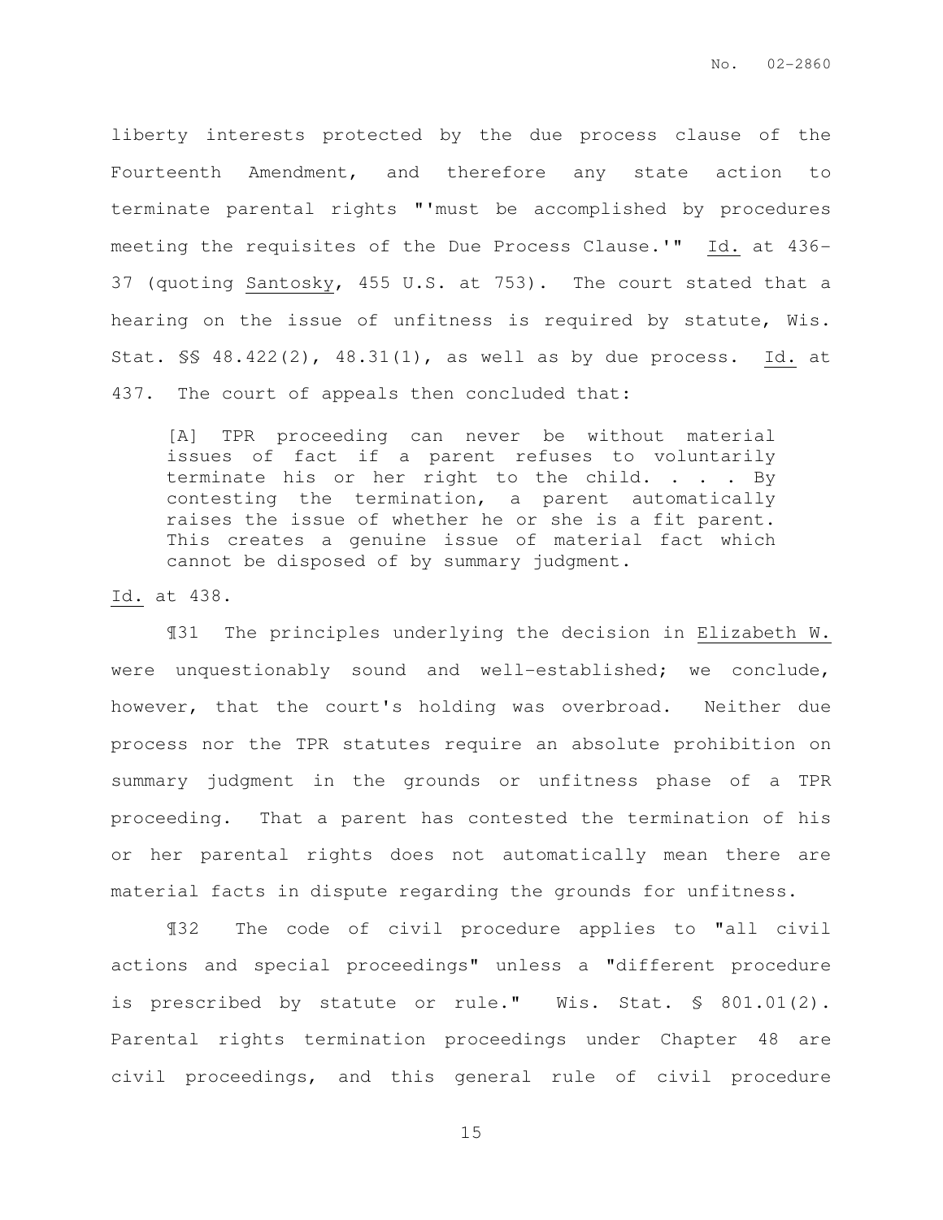liberty interests protected by the due process clause of the Fourteenth Amendment, and therefore any state action to terminate parental rights "'must be accomplished by procedures meeting the requisites of the Due Process Clause.'" Id. at 436-37 (quoting Santosky, 455 U.S. at 753). The court stated that a hearing on the issue of unfitness is required by statute, Wis. Stat. §§ 48.422(2), 48.31(1), as well as by due process. Id. at 437. The court of appeals then concluded that:

> [A] TPR proceeding can never be without material issues of fact if a parent refuses to voluntarily terminate his or her right to the child. . . . By contesting the termination, a parent automatically raises the issue of whether he or she is a fit parent. This creates a genuine issue of material fact which cannot be disposed of by summary judgment.

Id. at 438.

¶31 The principles underlying the decision in Elizabeth W. were unquestionably sound and well-established; we conclude, however, that the court's holding was overbroad. Neither due process nor the TPR statutes require an absolute prohibition on summary judgment in the grounds or unfitness phase of a TPR proceeding. That a parent has contested the termination of his or her parental rights does not automatically mean there are material facts in dispute regarding the grounds for unfitness.

¶32 The code of civil procedure applies to "all civil actions and special proceedings" unless a "different procedure is prescribed by statute or rule." Wis. Stat. § 801.01(2). Parental rights termination proceedings under Chapter 48 are civil proceedings, and this general rule of civil procedure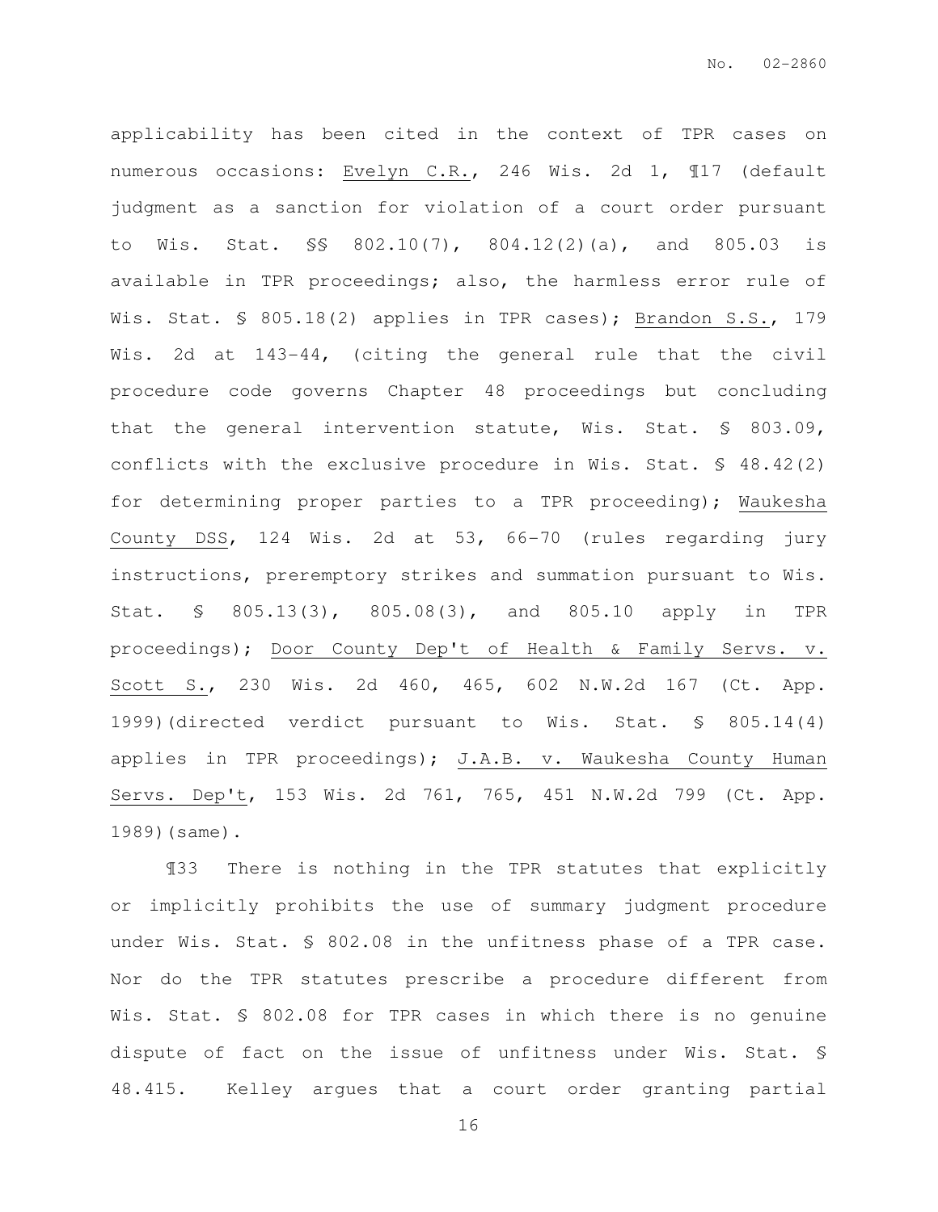applicability has been cited in the context of TPR cases on numerous occasions: Evelyn C.R., 246 Wis. 2d 1, ¶17 (default judgment as a sanction for violation of a court order pursuant to Wis. Stat. §§ 802.10(7), 804.12(2)(a), and 805.03 is available in TPR proceedings; also, the harmless error rule of Wis. Stat. § 805.18(2) applies in TPR cases); Brandon S.S., 179 Wis. 2d at 143-44, (citing the general rule that the civil procedure code governs Chapter 48 proceedings but concluding that the general intervention statute, Wis. Stat. § 803.09, conflicts with the exclusive procedure in Wis. Stat. § 48.42(2) for determining proper parties to a TPR proceeding); Waukesha County DSS, 124 Wis. 2d at 53, 66-70 (rules regarding jury instructions, preremptory strikes and summation pursuant to Wis. Stat. § 805.13(3), 805.08(3), and 805.10 apply in TPR proceedings); Door County Dep't of Health & Family Servs. v. Scott S., 230 Wis. 2d 460, 465, 602 N.W.2d 167 (Ct. App. 1999)(directed verdict pursuant to Wis. Stat. § 805.14(4) applies in TPR proceedings); J.A.B. v. Waukesha County Human Servs. Dep't, 153 Wis. 2d 761, 765, 451 N.W.2d 799 (Ct. App. 1989)(same).

¶33 There is nothing in the TPR statutes that explicitly or implicitly prohibits the use of summary judgment procedure under Wis. Stat. § 802.08 in the unfitness phase of a TPR case. Nor do the TPR statutes prescribe a procedure different from Wis. Stat. § 802.08 for TPR cases in which there is no genuine dispute of fact on the issue of unfitness under Wis. Stat. § 48.415. Kelley argues that a court order granting partial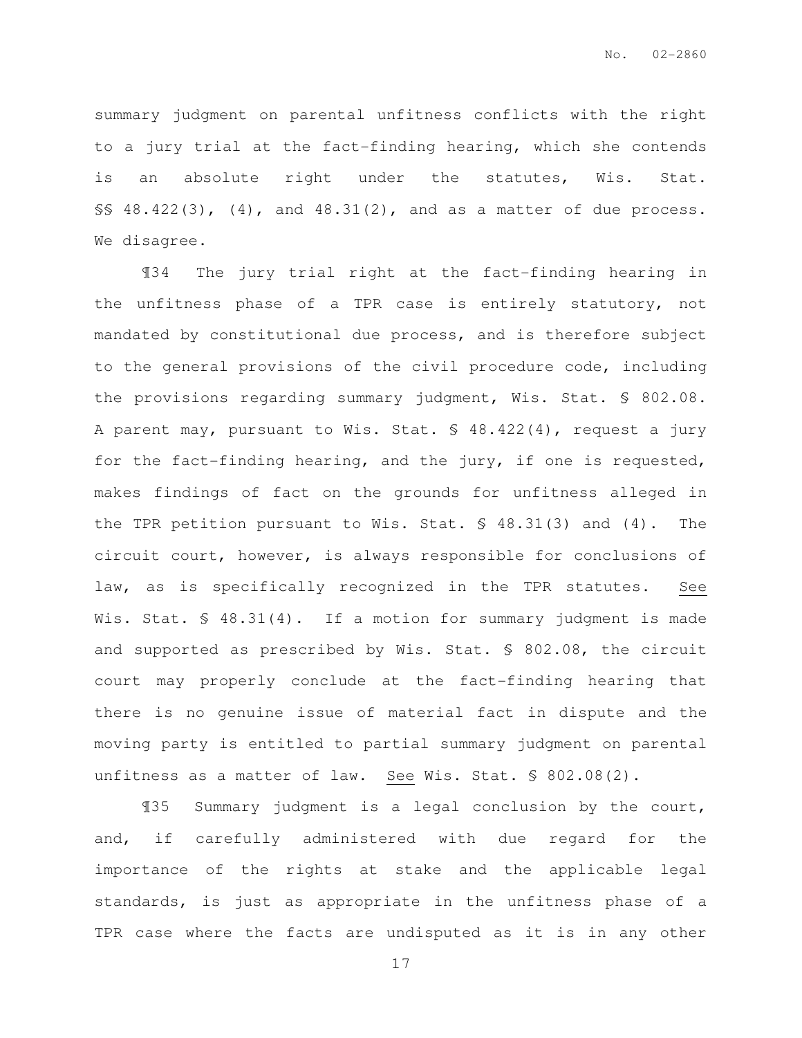summary judgment on parental unfitness conflicts with the right to a jury trial at the fact-finding hearing, which she contends is an absolute right under the statutes, Wis. Stat. §§ 48.422(3), (4), and 48.31(2), and as a matter of due process. We disagree.

¶34 The jury trial right at the fact-finding hearing in the unfitness phase of a TPR case is entirely statutory, not mandated by constitutional due process, and is therefore subject to the general provisions of the civil procedure code, including the provisions regarding summary judgment, Wis. Stat. § 802.08. A parent may, pursuant to Wis. Stat. § 48.422(4), request a jury for the fact-finding hearing, and the jury, if one is requested, makes findings of fact on the grounds for unfitness alleged in the TPR petition pursuant to Wis. Stat. § 48.31(3) and (4). The circuit court, however, is always responsible for conclusions of law, as is specifically recognized in the TPR statutes. See Wis. Stat. § 48.31(4). If a motion for summary judgment is made and supported as prescribed by Wis. Stat. § 802.08, the circuit court may properly conclude at the fact-finding hearing that there is no genuine issue of material fact in dispute and the moving party is entitled to partial summary judgment on parental unfitness as a matter of law. See Wis. Stat. § 802.08(2).

¶35 Summary judgment is a legal conclusion by the court, and, if carefully administered with due regard for the importance of the rights at stake and the applicable legal standards, is just as appropriate in the unfitness phase of a TPR case where the facts are undisputed as it is in any other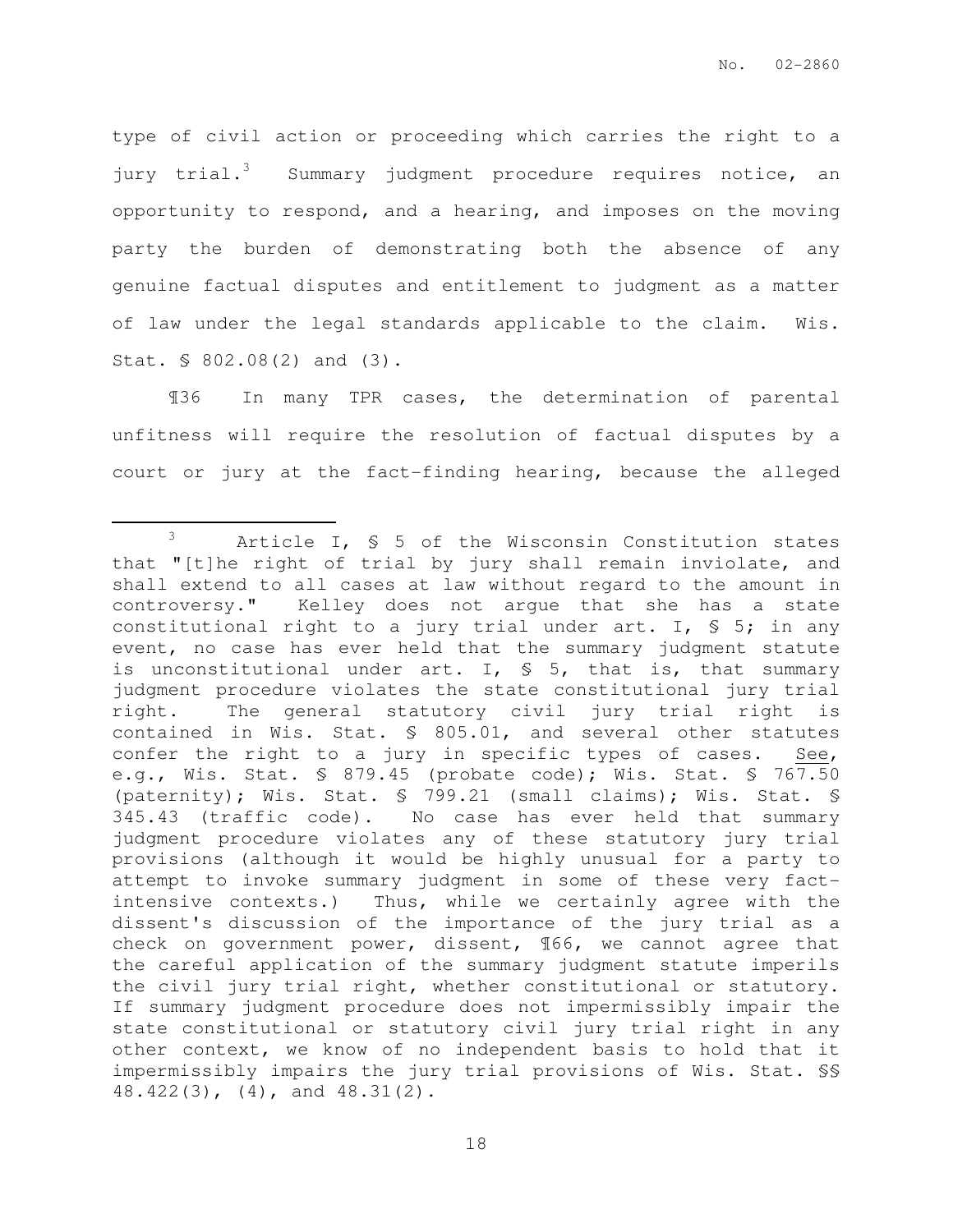type of civil action or proceeding which carries the right to a jury trial.[3] Summary judgment procedure requires notice, an opportunity to respond, and a hearing, and imposes on the moving party the burden of demonstrating both the absence of any genuine factual disputes and entitlement to judgment as a matter of law under the legal standards applicable to the claim. Wis. Stat. § 802.08(2) and (3).

¶36 In many TPR cases, the determination of parental unfitness will require the resolution of factual disputes by a court or jury at the fact-finding hearing, because the alleged

---

[3] Article I, § 5 of the Wisconsin Constitution states that "[t]he right of trial by jury shall remain inviolate, and shall extend to all cases at law without regard to the amount in controversy." Kelley does not argue that she has a state constitutional right to a jury trial under art. I, § 5; in any event, no case has ever held that the summary judgment statute is unconstitutional under art. I, § 5, that is, that summary judgment procedure violates the state constitutional jury trial right. The general statutory civil jury trial right is contained in Wis. Stat. § 805.01, and several other statutes confer the right to a jury in specific types of cases. See, e.g., Wis. Stat. § 879.45 (probate code); Wis. Stat. § 767.50 (paternity); Wis. Stat. § 799.21 (small claims); Wis. Stat. § 345.43 (traffic code). No case has ever held that summary judgment procedure violates any of these statutory jury trial provisions (although it would be highly unusual for a party to attempt to invoke summary judgment in some of these very fact-intensive contexts.) Thus, while we certainly agree with the dissent's discussion of the importance of the jury trial as a check on government power, dissent, ¶66, we cannot agree that the careful application of the summary judgment statute imperils the civil jury trial right, whether constitutional or statutory. If summary judgment procedure does not impermissibly impair the state constitutional or statutory civil jury trial right in any other context, we know of no independent basis to hold that it impermissibly impairs the jury trial provisions of Wis. Stat. §§ 48.422(3), (4), and 48.31(2).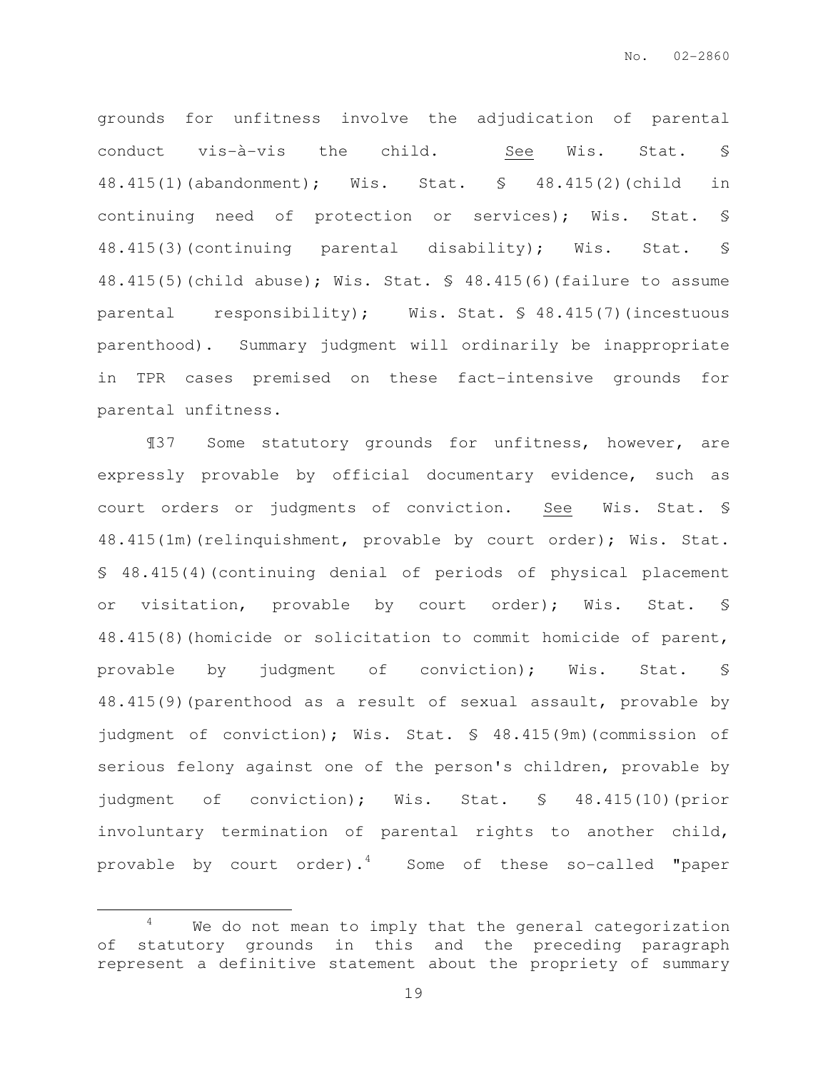grounds for unfitness involve the adjudication of parental conduct vis-à-vis the child. See Wis. Stat. § 48.415(1)(abandonment); Wis. Stat. § 48.415(2)(child in continuing need of protection or services); Wis. Stat. § 48.415(3)(continuing parental disability); Wis. Stat. § 48.415(5)(child abuse); Wis. Stat. § 48.415(6)(failure to assume parental responsibility); Wis. Stat. § 48.415(7)(incestuous parenthood). Summary judgment will ordinarily be inappropriate in TPR cases premised on these fact-intensive grounds for parental unfitness.

¶37 Some statutory grounds for unfitness, however, are expressly provable by official documentary evidence, such as court orders or judgments of conviction. See Wis. Stat. § 48.415(1m)(relinquishment, provable by court order); Wis. Stat. § 48.415(4)(continuing denial of periods of physical placement or visitation, provable by court order); Wis. Stat. § 48.415(8)(homicide or solicitation to commit homicide of parent, provable by judgment of conviction); Wis. Stat. § 48.415(9)(parenthood as a result of sexual assault, provable by judgment of conviction); Wis. Stat. § 48.415(9m)(commission of serious felony against one of the person's children, provable by judgment of conviction); Wis. Stat. § 48.415(10)(prior involuntary termination of parental rights to another child, provable by court order).[4] Some of these so-called "paper

---

[4] We do not mean to imply that the general categorization of statutory grounds in this and the preceding paragraph represent a definitive statement about the propriety of summary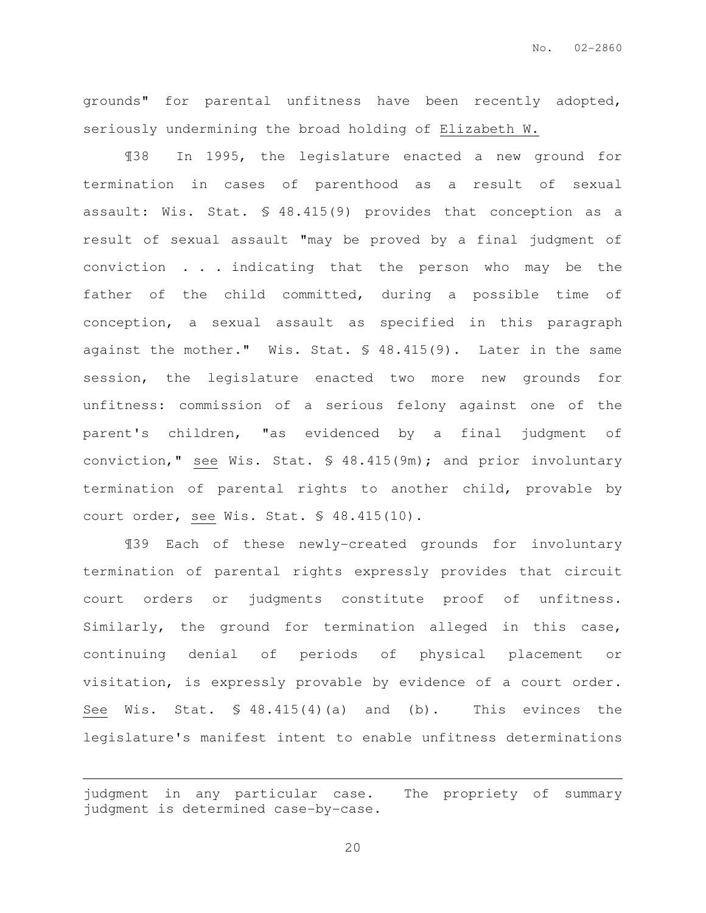grounds" for parental unfitness have been recently adopted, seriously undermining the broad holding of Elizabeth W.

¶38 In 1995, the legislature enacted a new ground for termination in cases of parenthood as a result of sexual assault: Wis. Stat. § 48.415(9) provides that conception as a result of sexual assault "may be proved by a final judgment of conviction . . . indicating that the person who may be the father of the child committed, during a possible time of conception, a sexual assault as specified in this paragraph against the mother." Wis. Stat. § 48.415(9). Later in the same session, the legislature enacted two more new grounds for unfitness: commission of a serious felony against one of the parent's children, "as evidenced by a final judgment of conviction," see Wis. Stat. § 48.415(9m); and prior involuntary termination of parental rights to another child, provable by court order, see Wis. Stat. § 48.415(10).

¶39 Each of these newly-created grounds for involuntary termination of parental rights expressly provides that circuit court orders or judgments constitute proof of unfitness. Similarly, the ground for termination alleged in this case, continuing denial of periods of physical placement or visitation, is expressly provable by evidence of a court order. See Wis. Stat. § 48.415(4)(a) and (b). This evinces the legislature's manifest intent to enable unfitness determinations

---

judgment in any particular case. The propriety of summary judgment is determined case-by-case.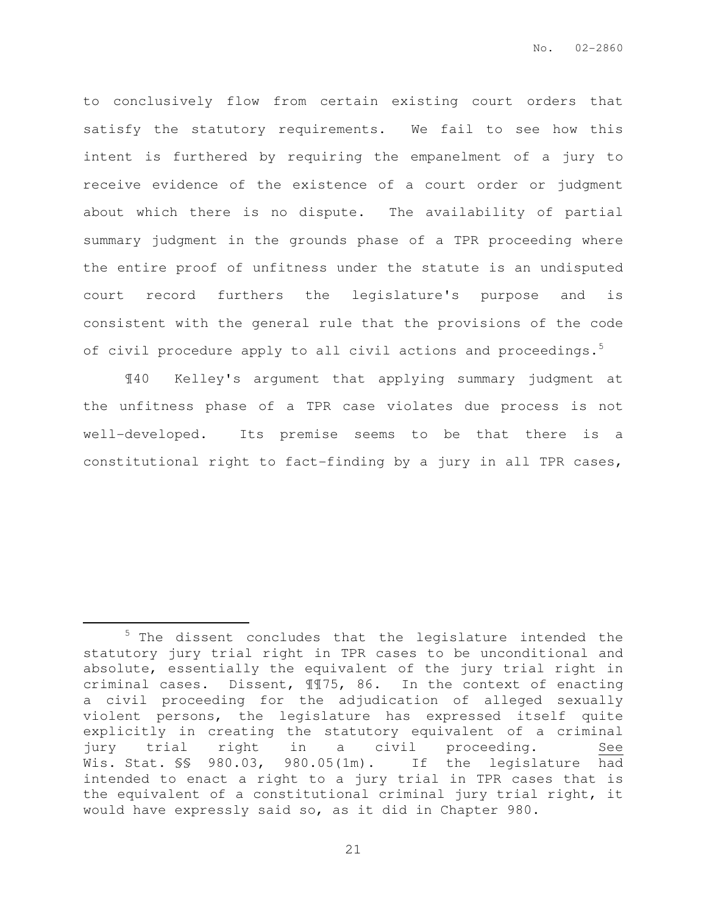to conclusively flow from certain existing court orders that satisfy the statutory requirements. We fail to see how this intent is furthered by requiring the empanelment of a jury to receive evidence of the existence of a court order or judgment about which there is no dispute. The availability of partial summary judgment in the grounds phase of a TPR proceeding where the entire proof of unfitness under the statute is an undisputed court record furthers the legislature's purpose and is consistent with the general rule that the provisions of the code of civil procedure apply to all civil actions and proceedings.[5]

¶40 Kelley's argument that applying summary judgment at the unfitness phase of a TPR case violates due process is not well-developed. Its premise seems to be that there is a constitutional right to fact-finding by a jury in all TPR cases,

---

[5] The dissent concludes that the legislature intended the statutory jury trial right in TPR cases to be unconditional and absolute, essentially the equivalent of the jury trial right in criminal cases. Dissent, ¶¶75, 86. In the context of enacting a civil proceeding for the adjudication of alleged sexually violent persons, the legislature has expressed itself quite explicitly in creating the statutory equivalent of a criminal jury trial right in a civil proceeding. See Wis. Stat. §§ 980.03, 980.05(1m). If the legislature had intended to enact a right to a jury trial in TPR cases that is the equivalent of a constitutional criminal jury trial right, it would have expressly said so, as it did in Chapter 980.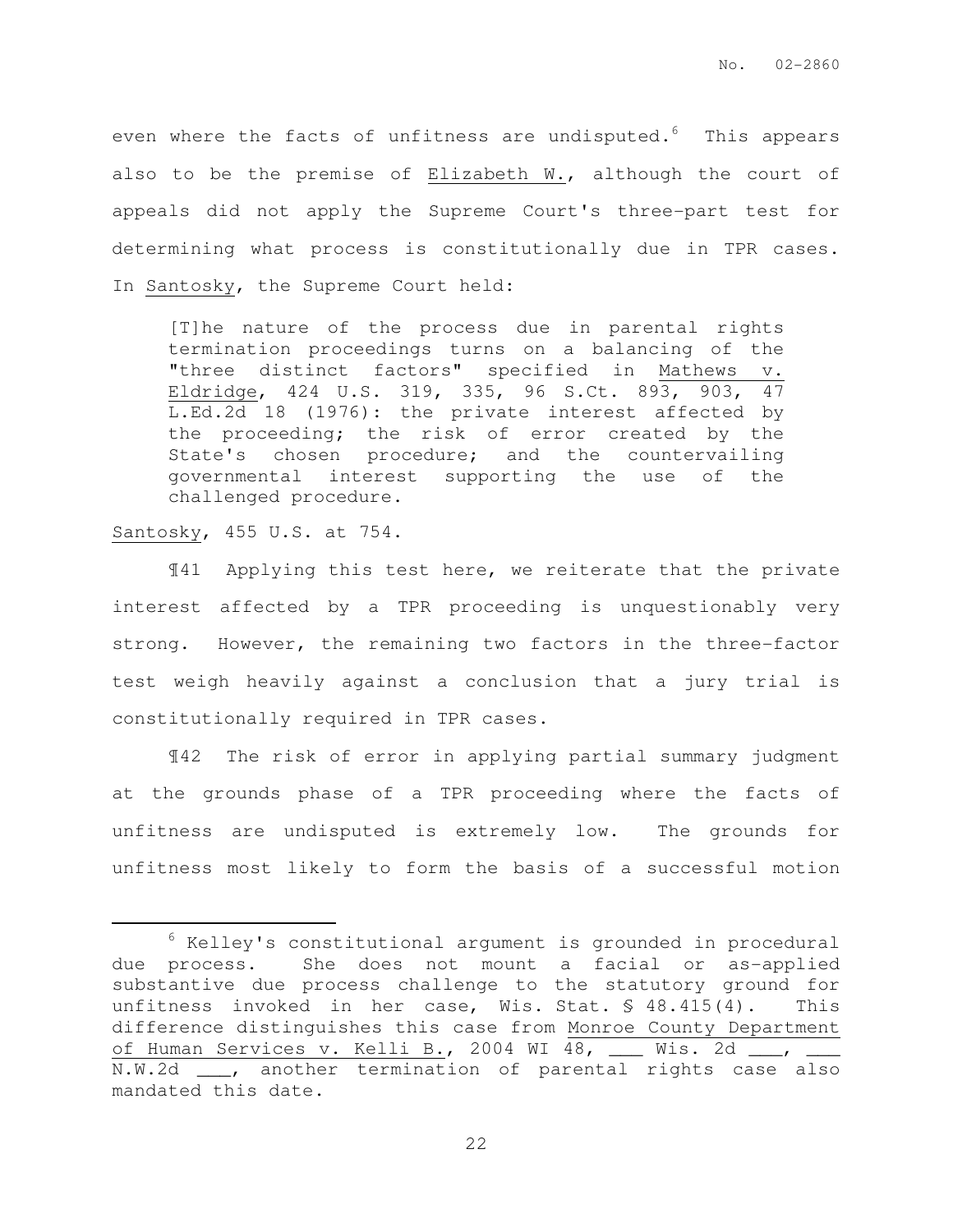even where the facts of unfitness are undisputed.[6] This appears also to be the premise of Elizabeth W., although the court of appeals did not apply the Supreme Court's three-part test for determining what process is constitutionally due in TPR cases. In Santosky, the Supreme Court held:

> [T]he nature of the process due in parental rights termination proceedings turns on a balancing of the "three distinct factors" specified in Mathews v. Eldridge, 424 U.S. 319, 335, 96 S.Ct. 893, 903, 47 L.Ed.2d 18 (1976): the private interest affected by the proceeding; the risk of error created by the State's chosen procedure; and the countervailing governmental interest supporting the use of the challenged procedure.

Santosky, 455 U.S. at 754.

¶41 Applying this test here, we reiterate that the private interest affected by a TPR proceeding is unquestionably very strong. However, the remaining two factors in the three-factor test weigh heavily against a conclusion that a jury trial is constitutionally required in TPR cases.

¶42 The risk of error in applying partial summary judgment at the grounds phase of a TPR proceeding where the facts of unfitness are undisputed is extremely low. The grounds for unfitness most likely to form the basis of a successful motion

---

[6] Kelley's constitutional argument is grounded in procedural due process. She does not mount a facial or as-applied substantive due process challenge to the statutory ground for unfitness invoked in her case, Wis. Stat. § 48.415(4). This difference distinguishes this case from Monroe County Department of Human Services v. Kelli B., 2004 WI 48, ___ Wis. 2d ___, ___ N.W.2d ___, another termination of parental rights case also mandated this date.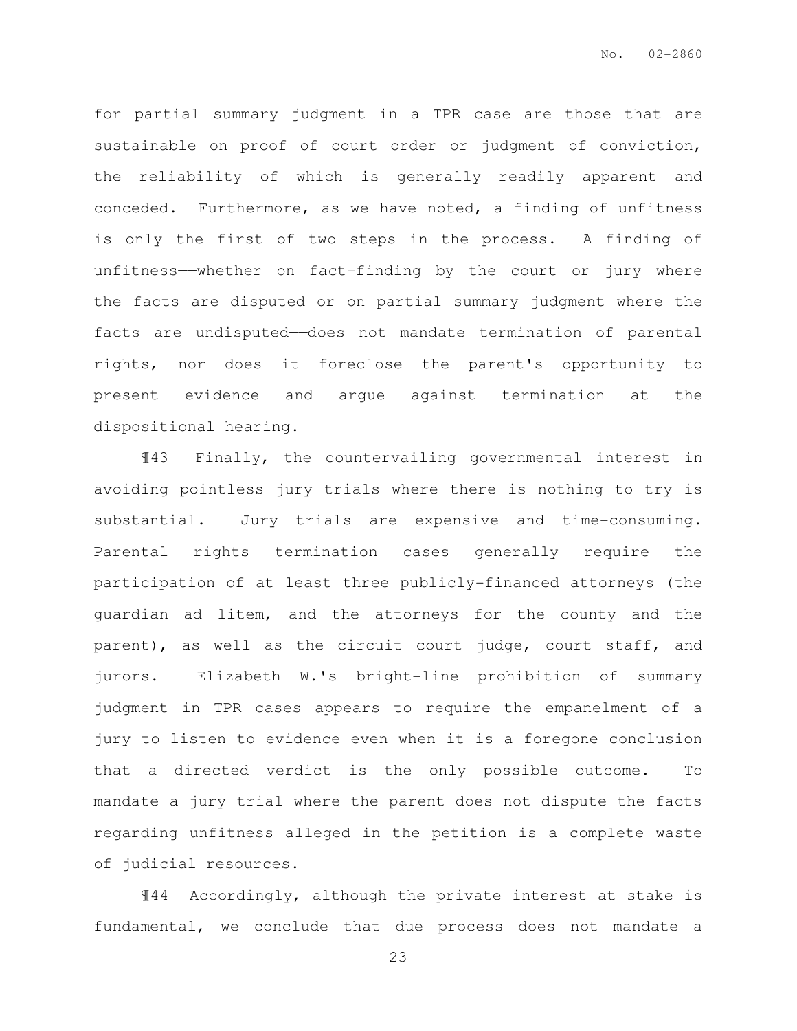for partial summary judgment in a TPR case are those that are sustainable on proof of court order or judgment of conviction, the reliability of which is generally readily apparent and conceded. Furthermore, as we have noted, a finding of unfitness is only the first of two steps in the process. A finding of unfitness——whether on fact-finding by the court or jury where the facts are disputed or on partial summary judgment where the facts are undisputed——does not mandate termination of parental rights, nor does it foreclose the parent's opportunity to present evidence and argue against termination at the dispositional hearing.

¶43 Finally, the countervailing governmental interest in avoiding pointless jury trials where there is nothing to try is substantial. Jury trials are expensive and time-consuming. Parental rights termination cases generally require the participation of at least three publicly-financed attorneys (the guardian ad litem, and the attorneys for the county and the parent), as well as the circuit court judge, court staff, and jurors. Elizabeth W.'s bright-line prohibition of summary judgment in TPR cases appears to require the empanelment of a jury to listen to evidence even when it is a foregone conclusion that a directed verdict is the only possible outcome. To mandate a jury trial where the parent does not dispute the facts regarding unfitness alleged in the petition is a complete waste of judicial resources.

¶44 Accordingly, although the private interest at stake is fundamental, we conclude that due process does not mandate a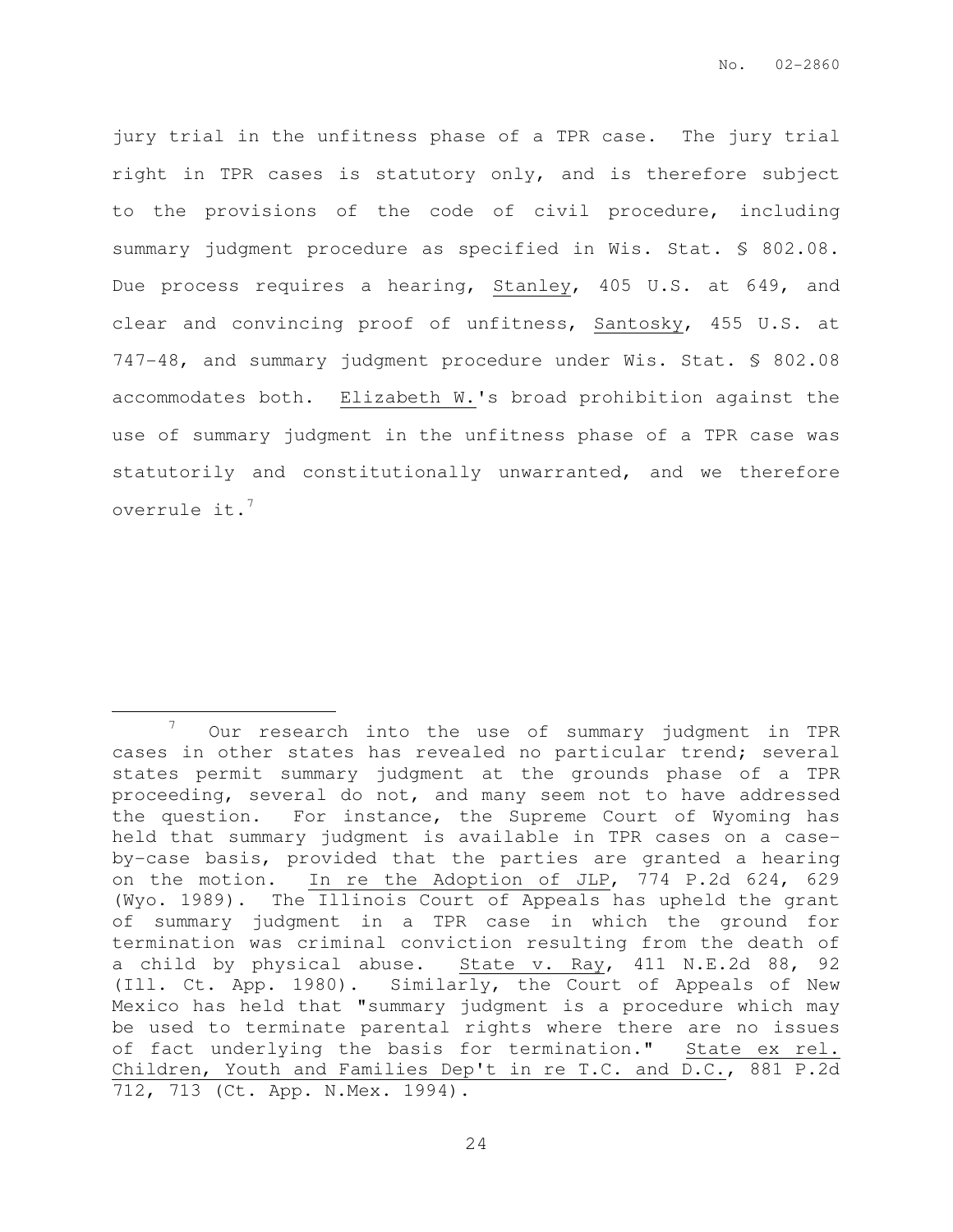jury trial in the unfitness phase of a TPR case. The jury trial right in TPR cases is statutory only, and is therefore subject to the provisions of the code of civil procedure, including summary judgment procedure as specified in Wis. Stat. § 802.08. Due process requires a hearing, Stanley, 405 U.S. at 649, and clear and convincing proof of unfitness, Santosky, 455 U.S. at 747-48, and summary judgment procedure under Wis. Stat. § 802.08 accommodates both. Elizabeth W.'s broad prohibition against the use of summary judgment in the unfitness phase of a TPR case was statutorily and constitutionally unwarranted, and we therefore overrule it.[7]

---

[7] Our research into the use of summary judgment in TPR cases in other states has revealed no particular trend; several states permit summary judgment at the grounds phase of a TPR proceeding, several do not, and many seem not to have addressed the question. For instance, the Supreme Court of Wyoming has held that summary judgment is available in TPR cases on a case-by-case basis, provided that the parties are granted a hearing on the motion. In re the Adoption of JLP, 774 P.2d 624, 629 (Wyo. 1989). The Illinois Court of Appeals has upheld the grant of summary judgment in a TPR case in which the ground for termination was criminal conviction resulting from the death of a child by physical abuse. State v. Ray, 411 N.E.2d 88, 92 (Ill. Ct. App. 1980). Similarly, the Court of Appeals of New Mexico has held that "summary judgment is a procedure which may be used to terminate parental rights where there are no issues of fact underlying the basis for termination." State ex rel. Children, Youth and Families Dep't in re T.C. and D.C., 881 P.2d 712, 713 (Ct. App. N.Mex. 1994).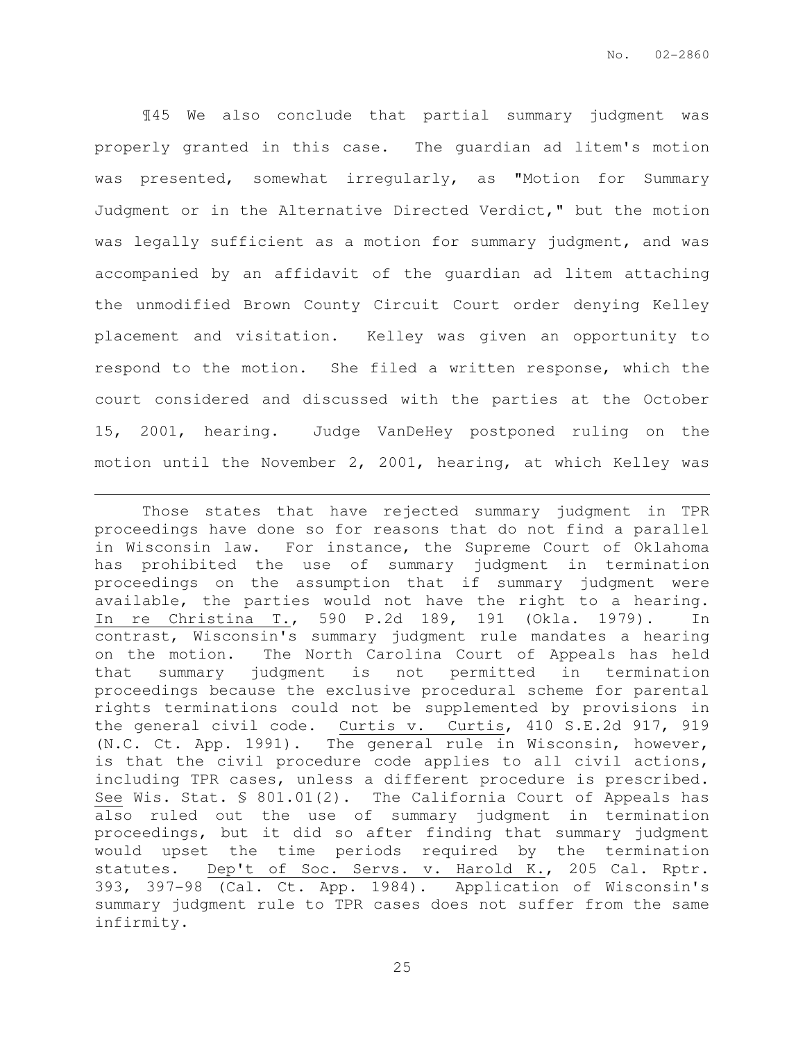¶45 We also conclude that partial summary judgment was properly granted in this case. The guardian ad litem's motion was presented, somewhat irregularly, as "Motion for Summary Judgment or in the Alternative Directed Verdict," but the motion was legally sufficient as a motion for summary judgment, and was accompanied by an affidavit of the guardian ad litem attaching the unmodified Brown County Circuit Court order denying Kelley placement and visitation. Kelley was given an opportunity to respond to the motion. She filed a written response, which the court considered and discussed with the parties at the October 15, 2001, hearing. Judge VanDeHey postponed ruling on the motion until the November 2, 2001, hearing, at which Kelley was

---

Those states that have rejected summary judgment in TPR proceedings have done so for reasons that do not find a parallel in Wisconsin law. For instance, the Supreme Court of Oklahoma has prohibited the use of summary judgment in termination proceedings on the assumption that if summary judgment were available, the parties would not have the right to a hearing. In re Christina T., 590 P.2d 189, 191 (Okla. 1979). In contrast, Wisconsin's summary judgment rule mandates a hearing on the motion. The North Carolina Court of Appeals has held that summary judgment is not permitted in termination proceedings because the exclusive procedural scheme for parental rights terminations could not be supplemented by provisions in the general civil code. Curtis v. Curtis, 410 S.E.2d 917, 919 (N.C. Ct. App. 1991). The general rule in Wisconsin, however, is that the civil procedure code applies to all civil actions, including TPR cases, unless a different procedure is prescribed. See Wis. Stat. § 801.01(2). The California Court of Appeals has also ruled out the use of summary judgment in termination proceedings, but it did so after finding that summary judgment would upset the time periods required by the termination statutes. Dep't of Soc. Servs. v. Harold K., 205 Cal. Rptr. 393, 397-98 (Cal. Ct. App. 1984). Application of Wisconsin's summary judgment rule to TPR cases does not suffer from the same infirmity.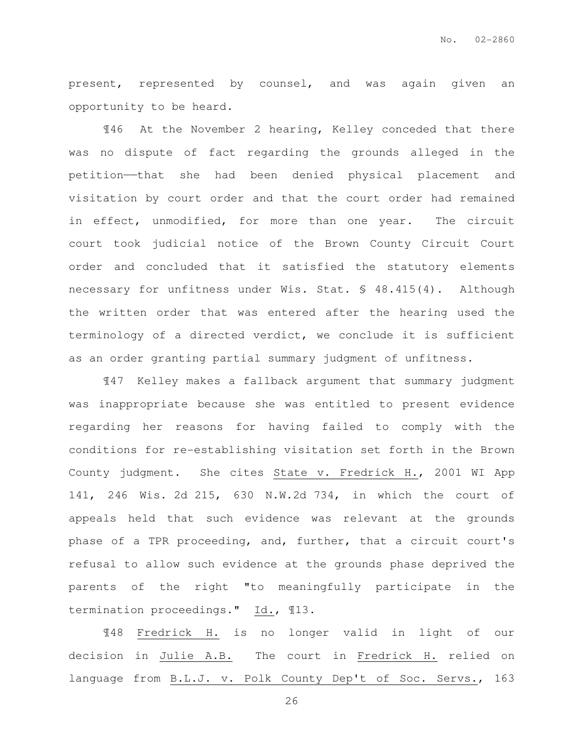present, represented by counsel, and was again given an opportunity to be heard.

¶46 At the November 2 hearing, Kelley conceded that there was no dispute of fact regarding the grounds alleged in the petition——that she had been denied physical placement and visitation by court order and that the court order had remained in effect, unmodified, for more than one year. The circuit court took judicial notice of the Brown County Circuit Court order and concluded that it satisfied the statutory elements necessary for unfitness under Wis. Stat. § 48.415(4). Although the written order that was entered after the hearing used the terminology of a directed verdict, we conclude it is sufficient as an order granting partial summary judgment of unfitness.

¶47 Kelley makes a fallback argument that summary judgment was inappropriate because she was entitled to present evidence regarding her reasons for having failed to comply with the conditions for re-establishing visitation set forth in the Brown County judgment. She cites State v. Fredrick H., 2001 WI App 141, 246 Wis. 2d 215, 630 N.W.2d 734, in which the court of appeals held that such evidence was relevant at the grounds phase of a TPR proceeding, and, further, that a circuit court's refusal to allow such evidence at the grounds phase deprived the parents of the right "to meaningfully participate in the termination proceedings." Id., ¶13.

¶48 Fredrick H. is no longer valid in light of our decision in Julie A.B. The court in Fredrick H. relied on language from B.L.J. v. Polk County Dep't of Soc. Servs., 163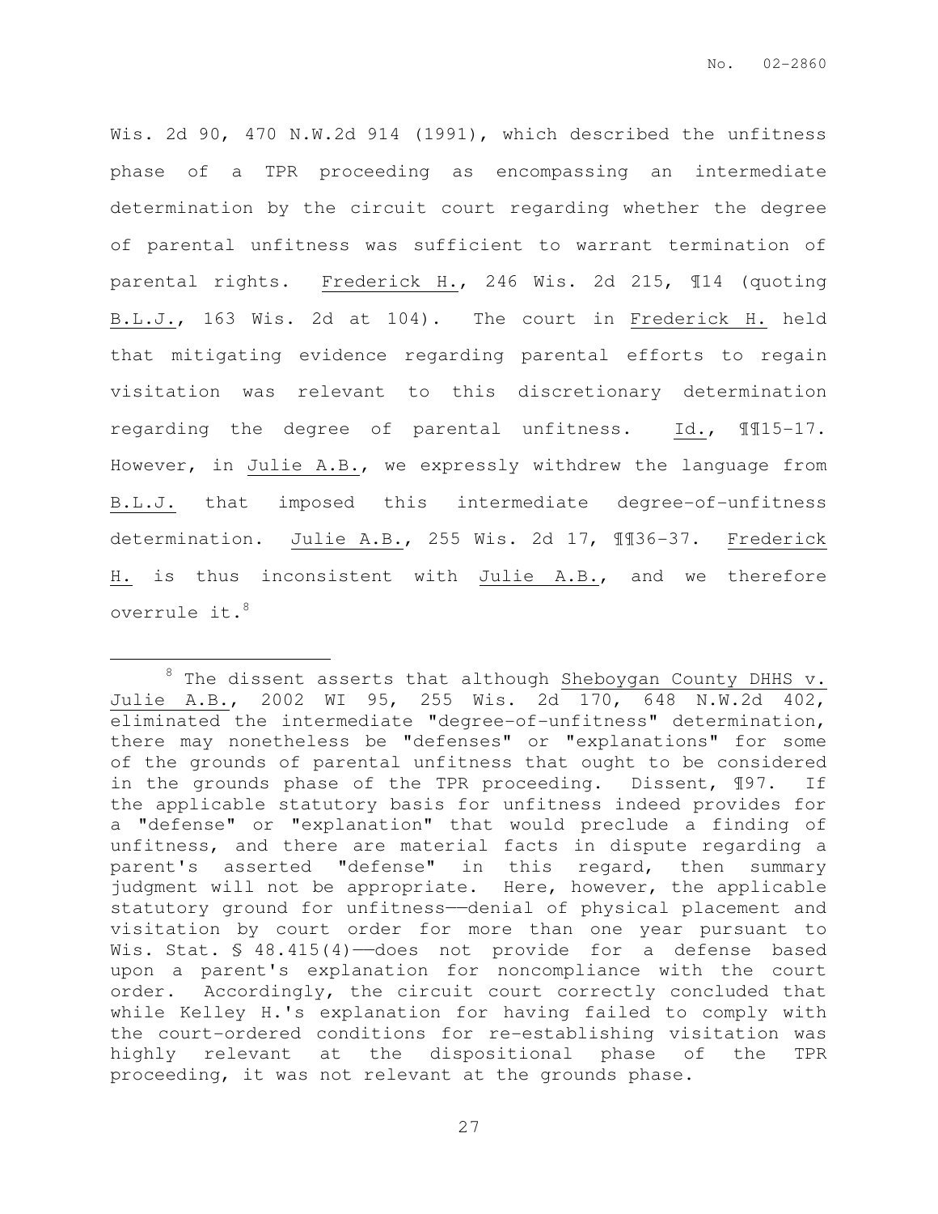Wis. 2d 90, 470 N.W.2d 914 (1991), which described the unfitness phase of a TPR proceeding as encompassing an intermediate determination by the circuit court regarding whether the degree of parental unfitness was sufficient to warrant termination of parental rights. Frederick H., 246 Wis. 2d 215, ¶14 (quoting B.L.J., 163 Wis. 2d at 104). The court in Frederick H. held that mitigating evidence regarding parental efforts to regain visitation was relevant to this discretionary determination regarding the degree of parental unfitness. Id., ¶¶15-17. However, in Julie A.B., we expressly withdrew the language from B.L.J. that imposed this intermediate degree-of-unfitness determination. Julie A.B., 255 Wis. 2d 17, ¶¶36-37. Frederick H. is thus inconsistent with Julie A.B., and we therefore overrule it.[8]

---

[8] The dissent asserts that although Sheboygan County DHHS v. Julie A.B., 2002 WI 95, 255 Wis. 2d 170, 648 N.W.2d 402, eliminated the intermediate "degree-of-unfitness" determination, there may nonetheless be "defenses" or "explanations" for some of the grounds of parental unfitness that ought to be considered in the grounds phase of the TPR proceeding. Dissent, ¶97. If the applicable statutory basis for unfitness indeed provides for a "defense" or "explanation" that would preclude a finding of unfitness, and there are material facts in dispute regarding a parent's asserted "defense" in this regard, then summary judgment will not be appropriate. Here, however, the applicable statutory ground for unfitness——denial of physical placement and visitation by court order for more than one year pursuant to Wis. Stat. § 48.415(4)——does not provide for a defense based upon a parent's explanation for noncompliance with the court order. Accordingly, the circuit court correctly concluded that while Kelley H.'s explanation for having failed to comply with the court-ordered conditions for re-establishing visitation was highly relevant at the dispositional phase of the TPR proceeding, it was not relevant at the grounds phase.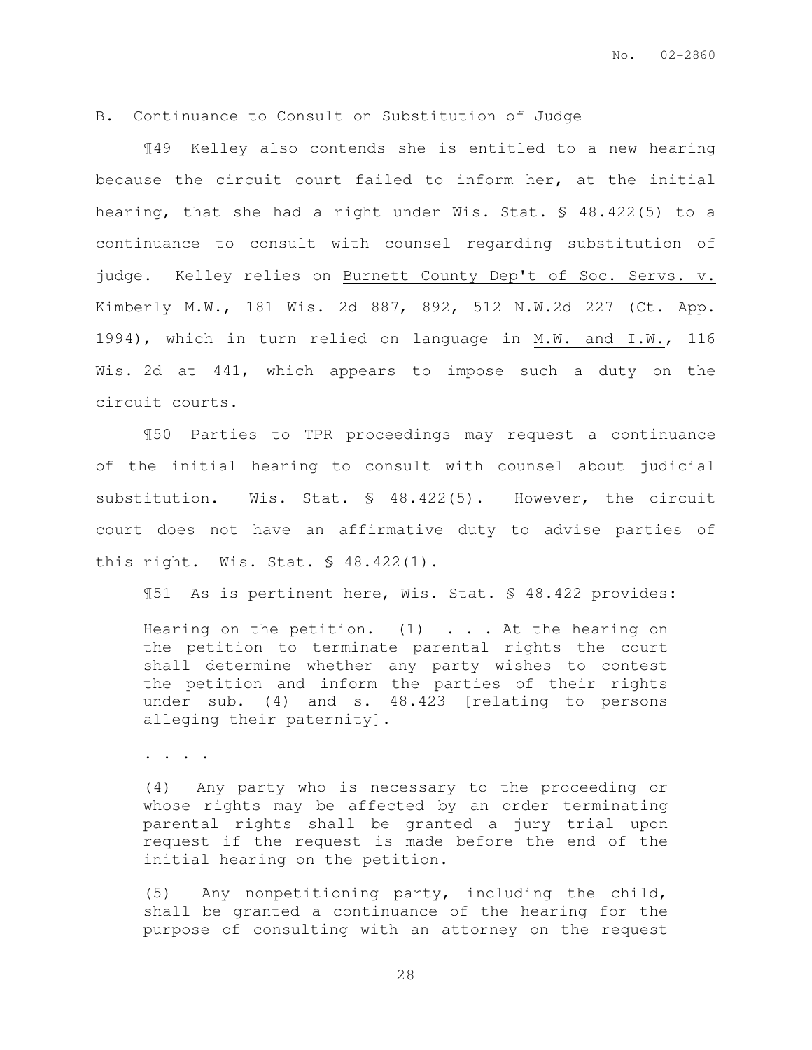B. Continuance to Consult on Substitution of Judge

¶49 Kelley also contends she is entitled to a new hearing because the circuit court failed to inform her, at the initial hearing, that she had a right under Wis. Stat. § 48.422(5) to a continuance to consult with counsel regarding substitution of judge. Kelley relies on Burnett County Dep't of Soc. Servs. v. Kimberly M.W., 181 Wis. 2d 887, 892, 512 N.W.2d 227 (Ct. App. 1994), which in turn relied on language in M.W. and I.W., 116 Wis. 2d at 441, which appears to impose such a duty on the circuit courts.

¶50 Parties to TPR proceedings may request a continuance of the initial hearing to consult with counsel about judicial substitution. Wis. Stat. § 48.422(5). However, the circuit court does not have an affirmative duty to advise parties of this right. Wis. Stat. § 48.422(1).

¶51 As is pertinent here, Wis. Stat. § 48.422 provides:

> Hearing on the petition. (1) . . . At the hearing on the petition to terminate parental rights the court shall determine whether any party wishes to contest the petition and inform the parties of their rights under sub. (4) and s. 48.423 [relating to persons alleging their paternity].
>
> . . . .
>
> (4) Any party who is necessary to the proceeding or whose rights may be affected by an order terminating parental rights shall be granted a jury trial upon request if the request is made before the end of the initial hearing on the petition.
>
> (5) Any nonpetitioning party, including the child, shall be granted a continuance of the hearing for the purpose of consulting with an attorney on the request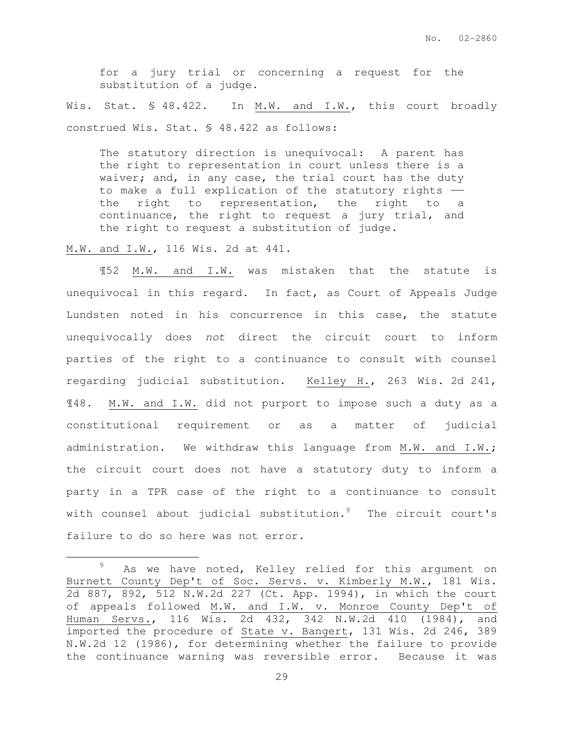> for a jury trial or concerning a request for the substitution of a judge.

Wis. Stat. § 48.422. In M.W. and I.W., this court broadly construed Wis. Stat. § 48.422 as follows:

> The statutory direction is unequivocal: A parent has the right to representation in court unless there is a waiver; and, in any case, the trial court has the duty to make a full explication of the statutory rights —— the right to representation, the right to a continuance, the right to request a jury trial, and the right to request a substitution of judge.

M.W. and I.W., 116 Wis. 2d at 441.

¶52 M.W. and I.W. was mistaken that the statute is unequivocal in this regard. In fact, as Court of Appeals Judge Lundsten noted in his concurrence in this case, the statute unequivocally does *not* direct the circuit court to inform parties of the right to a continuance to consult with counsel regarding judicial substitution. Kelley H., 263 Wis. 2d 241, ¶48. M.W. and I.W. did not purport to impose such a duty as a constitutional requirement or as a matter of judicial administration. We withdraw this language from M.W. and I.W.; the circuit court does not have a statutory duty to inform a party in a TPR case of the right to a continuance to consult with counsel about judicial substitution.[9] The circuit court's failure to do so here was not error.

---

[9] As we have noted, Kelley relied for this argument on Burnett County Dep't of Soc. Servs. v. Kimberly M.W., 181 Wis. 2d 887, 892, 512 N.W.2d 227 (Ct. App. 1994), in which the court of appeals followed M.W. and I.W. v. Monroe County Dep't of Human Servs., 116 Wis. 2d 432, 342 N.W.2d 410 (1984), and imported the procedure of State v. Bangert, 131 Wis. 2d 246, 389 N.W.2d 12 (1986), for determining whether the failure to provide the continuance warning was reversible error. Because it was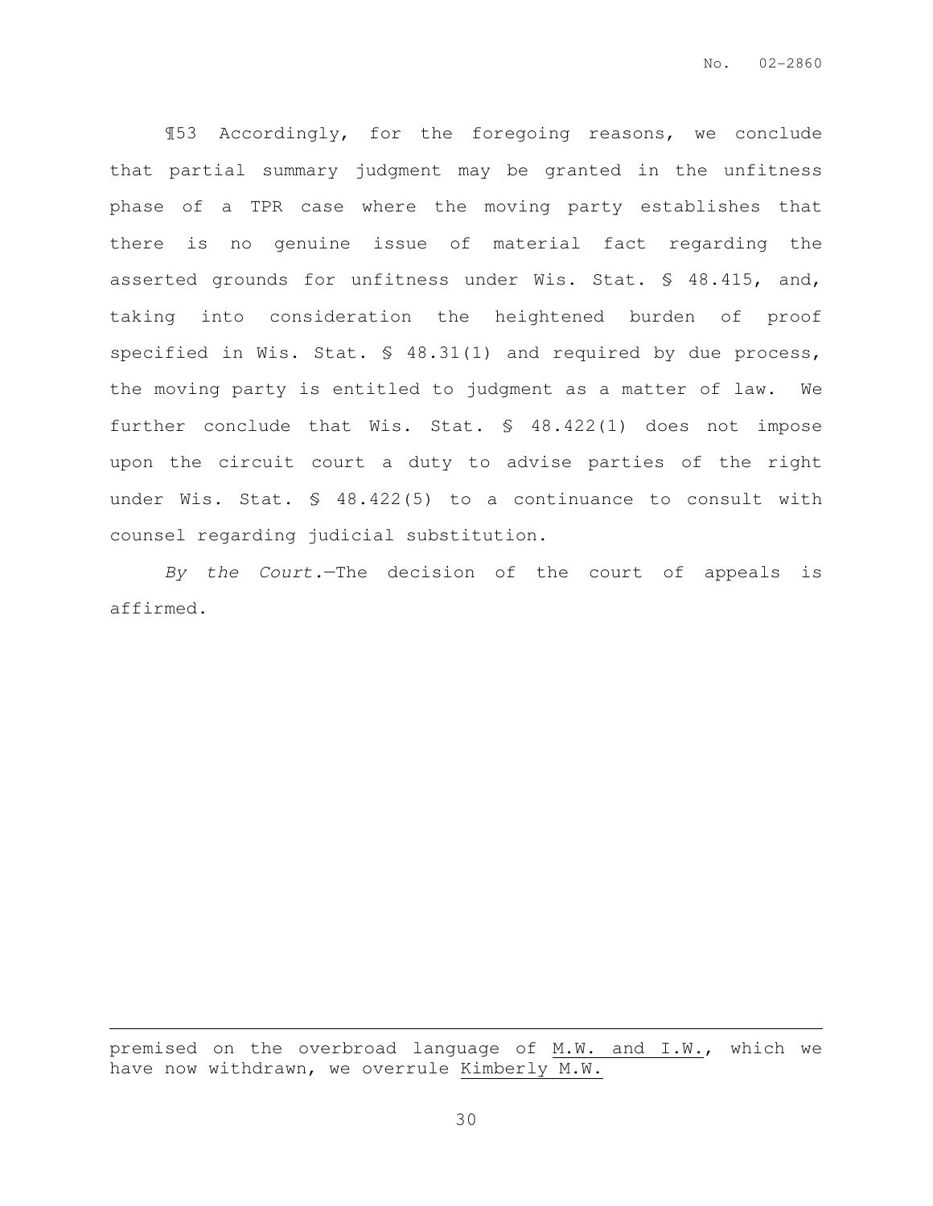¶53 Accordingly, for the foregoing reasons, we conclude that partial summary judgment may be granted in the unfitness phase of a TPR case where the moving party establishes that there is no genuine issue of material fact regarding the asserted grounds for unfitness under Wis. Stat. § 48.415, and, taking into consideration the heightened burden of proof specified in Wis. Stat. § 48.31(1) and required by due process, the moving party is entitled to judgment as a matter of law. We further conclude that Wis. Stat. § 48.422(1) does not impose upon the circuit court a duty to advise parties of the right under Wis. Stat. § 48.422(5) to a continuance to consult with counsel regarding judicial substitution.

*By the Court.*—The decision of the court of appeals is affirmed.

---

premised on the overbroad language of M.W. and I.W., which we have now withdrawn, we overrule Kimberly M.W.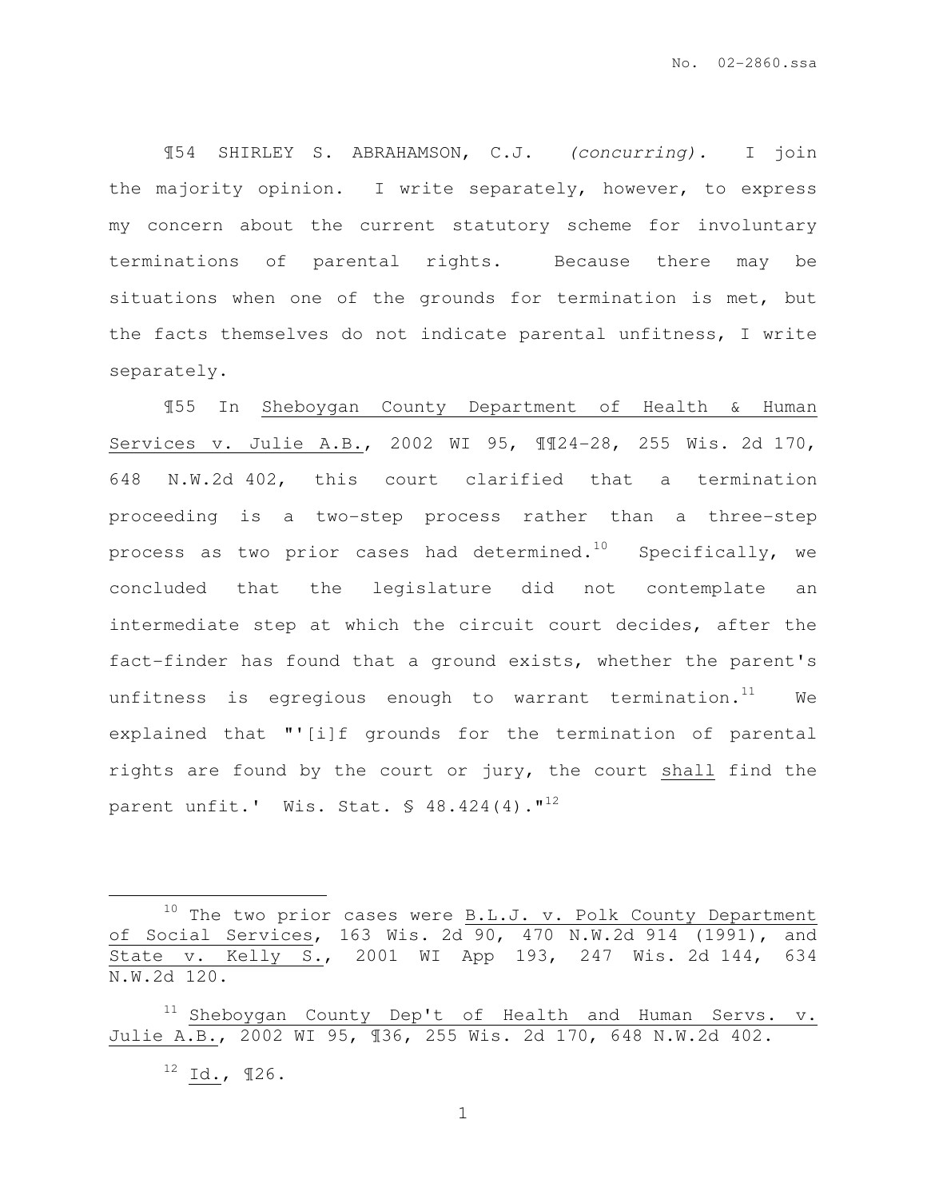¶54 SHIRLEY S. ABRAHAMSON, C.J. *(concurring).* I join the majority opinion. I write separately, however, to express my concern about the current statutory scheme for involuntary terminations of parental rights. Because there may be situations when one of the grounds for termination is met, but the facts themselves do not indicate parental unfitness, I write separately.

¶55 In Sheboygan County Department of Health & Human Services v. Julie A.B., 2002 WI 95, ¶¶24-28, 255 Wis. 2d 170, 648 N.W.2d 402, this court clarified that a termination proceeding is a two-step process rather than a three-step process as two prior cases had determined.[10] Specifically, we concluded that the legislature did not contemplate an intermediate step at which the circuit court decides, after the fact-finder has found that a ground exists, whether the parent's unfitness is egregious enough to warrant termination.[11] We explained that "'[i]f grounds for the termination of parental rights are found by the court or jury, the court shall find the parent unfit.' Wis. Stat. § 48.424(4)."[12]

---

[10] The two prior cases were B.L.J. v. Polk County Department of Social Services, 163 Wis. 2d 90, 470 N.W.2d 914 (1991), and State v. Kelly S., 2001 WI App 193, 247 Wis. 2d 144, 634 N.W.2d 120.

[11] Sheboygan County Dep't of Health and Human Servs. v. Julie A.B., 2002 WI 95, ¶36, 255 Wis. 2d 170, 648 N.W.2d 402.

[12] Id., ¶26.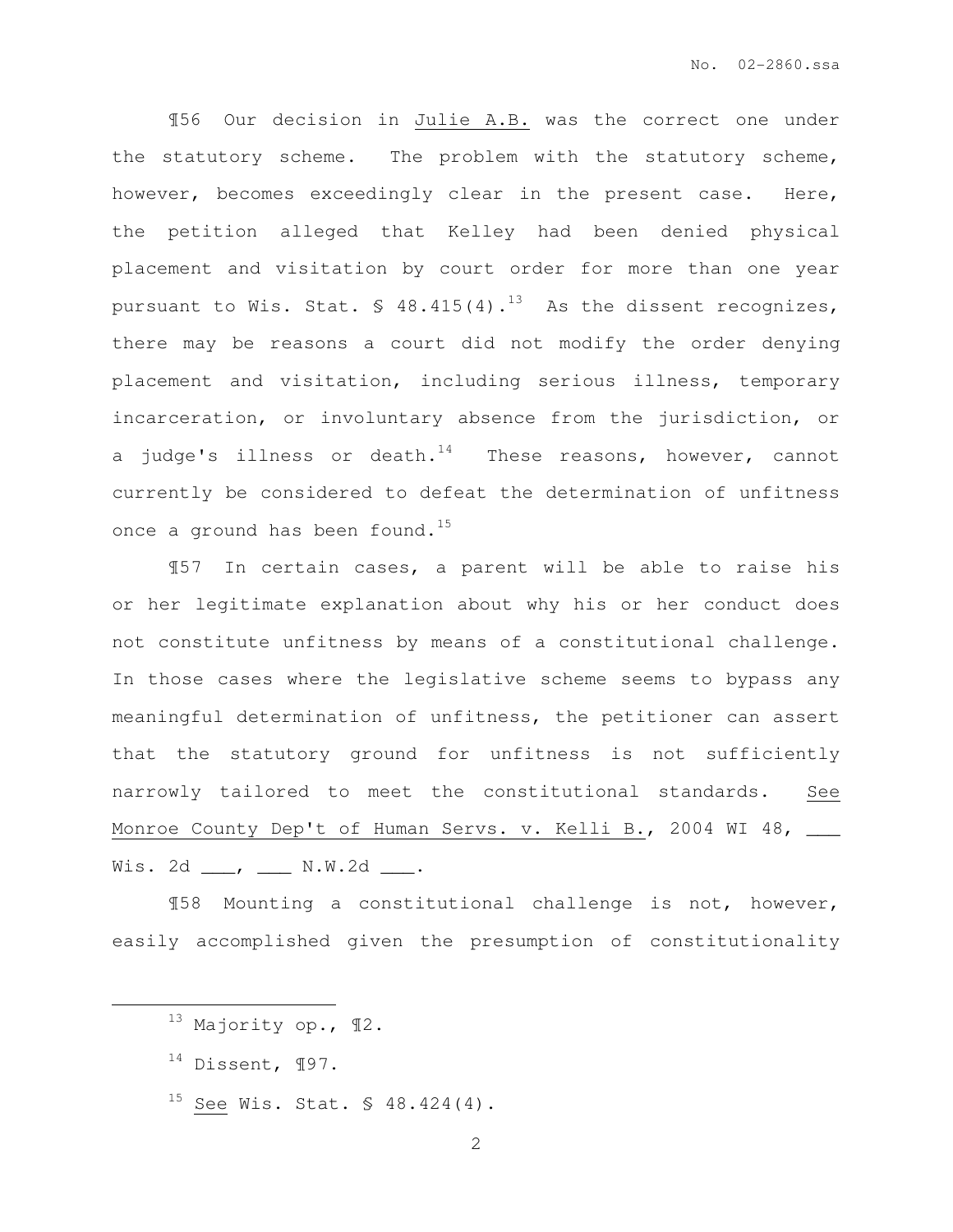¶56 Our decision in Julie A.B. was the correct one under the statutory scheme. The problem with the statutory scheme, however, becomes exceedingly clear in the present case. Here, the petition alleged that Kelley had been denied physical placement and visitation by court order for more than one year pursuant to Wis. Stat. § 48.415(4).[13] As the dissent recognizes, there may be reasons a court did not modify the order denying placement and visitation, including serious illness, temporary incarceration, or involuntary absence from the jurisdiction, or a judge's illness or death.[14] These reasons, however, cannot currently be considered to defeat the determination of unfitness once a ground has been found.[15]

¶57 In certain cases, a parent will be able to raise his or her legitimate explanation about why his or her conduct does not constitute unfitness by means of a constitutional challenge. In those cases where the legislative scheme seems to bypass any meaningful determination of unfitness, the petitioner can assert that the statutory ground for unfitness is not sufficiently narrowly tailored to meet the constitutional standards. See Monroe County Dep't of Human Servs. v. Kelli B., 2004 WI 48, ___ Wis. 2d ___, ___ N.W.2d ___.

¶58 Mounting a constitutional challenge is not, however, easily accomplished given the presumption of constitutionality

---

[13] Majority op., ¶2.

[14] Dissent, ¶97.

[15] See Wis. Stat. § 48.424(4).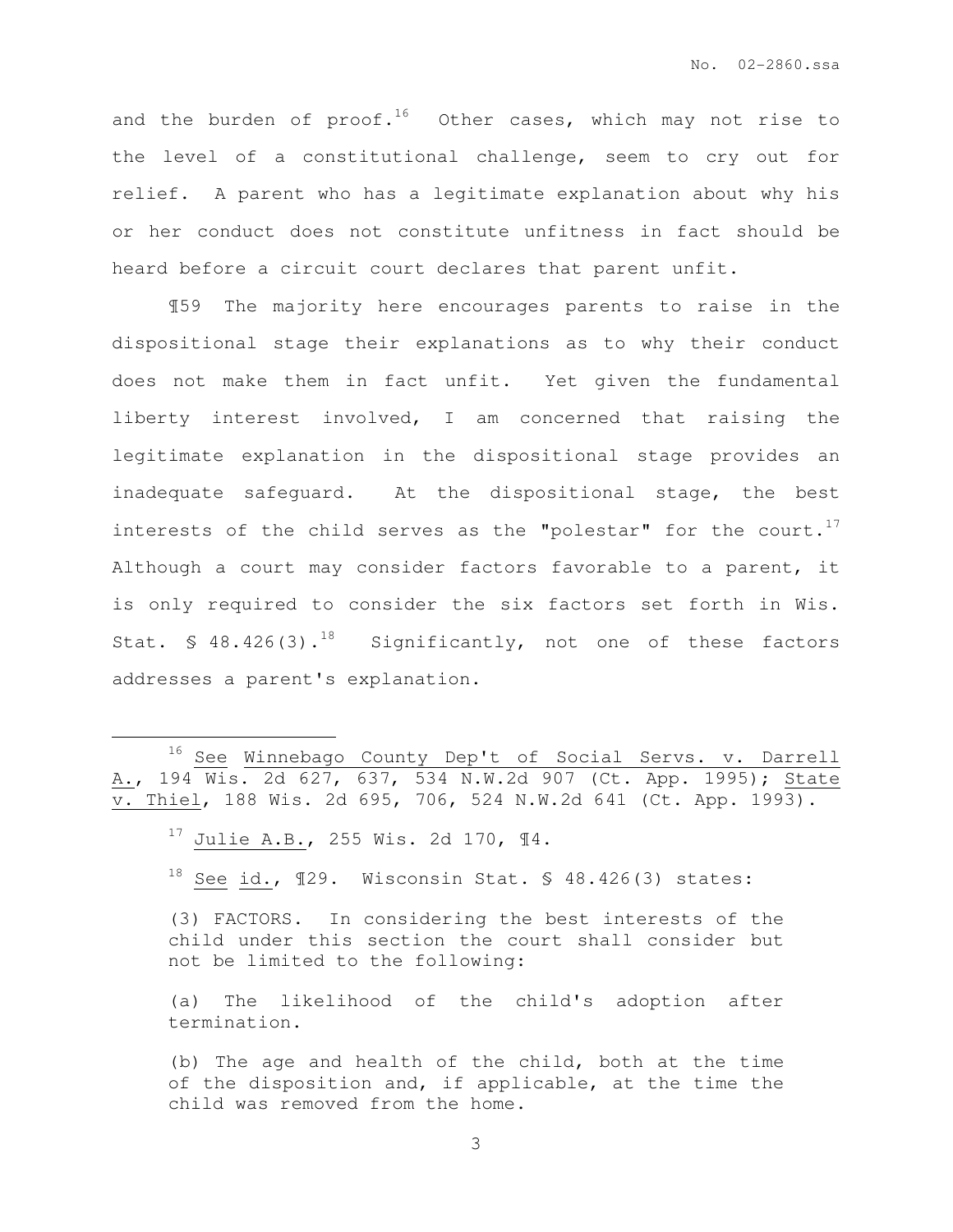and the burden of proof.[16] Other cases, which may not rise to the level of a constitutional challenge, seem to cry out for relief. A parent who has a legitimate explanation about why his or her conduct does not constitute unfitness in fact should be heard before a circuit court declares that parent unfit.

¶59 The majority here encourages parents to raise in the dispositional stage their explanations as to why their conduct does not make them in fact unfit. Yet given the fundamental liberty interest involved, I am concerned that raising the legitimate explanation in the dispositional stage provides an inadequate safeguard. At the dispositional stage, the best interests of the child serves as the "polestar" for the court.[17] Although a court may consider factors favorable to a parent, it is only required to consider the six factors set forth in Wis. Stat. § 48.426(3).[18] Significantly, not one of these factors addresses a parent's explanation.

---

[16] See Winnebago County Dep't of Social Servs. v. Darrell A., 194 Wis. 2d 627, 637, 534 N.W.2d 907 (Ct. App. 1995); State v. Thiel, 188 Wis. 2d 695, 706, 524 N.W.2d 641 (Ct. App. 1993).

[17] Julie A.B., 255 Wis. 2d 170, ¶4.

[18] See id., ¶29. Wisconsin Stat. § 48.426(3) states:

> (3) FACTORS. In considering the best interests of the child under this section the court shall consider but not be limited to the following:
>
> (a) The likelihood of the child's adoption after termination.
>
> (b) The age and health of the child, both at the time of the disposition and, if applicable, at the time the child was removed from the home.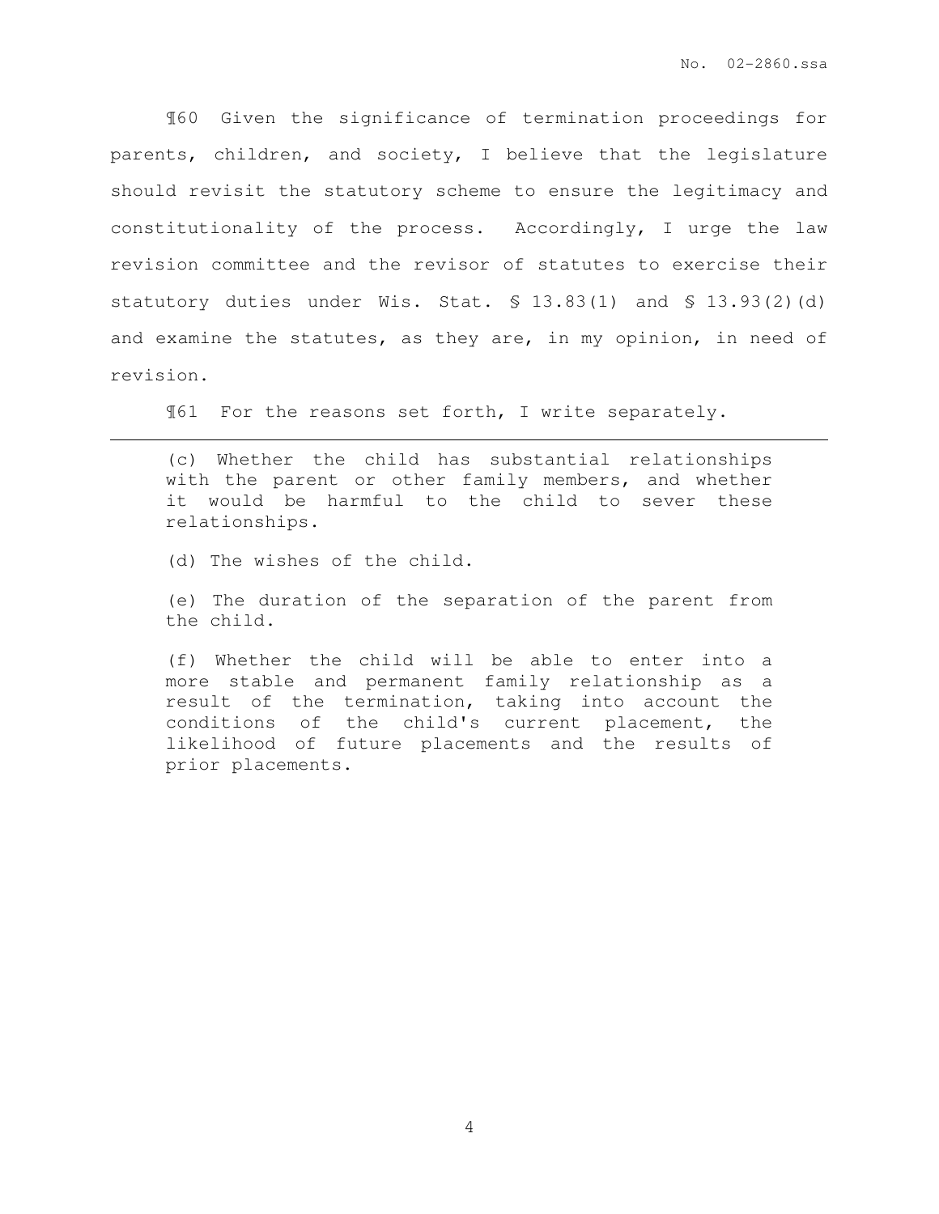¶60 Given the significance of termination proceedings for parents, children, and society, I believe that the legislature should revisit the statutory scheme to ensure the legitimacy and constitutionality of the process. Accordingly, I urge the law revision committee and the revisor of statutes to exercise their statutory duties under Wis. Stat. § 13.83(1) and § 13.93(2)(d) and examine the statutes, as they are, in my opinion, in need of revision.

¶61 For the reasons set forth, I write separately.

---

> (c) Whether the child has substantial relationships with the parent or other family members, and whether it would be harmful to the child to sever these relationships.
>
> (d) The wishes of the child.
>
> (e) The duration of the separation of the parent from the child.
>
> (f) Whether the child will be able to enter into a more stable and permanent family relationship as a result of the termination, taking into account the conditions of the child's current placement, the likelihood of future placements and the results of prior placements.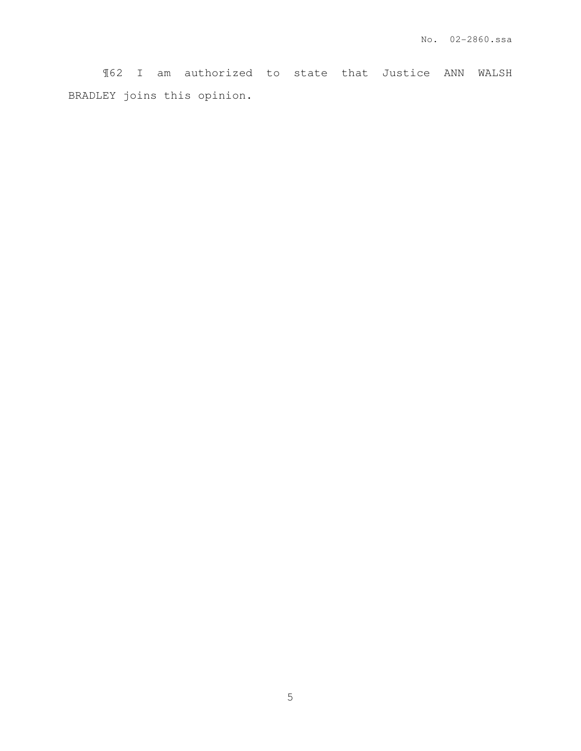¶62 I am authorized to state that Justice ANN WALSH BRADLEY joins this opinion.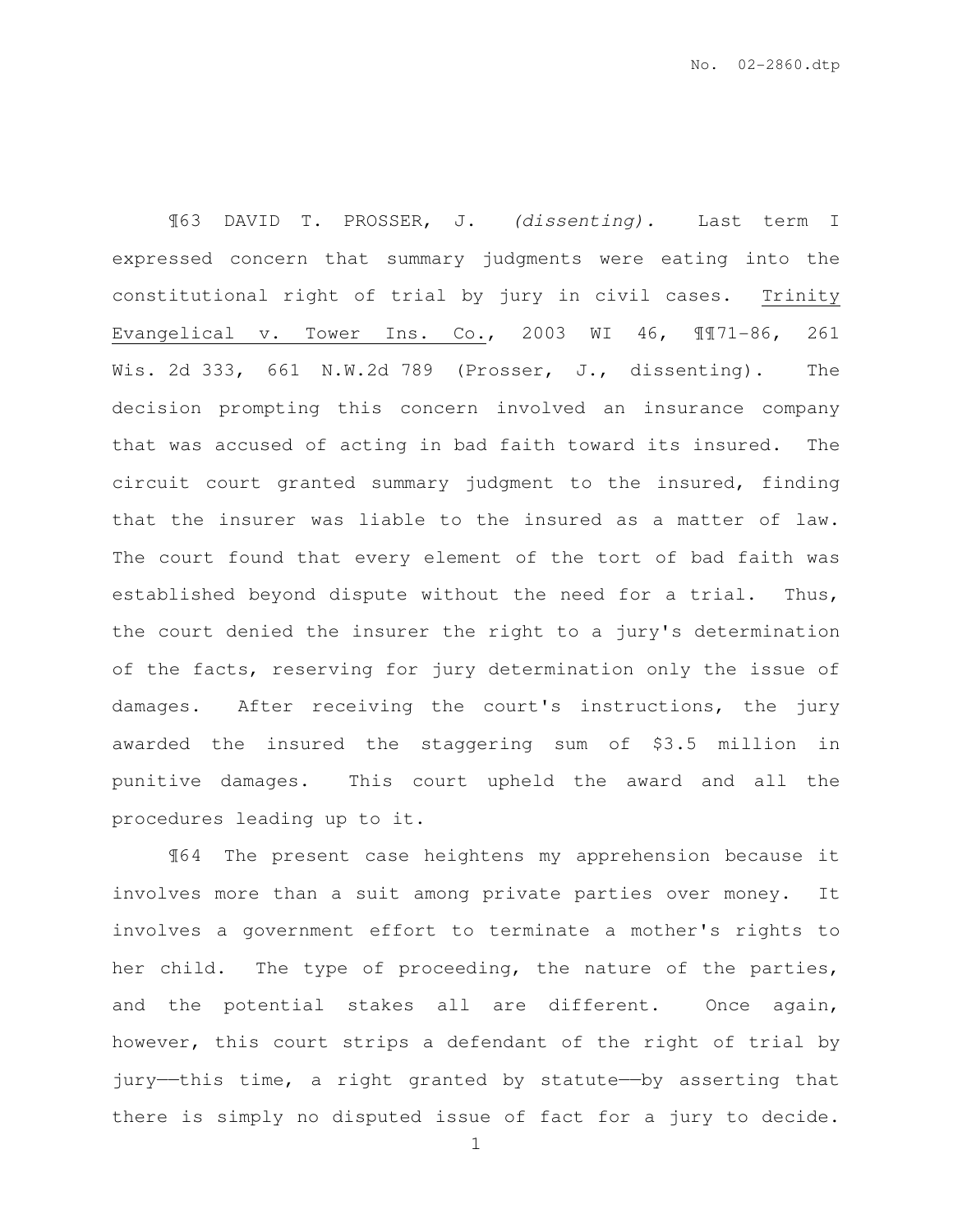¶63 DAVID T. PROSSER, J. *(dissenting).* Last term I expressed concern that summary judgments were eating into the constitutional right of trial by jury in civil cases. Trinity Evangelical v. Tower Ins. Co., 2003 WI 46, ¶¶71-86, 261 Wis. 2d 333, 661 N.W.2d 789 (Prosser, J., dissenting). The decision prompting this concern involved an insurance company that was accused of acting in bad faith toward its insured. The circuit court granted summary judgment to the insured, finding that the insurer was liable to the insured as a matter of law. The court found that every element of the tort of bad faith was established beyond dispute without the need for a trial. Thus, the court denied the insurer the right to a jury's determination of the facts, reserving for jury determination only the issue of damages. After receiving the court's instructions, the jury awarded the insured the staggering sum of $3.5 million in punitive damages. This court upheld the award and all the procedures leading up to it.

¶64 The present case heightens my apprehension because it involves more than a suit among private parties over money. It involves a government effort to terminate a mother's rights to her child. The type of proceeding, the nature of the parties, and the potential stakes all are different. Once again, however, this court strips a defendant of the right of trial by jury——this time, a right granted by statute——by asserting that there is simply no disputed issue of fact for a jury to decide.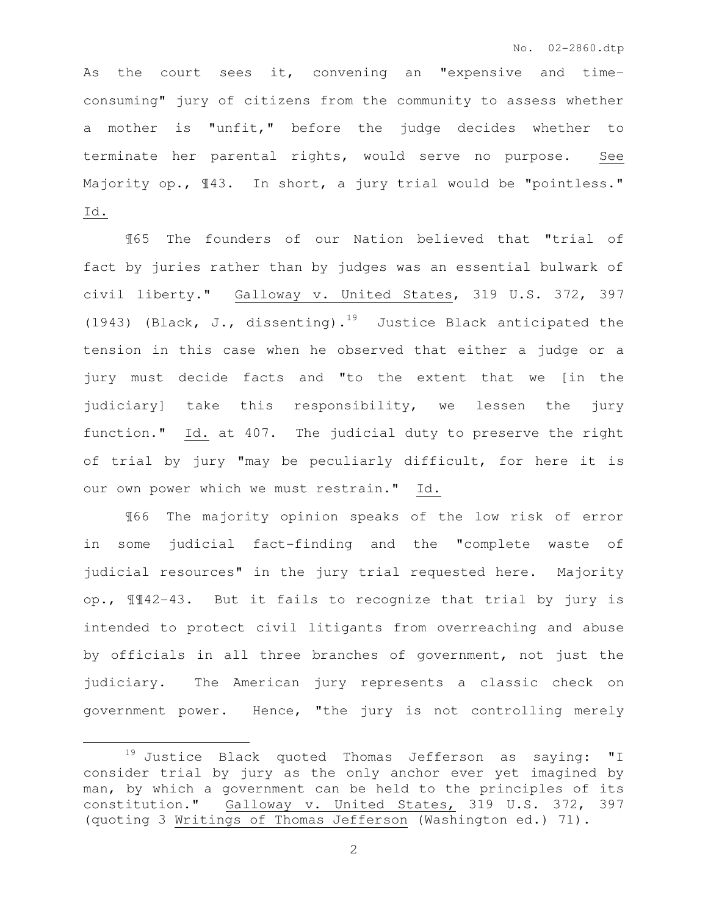As the court sees it, convening an "expensive and time-consuming" jury of citizens from the community to assess whether a mother is "unfit," before the judge decides whether to terminate her parental rights, would serve no purpose. See Majority op., ¶43. In short, a jury trial would be "pointless." Id.

¶65 The founders of our Nation believed that "trial of fact by juries rather than by judges was an essential bulwark of civil liberty." Galloway v. United States, 319 U.S. 372, 397 (1943) (Black, J., dissenting).[19] Justice Black anticipated the tension in this case when he observed that either a judge or a jury must decide facts and "to the extent that we [in the judiciary] take this responsibility, we lessen the jury function." Id. at 407. The judicial duty to preserve the right of trial by jury "may be peculiarly difficult, for here it is our own power which we must restrain." Id.

¶66 The majority opinion speaks of the low risk of error in some judicial fact-finding and the "complete waste of judicial resources" in the jury trial requested here. Majority op., ¶¶42-43. But it fails to recognize that trial by jury is intended to protect civil litigants from overreaching and abuse by officials in all three branches of government, not just the judiciary. The American jury represents a classic check on government power. Hence, "the jury is not controlling merely

---

[19] Justice Black quoted Thomas Jefferson as saying: "I consider trial by jury as the only anchor ever yet imagined by man, by which a government can be held to the principles of its constitution." Galloway v. United States, 319 U.S. 372, 397 (quoting 3 Writings of Thomas Jefferson (Washington ed.) 71).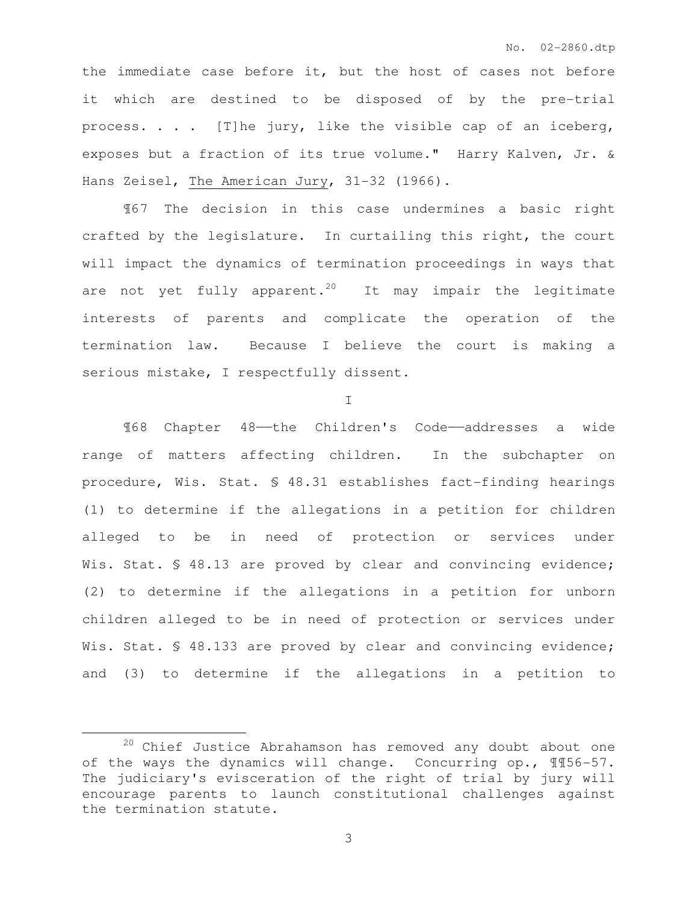the immediate case before it, but the host of cases not before it which are destined to be disposed of by the pre-trial process. . . . [T]he jury, like the visible cap of an iceberg, exposes but a fraction of its true volume." Harry Kalven, Jr. & Hans Zeisel, The American Jury, 31-32 (1966).

¶67 The decision in this case undermines a basic right crafted by the legislature. In curtailing this right, the court will impact the dynamics of termination proceedings in ways that are not yet fully apparent.[20] It may impair the legitimate interests of parents and complicate the operation of the termination law. Because I believe the court is making a serious mistake, I respectfully dissent.

I

¶68 Chapter 48——the Children's Code——addresses a wide range of matters affecting children. In the subchapter on procedure, Wis. Stat. § 48.31 establishes fact-finding hearings (1) to determine if the allegations in a petition for children alleged to be in need of protection or services under Wis. Stat. § 48.13 are proved by clear and convincing evidence; (2) to determine if the allegations in a petition for unborn children alleged to be in need of protection or services under Wis. Stat. § 48.133 are proved by clear and convincing evidence; and (3) to determine if the allegations in a petition to

---

[20] Chief Justice Abrahamson has removed any doubt about one of the ways the dynamics will change. Concurring op., ¶¶56-57. The judiciary's evisceration of the right of trial by jury will encourage parents to launch constitutional challenges against the termination statute.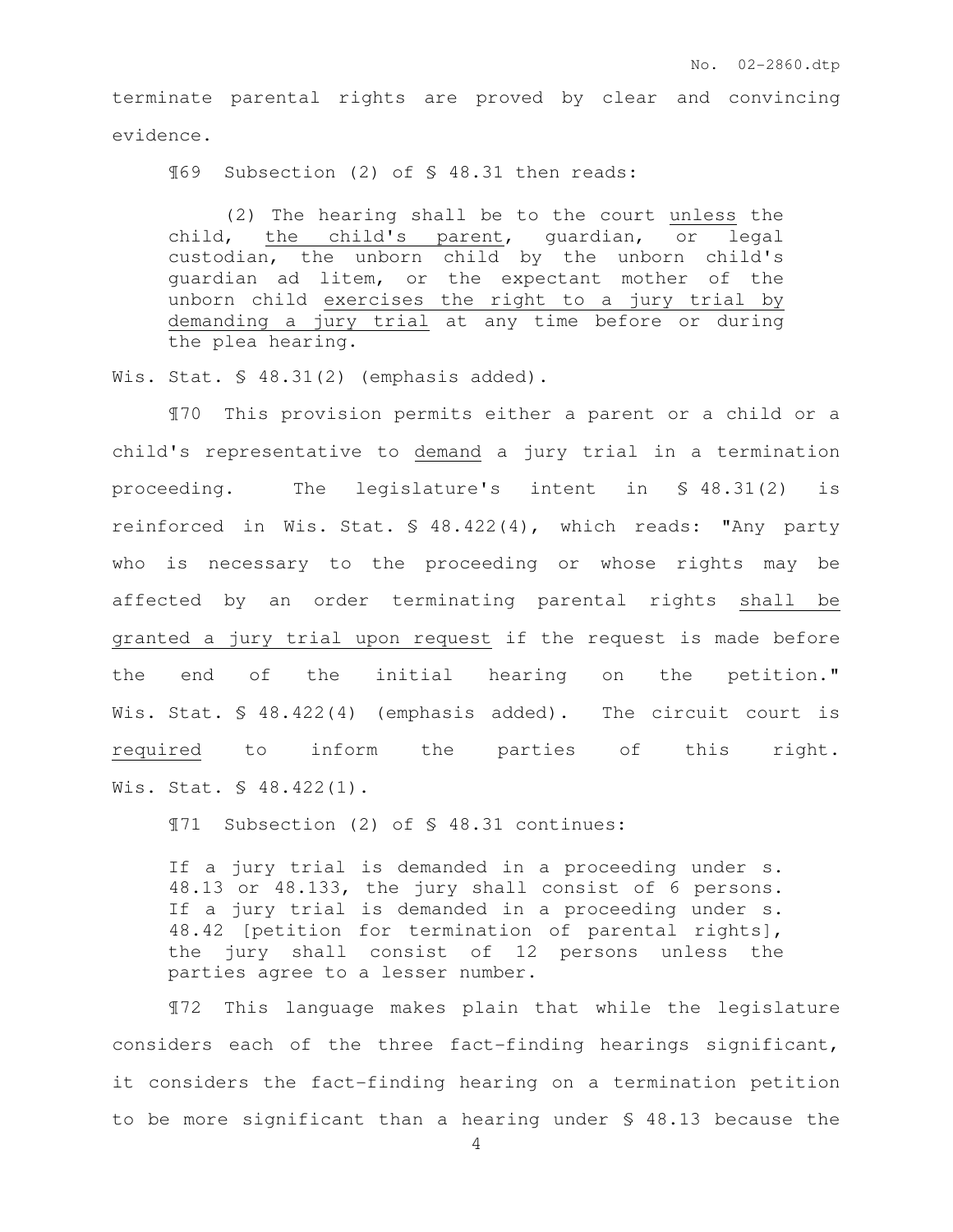terminate parental rights are proved by clear and convincing evidence.

¶69 Subsection (2) of § 48.31 then reads:

> (2) The hearing shall be to the court <u>unless</u> the child, <u>the child's parent</u>, guardian, or legal custodian, the unborn child by the unborn child's guardian ad litem, or the expectant mother of the unborn child <u>exercises the right to a jury trial by demanding a jury trial</u> at any time before or during the plea hearing.

Wis. Stat. § 48.31(2) (emphasis added).

¶70 This provision permits either a parent or a child or a child's representative to <u>demand</u> a jury trial in a termination proceeding. The legislature's intent in § 48.31(2) is reinforced in Wis. Stat. § 48.422(4), which reads: "Any party who is necessary to the proceeding or whose rights may be affected by an order terminating parental rights <u>shall be granted a jury trial upon request</u> if the request is made before the end of the initial hearing on the petition." Wis. Stat. § 48.422(4) (emphasis added). The circuit court is <u>required</u> to inform the parties of this right. Wis. Stat. § 48.422(1).

¶71 Subsection (2) of § 48.31 continues:

> If a jury trial is demanded in a proceeding under s. 48.13 or 48.133, the jury shall consist of 6 persons. If a jury trial is demanded in a proceeding under s. 48.42 [petition for termination of parental rights], the jury shall consist of 12 persons unless the parties agree to a lesser number.

¶72 This language makes plain that while the legislature considers each of the three fact-finding hearings significant, it considers the fact-finding hearing on a termination petition to be more significant than a hearing under § 48.13 because the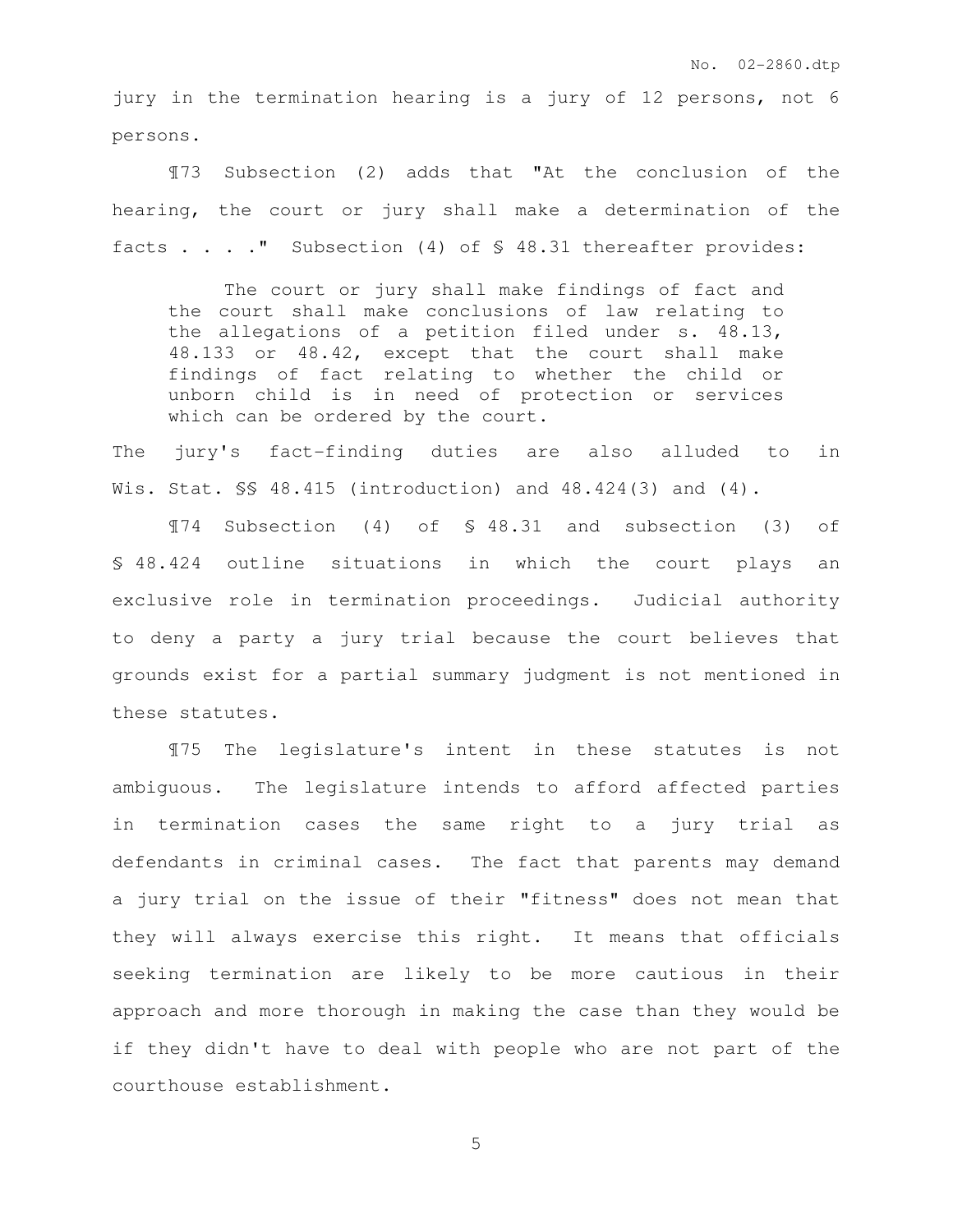jury in the termination hearing is a jury of 12 persons, not 6 persons.

¶73 Subsection (2) adds that "At the conclusion of the hearing, the court or jury shall make a determination of the facts . . . ." Subsection (4) of § 48.31 thereafter provides:

> The court or jury shall make findings of fact and the court shall make conclusions of law relating to the allegations of a petition filed under s. 48.13, 48.133 or 48.42, except that the court shall make findings of fact relating to whether the child or unborn child is in need of protection or services which can be ordered by the court.

The jury's fact-finding duties are also alluded to in Wis. Stat. §§ 48.415 (introduction) and 48.424(3) and (4).

¶74 Subsection (4) of § 48.31 and subsection (3) of § 48.424 outline situations in which the court plays an exclusive role in termination proceedings. Judicial authority to deny a party a jury trial because the court believes that grounds exist for a partial summary judgment is not mentioned in these statutes.

¶75 The legislature's intent in these statutes is not ambiguous. The legislature intends to afford affected parties in termination cases the same right to a jury trial as defendants in criminal cases. The fact that parents may demand a jury trial on the issue of their "fitness" does not mean that they will always exercise this right. It means that officials seeking termination are likely to be more cautious in their approach and more thorough in making the case than they would be if they didn't have to deal with people who are not part of the courthouse establishment.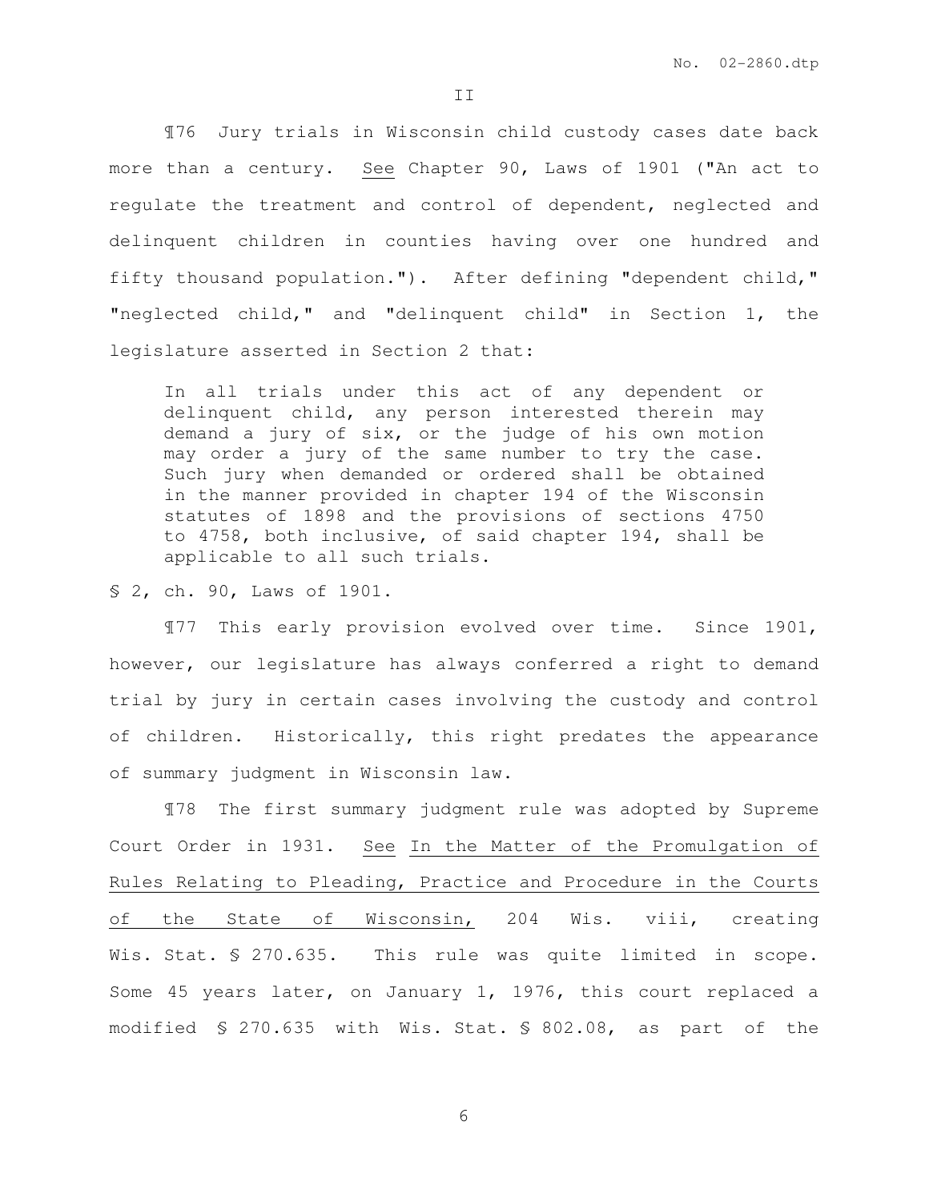II

¶76 Jury trials in Wisconsin child custody cases date back more than a century. See Chapter 90, Laws of 1901 ("An act to regulate the treatment and control of dependent, neglected and delinquent children in counties having over one hundred and fifty thousand population."). After defining "dependent child," "neglected child," and "delinquent child" in Section 1, the legislature asserted in Section 2 that:

> In all trials under this act of any dependent or delinquent child, any person interested therein may demand a jury of six, or the judge of his own motion may order a jury of the same number to try the case. Such jury when demanded or ordered shall be obtained in the manner provided in chapter 194 of the Wisconsin statutes of 1898 and the provisions of sections 4750 to 4758, both inclusive, of said chapter 194, shall be applicable to all such trials.

§ 2, ch. 90, Laws of 1901.

¶77 This early provision evolved over time. Since 1901, however, our legislature has always conferred a right to demand trial by jury in certain cases involving the custody and control of children. Historically, this right predates the appearance of summary judgment in Wisconsin law.

¶78 The first summary judgment rule was adopted by Supreme Court Order in 1931. See In the Matter of the Promulgation of Rules Relating to Pleading, Practice and Procedure in the Courts of the State of Wisconsin, 204 Wis. viii, creating Wis. Stat. § 270.635. This rule was quite limited in scope. Some 45 years later, on January 1, 1976, this court replaced a modified § 270.635 with Wis. Stat. § 802.08, as part of the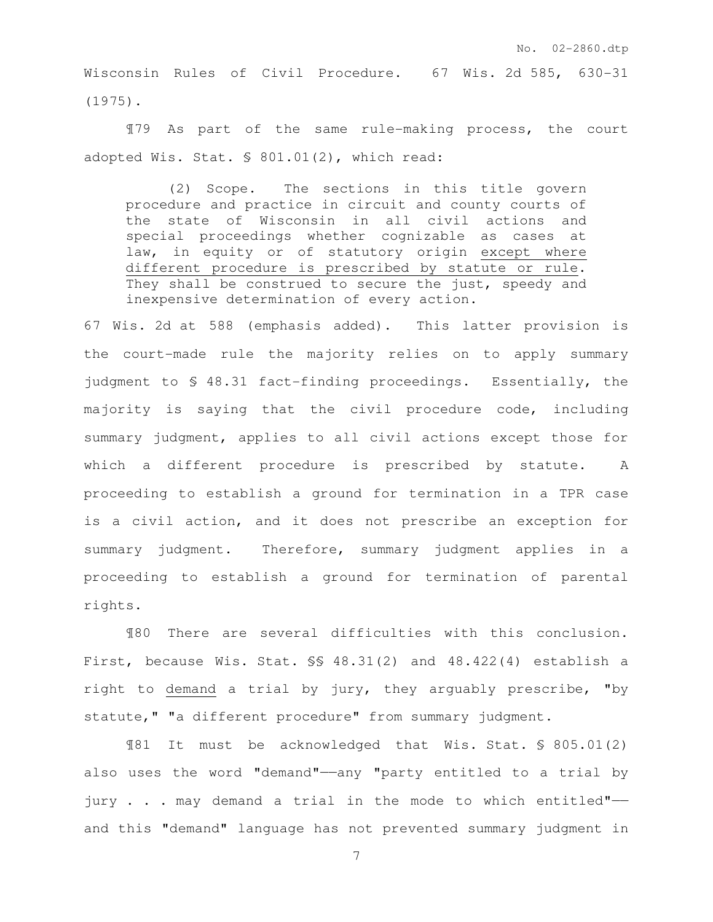Wisconsin Rules of Civil Procedure. 67 Wis. 2d 585, 630-31 (1975).

¶79 As part of the same rule-making process, the court adopted Wis. Stat. § 801.01(2), which read:

> (2) Scope. The sections in this title govern procedure and practice in circuit and county courts of the state of Wisconsin in all civil actions and special proceedings whether cognizable as cases at law, in equity or of statutory origin <u>except where different procedure is prescribed by statute or rule</u>. They shall be construed to secure the just, speedy and inexpensive determination of every action.

67 Wis. 2d at 588 (emphasis added). This latter provision is the court-made rule the majority relies on to apply summary judgment to § 48.31 fact-finding proceedings. Essentially, the majority is saying that the civil procedure code, including summary judgment, applies to all civil actions except those for which a different procedure is prescribed by statute. A proceeding to establish a ground for termination in a TPR case is a civil action, and it does not prescribe an exception for summary judgment. Therefore, summary judgment applies in a proceeding to establish a ground for termination of parental rights.

¶80 There are several difficulties with this conclusion. First, because Wis. Stat. §§ 48.31(2) and 48.422(4) establish a right to <u>demand</u> a trial by jury, they arguably prescribe, "by statute," "a different procedure" from summary judgment.

¶81 It must be acknowledged that Wis. Stat. § 805.01(2) also uses the word "demand"——any "party entitled to a trial by jury . . . may demand a trial in the mode to which entitled"—— and this "demand" language has not prevented summary judgment in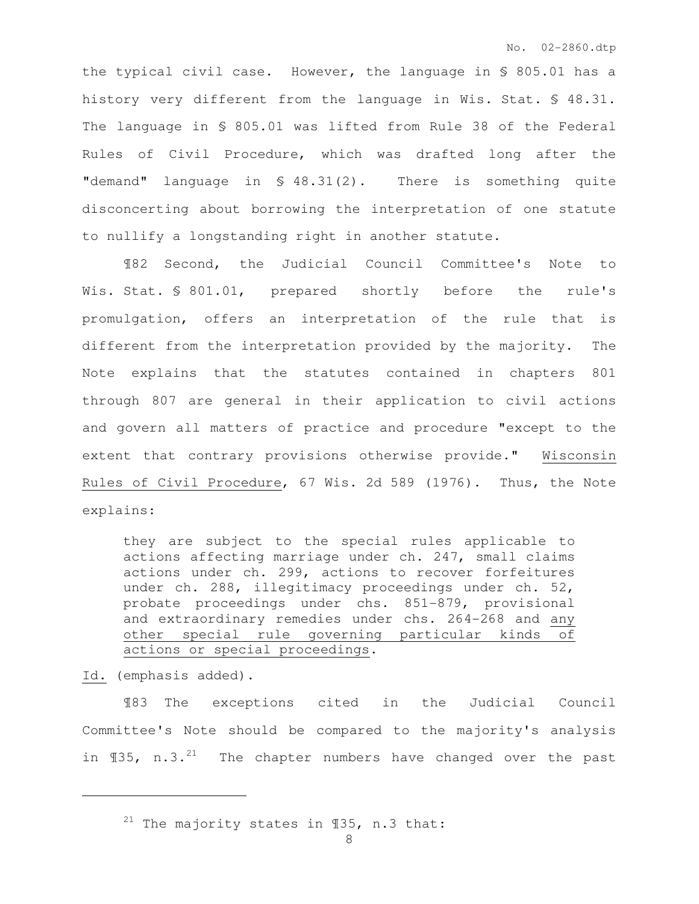the typical civil case. However, the language in § 805.01 has a history very different from the language in Wis. Stat. § 48.31. The language in § 805.01 was lifted from Rule 38 of the Federal Rules of Civil Procedure, which was drafted long after the "demand" language in § 48.31(2). There is something quite disconcerting about borrowing the interpretation of one statute to nullify a longstanding right in another statute.

¶82 Second, the Judicial Council Committee's Note to Wis. Stat. § 801.01, prepared shortly before the rule's promulgation, offers an interpretation of the rule that is different from the interpretation provided by the majority. The Note explains that the statutes contained in chapters 801 through 807 are general in their application to civil actions and govern all matters of practice and procedure "except to the extent that contrary provisions otherwise provide." Wisconsin Rules of Civil Procedure, 67 Wis. 2d 589 (1976). Thus, the Note explains:

> they are subject to the special rules applicable to actions affecting marriage under ch. 247, small claims actions under ch. 299, actions to recover forfeitures under ch. 288, illegitimacy proceedings under ch. 52, probate proceedings under chs. 851-879, provisional and extraordinary remedies under chs. 264-268 and any other special rule governing particular kinds of actions or special proceedings.

Id. (emphasis added).

¶83 The exceptions cited in the Judicial Council Committee's Note should be compared to the majority's analysis in ¶35, n.3.[21] The chapter numbers have changed over the past

[21] The majority states in ¶35, n.3 that: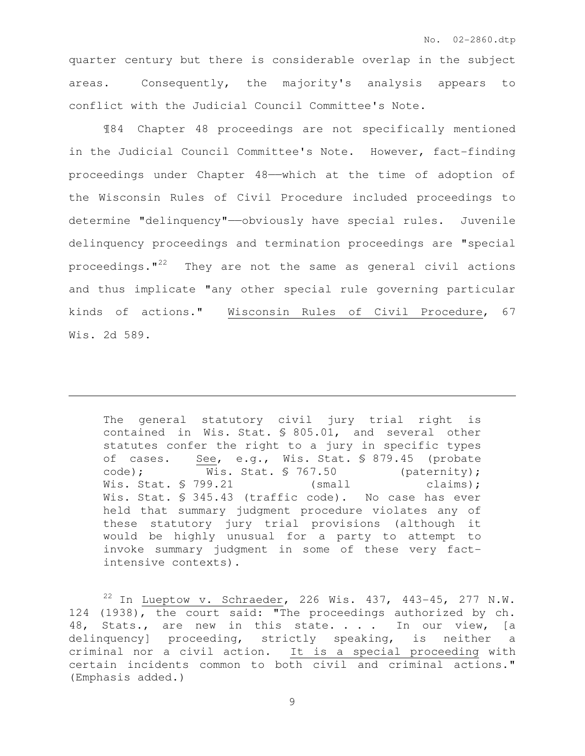quarter century but there is considerable overlap in the subject areas. Consequently, the majority's analysis appears to conflict with the Judicial Council Committee's Note.

¶84 Chapter 48 proceedings are not specifically mentioned in the Judicial Council Committee's Note. However, fact-finding proceedings under Chapter 48——which at the time of adoption of the Wisconsin Rules of Civil Procedure included proceedings to determine "delinquency"——obviously have special rules. Juvenile delinquency proceedings and termination proceedings are "special proceedings."[22] They are not the same as general civil actions and thus implicate "any other special rule governing particular kinds of actions." Wisconsin Rules of Civil Procedure, 67 Wis. 2d 589.

---

> The general statutory civil jury trial right is contained in Wis. Stat. § 805.01, and several other statutes confer the right to a jury in specific types of cases. See, e.g., Wis. Stat. § 879.45 (probate code); Wis. Stat. § 767.50 (paternity); Wis. Stat. § 799.21 (small claims); Wis. Stat. § 345.43 (traffic code). No case has ever held that summary judgment procedure violates any of these statutory jury trial provisions (although it would be highly unusual for a party to attempt to invoke summary judgment in some of these very fact-intensive contexts).

[22] In Lueptow v. Schraeder, 226 Wis. 437, 443-45, 277 N.W. 124 (1938), the court said: "The proceedings authorized by ch. 48, Stats., are new in this state. . . . In our view, [a delinquency] proceeding, strictly speaking, is neither a criminal nor a civil action. It is a special proceeding with certain incidents common to both civil and criminal actions." (Emphasis added.)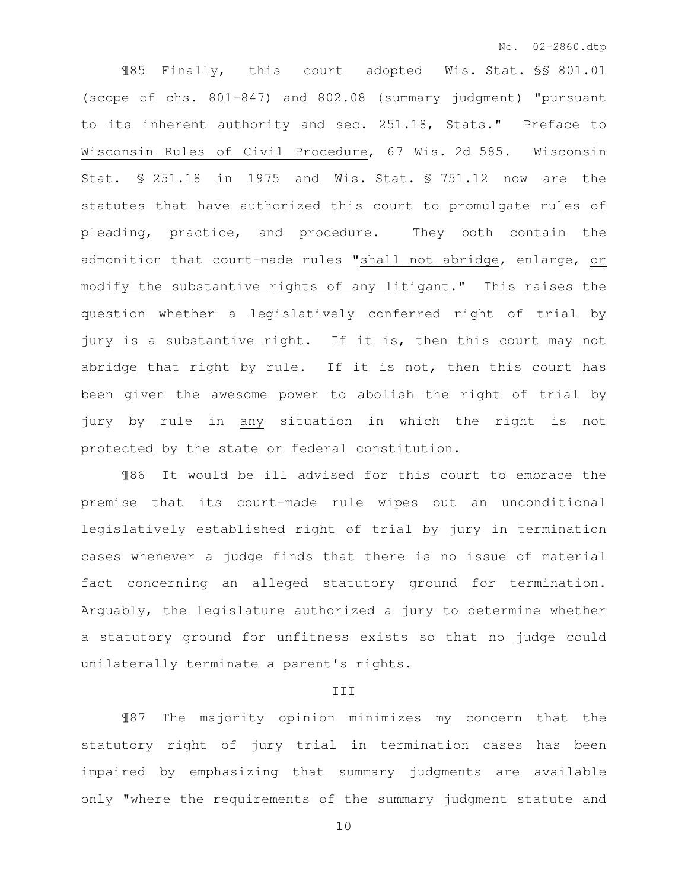¶85 Finally, this court adopted Wis. Stat. §§ 801.01 (scope of chs. 801-847) and 802.08 (summary judgment) "pursuant to its inherent authority and sec. 251.18, Stats." Preface to Wisconsin Rules of Civil Procedure, 67 Wis. 2d 585. Wisconsin Stat. § 251.18 in 1975 and Wis. Stat. § 751.12 now are the statutes that have authorized this court to promulgate rules of pleading, practice, and procedure. They both contain the admonition that court-made rules "shall not abridge, enlarge, or modify the substantive rights of any litigant." This raises the question whether a legislatively conferred right of trial by jury is a substantive right. If it is, then this court may not abridge that right by rule. If it is not, then this court has been given the awesome power to abolish the right of trial by jury by rule in *any* situation in which the right is not protected by the state or federal constitution.

¶86 It would be ill advised for this court to embrace the premise that its court-made rule wipes out an unconditional legislatively established right of trial by jury in termination cases whenever a judge finds that there is no issue of material fact concerning an alleged statutory ground for termination. Arguably, the legislature authorized a jury to determine whether a statutory ground for unfitness exists so that no judge could unilaterally terminate a parent's rights.

## III

¶87 The majority opinion minimizes my concern that the statutory right of jury trial in termination cases has been impaired by emphasizing that summary judgments are available only "where the requirements of the summary judgment statute and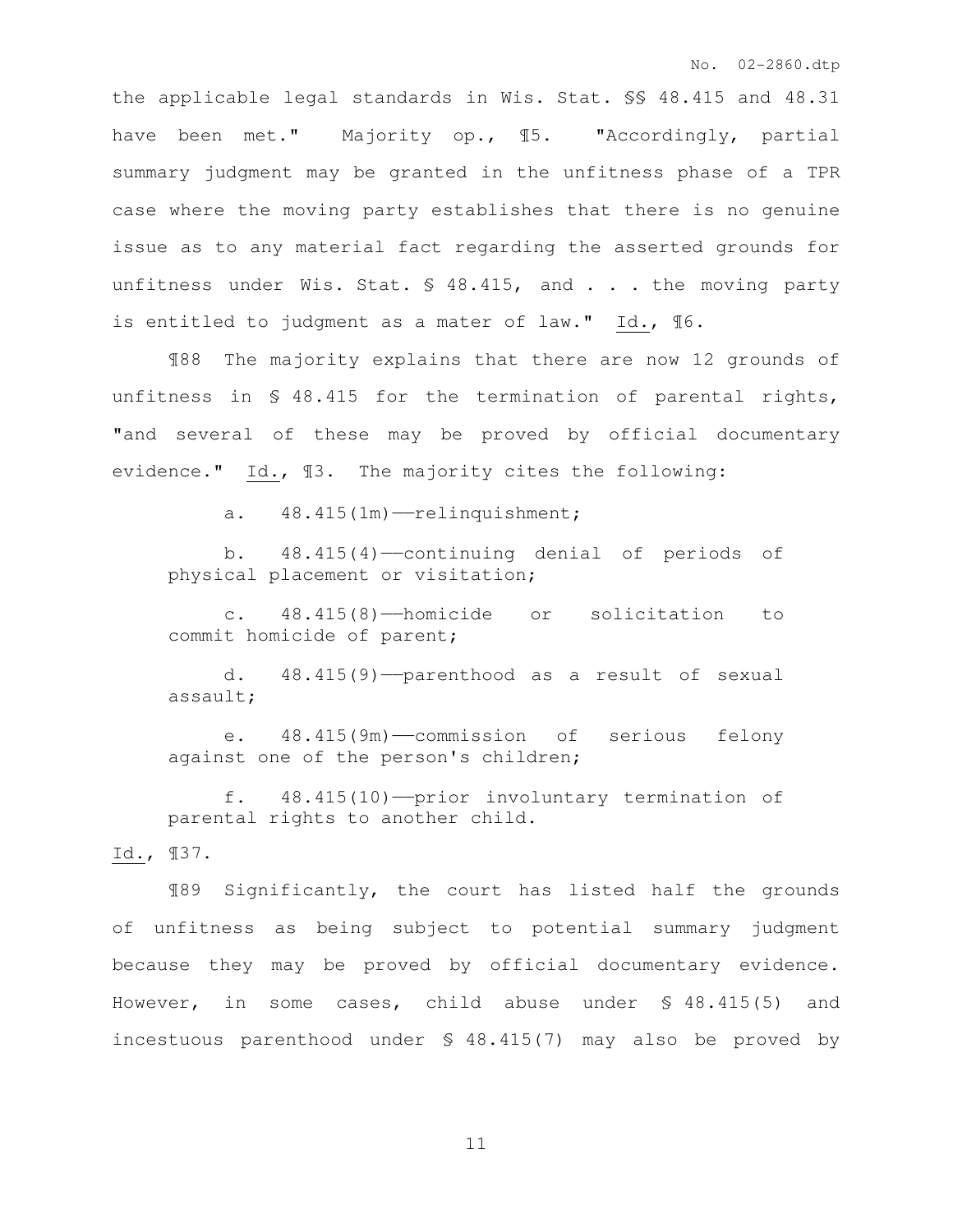the applicable legal standards in Wis. Stat. §§ 48.415 and 48.31 have been met." Majority op., ¶5. "Accordingly, partial summary judgment may be granted in the unfitness phase of a TPR case where the moving party establishes that there is no genuine issue as to any material fact regarding the asserted grounds for unfitness under Wis. Stat. § 48.415, and . . . the moving party is entitled to judgment as a mater of law." Id., ¶6.

¶88 The majority explains that there are now 12 grounds of unfitness in § 48.415 for the termination of parental rights, "and several of these may be proved by official documentary evidence." Id., ¶3. The majority cites the following:

> a. 48.415(1m)——relinquishment;
>
> b. 48.415(4)——continuing denial of periods of physical placement or visitation;
>
> c. 48.415(8)——homicide or solicitation to commit homicide of parent;
>
> d. 48.415(9)——parenthood as a result of sexual assault;
>
> e. 48.415(9m)——commission of serious felony against one of the person's children;
>
> f. 48.415(10)——prior involuntary termination of parental rights to another child.

Id., ¶37.

¶89 Significantly, the court has listed half the grounds of unfitness as being subject to potential summary judgment because they may be proved by official documentary evidence. However, in some cases, child abuse under § 48.415(5) and incestuous parenthood under § 48.415(7) may also be proved by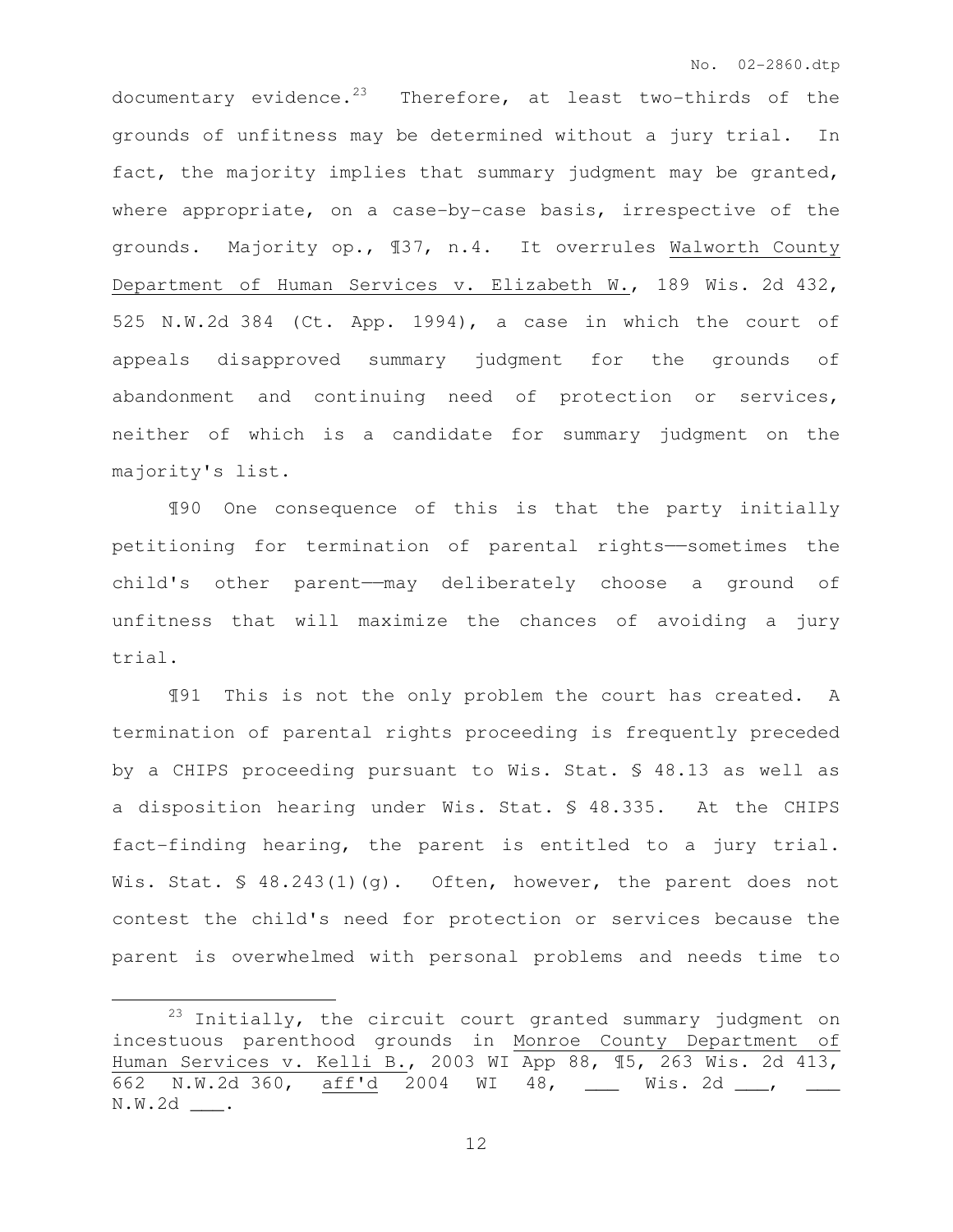documentary evidence.[23] Therefore, at least two-thirds of the grounds of unfitness may be determined without a jury trial. In fact, the majority implies that summary judgment may be granted, where appropriate, on a case-by-case basis, irrespective of the grounds. Majority op., ¶37, n.4. It overrules Walworth County Department of Human Services v. Elizabeth W., 189 Wis. 2d 432, 525 N.W.2d 384 (Ct. App. 1994), a case in which the court of appeals disapproved summary judgment for the grounds of abandonment and continuing need of protection or services, neither of which is a candidate for summary judgment on the majority's list.

¶90 One consequence of this is that the party initially petitioning for termination of parental rights——sometimes the child's other parent——may deliberately choose a ground of unfitness that will maximize the chances of avoiding a jury trial.

¶91 This is not the only problem the court has created. A termination of parental rights proceeding is frequently preceded by a CHIPS proceeding pursuant to Wis. Stat. § 48.13 as well as a disposition hearing under Wis. Stat. § 48.335. At the CHIPS fact-finding hearing, the parent is entitled to a jury trial. Wis. Stat. § 48.243(1)(g). Often, however, the parent does not contest the child's need for protection or services because the parent is overwhelmed with personal problems and needs time to

---

[23] Initially, the circuit court granted summary judgment on incestuous parenthood grounds in Monroe County Department of Human Services v. Kelli B., 2003 WI App 88, ¶5, 263 Wis. 2d 413, 662 N.W.2d 360, aff'd 2004 WI 48, ___ Wis. 2d ___, ___ N.W.2d ___.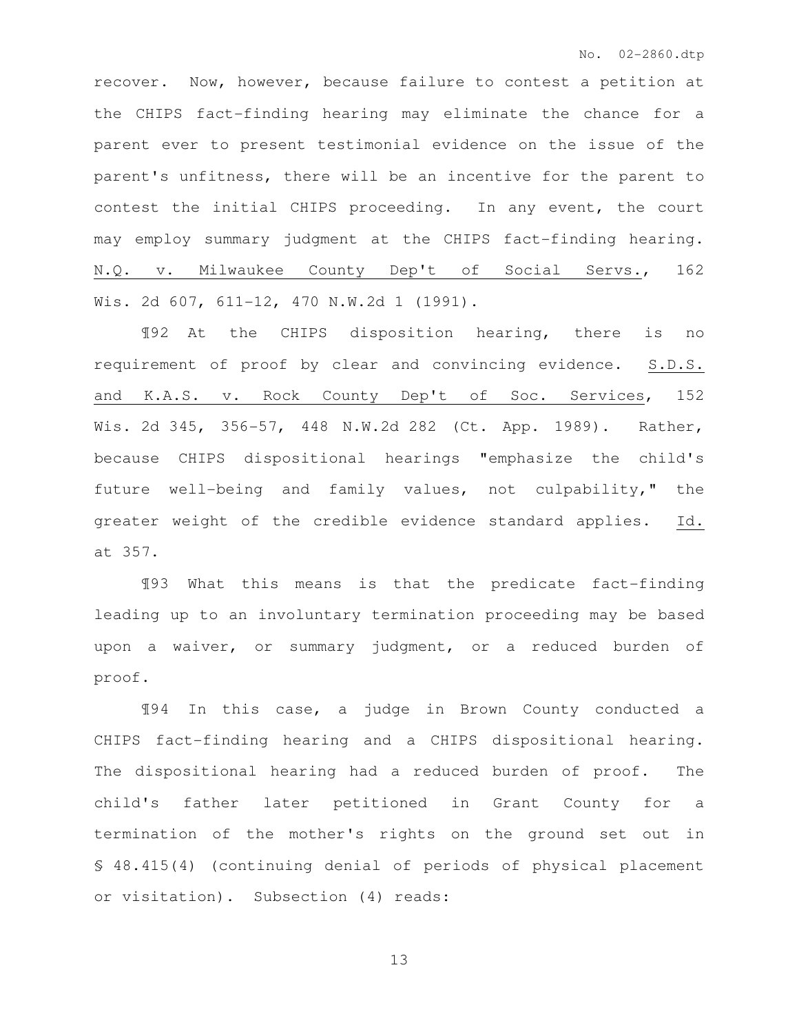recover. Now, however, because failure to contest a petition at the CHIPS fact-finding hearing may eliminate the chance for a parent ever to present testimonial evidence on the issue of the parent's unfitness, there will be an incentive for the parent to contest the initial CHIPS proceeding. In any event, the court may employ summary judgment at the CHIPS fact-finding hearing. N.Q. v. Milwaukee County Dep't of Social Servs., 162 Wis. 2d 607, 611-12, 470 N.W.2d 1 (1991).

¶92 At the CHIPS disposition hearing, there is no requirement of proof by clear and convincing evidence. S.D.S. and K.A.S. v. Rock County Dep't of Soc. Services, 152 Wis. 2d 345, 356-57, 448 N.W.2d 282 (Ct. App. 1989). Rather, because CHIPS dispositional hearings "emphasize the child's future well-being and family values, not culpability," the greater weight of the credible evidence standard applies. Id. at 357.

¶93 What this means is that the predicate fact-finding leading up to an involuntary termination proceeding may be based upon a waiver, or summary judgment, or a reduced burden of proof.

¶94 In this case, a judge in Brown County conducted a CHIPS fact-finding hearing and a CHIPS dispositional hearing. The dispositional hearing had a reduced burden of proof. The child's father later petitioned in Grant County for a termination of the mother's rights on the ground set out in § 48.415(4) (continuing denial of periods of physical placement or visitation). Subsection (4) reads: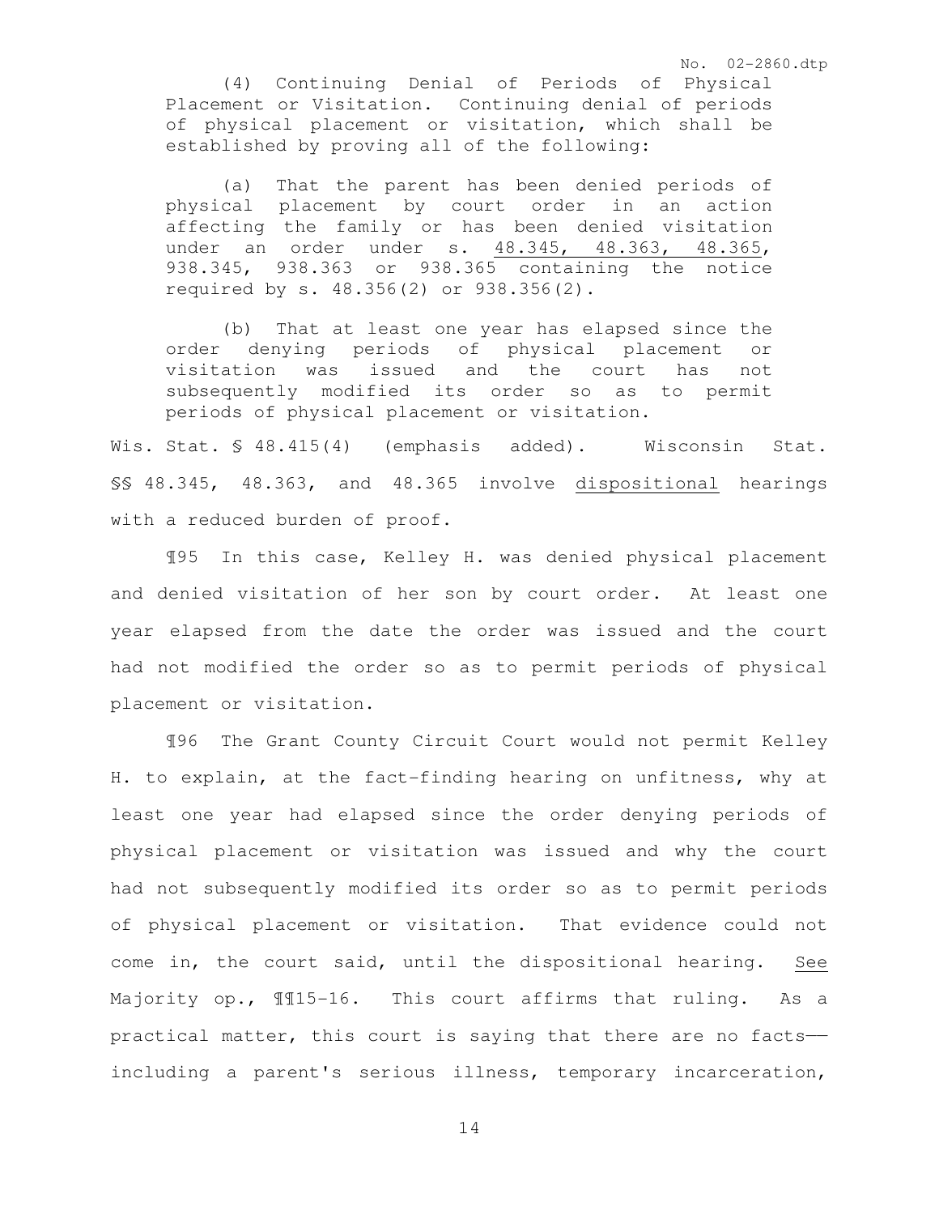> (4) Continuing Denial of Periods of Physical Placement or Visitation. Continuing denial of periods of physical placement or visitation, which shall be established by proving all of the following:
>
> (a) That the parent has been denied periods of physical placement by court order in an action affecting the family or has been denied visitation under an order under s. <u>48.345, 48.363, 48.365</u>, 938.345, 938.363 or 938.365 containing the notice required by s. 48.356(2) or 938.356(2).
>
> (b) That at least one year has elapsed since the order denying periods of physical placement or visitation was issued and the court has not subsequently modified its order so as to permit periods of physical placement or visitation.

Wis. Stat. § 48.415(4) (emphasis added). Wisconsin Stat. §§ 48.345, 48.363, and 48.365 involve <u>dispositional</u> hearings with a reduced burden of proof.

¶95 In this case, Kelley H. was denied physical placement and denied visitation of her son by court order. At least one year elapsed from the date the order was issued and the court had not modified the order so as to permit periods of physical placement or visitation.

¶96 The Grant County Circuit Court would not permit Kelley H. to explain, at the fact-finding hearing on unfitness, why at least one year had elapsed since the order denying periods of physical placement or visitation was issued and why the court had not subsequently modified its order so as to permit periods of physical placement or visitation. That evidence could not come in, the court said, until the dispositional hearing. <u>See</u> Majority op., ¶¶15-16. This court affirms that ruling. As a practical matter, this court is saying that there are no facts—including a parent's serious illness, temporary incarceration,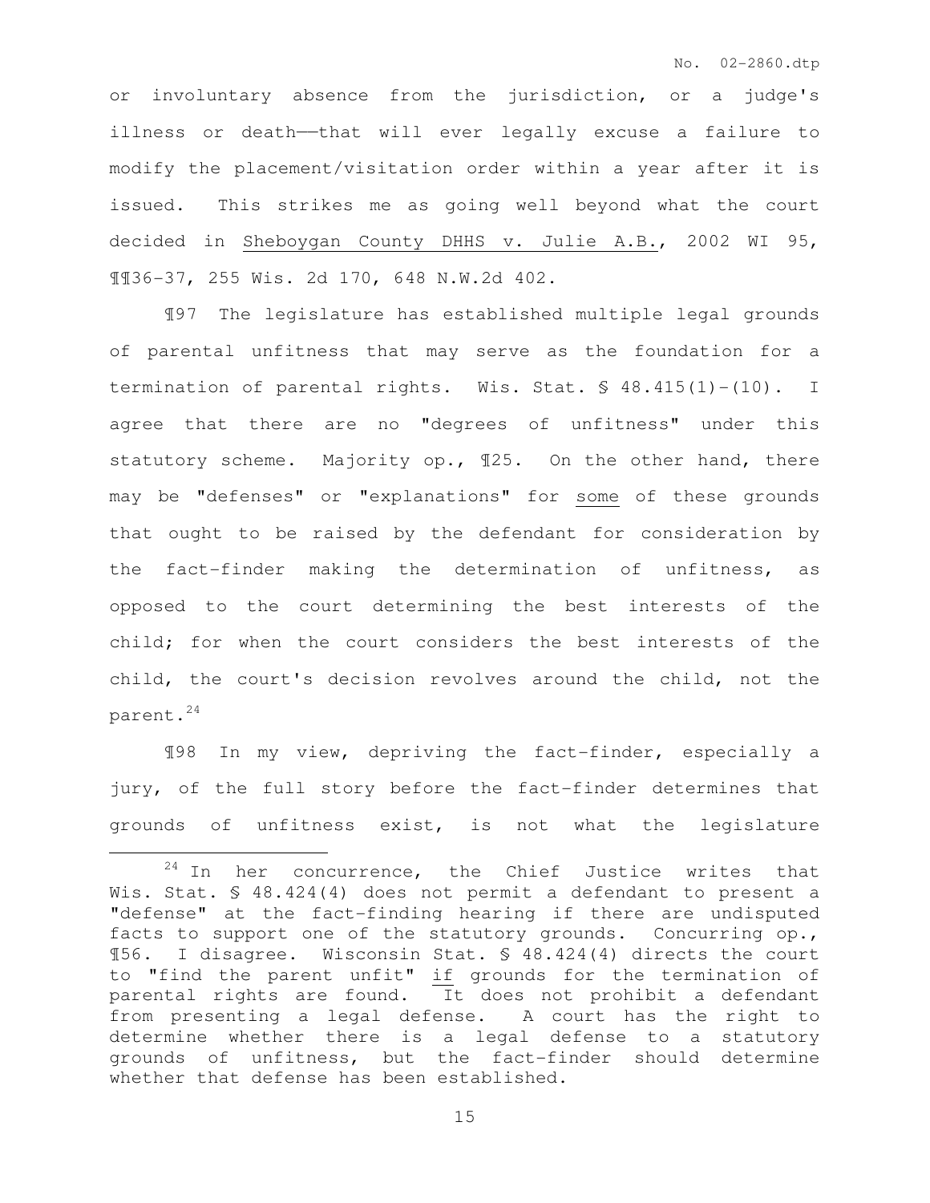or involuntary absence from the jurisdiction, or a judge's illness or death——that will ever legally excuse a failure to modify the placement/visitation order within a year after it is issued. This strikes me as going well beyond what the court decided in Sheboygan County DHHS v. Julie A.B., 2002 WI 95, ¶¶36-37, 255 Wis. 2d 170, 648 N.W.2d 402.

¶97 The legislature has established multiple legal grounds of parental unfitness that may serve as the foundation for a termination of parental rights. Wis. Stat. § 48.415(1)-(10). I agree that there are no "degrees of unfitness" under this statutory scheme. Majority op., ¶25. On the other hand, there may be "defenses" or "explanations" for some of these grounds that ought to be raised by the defendant for consideration by the fact-finder making the determination of unfitness, as opposed to the court determining the best interests of the child; for when the court considers the best interests of the child, the court's decision revolves around the child, not the parent.[24]

¶98 In my view, depriving the fact-finder, especially a jury, of the full story before the fact-finder determines that grounds of unfitness exist, is not what the legislature

[24] In her concurrence, the Chief Justice writes that Wis. Stat. § 48.424(4) does not permit a defendant to present a "defense" at the fact-finding hearing if there are undisputed facts to support one of the statutory grounds. Concurring op., ¶56. I disagree. Wisconsin Stat. § 48.424(4) directs the court to "find the parent unfit" if grounds for the termination of parental rights are found. It does not prohibit a defendant from presenting a legal defense. A court has the right to determine whether there is a legal defense to a statutory grounds of unfitness, but the fact-finder should determine whether that defense has been established.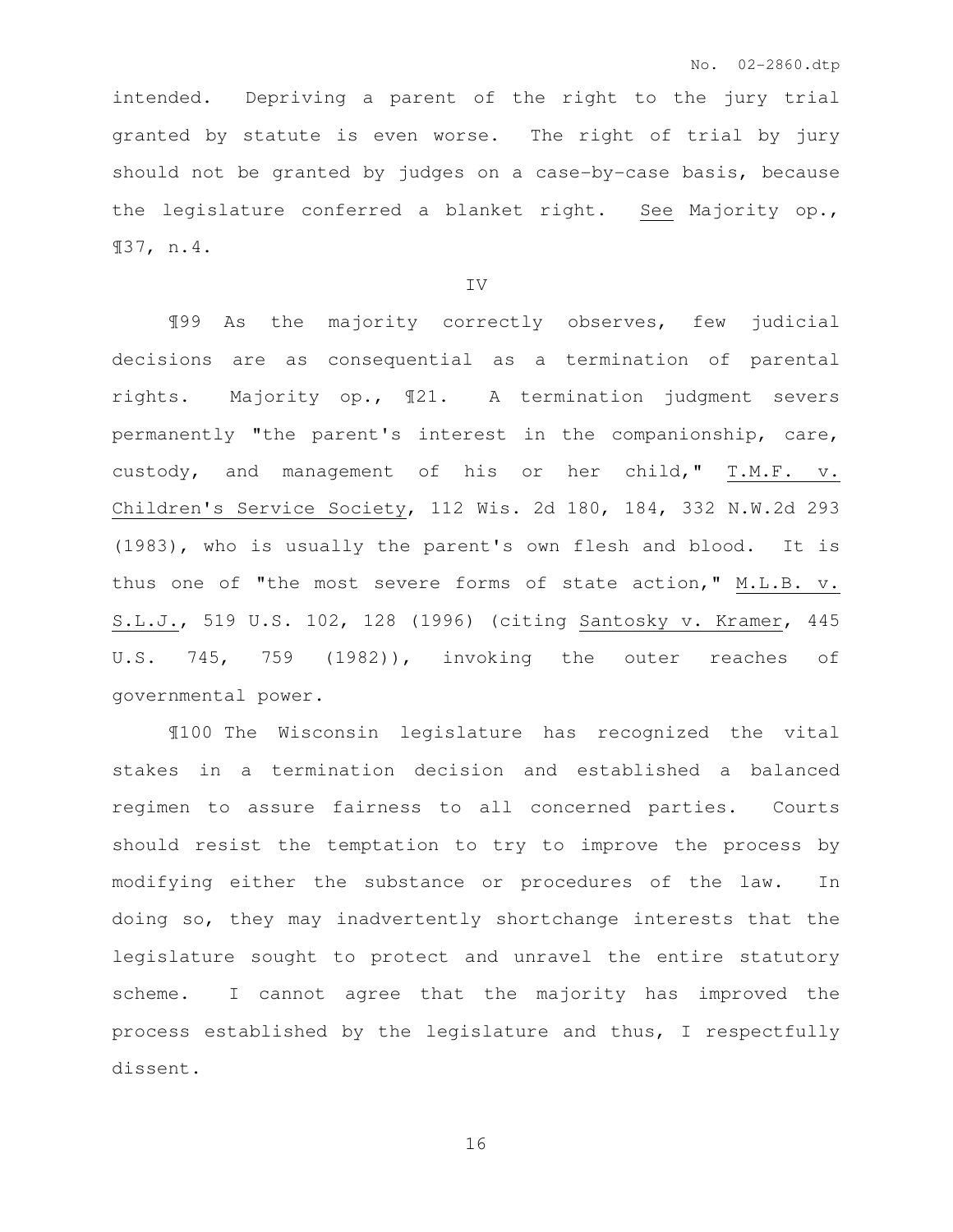intended. Depriving a parent of the right to the jury trial granted by statute is even worse. The right of trial by jury should not be granted by judges on a case-by-case basis, because the legislature conferred a blanket right. See Majority op., ¶37, n.4.

IV

¶99 As the majority correctly observes, few judicial decisions are as consequential as a termination of parental rights. Majority op., ¶21. A termination judgment severs permanently "the parent's interest in the companionship, care, custody, and management of his or her child," T.M.F. v. Children's Service Society, 112 Wis. 2d 180, 184, 332 N.W.2d 293 (1983), who is usually the parent's own flesh and blood. It is thus one of "the most severe forms of state action," M.L.B. v. S.L.J., 519 U.S. 102, 128 (1996) (citing Santosky v. Kramer, 445 U.S. 745, 759 (1982)), invoking the outer reaches of governmental power.

¶100 The Wisconsin legislature has recognized the vital stakes in a termination decision and established a balanced regimen to assure fairness to all concerned parties. Courts should resist the temptation to try to improve the process by modifying either the substance or procedures of the law. In doing so, they may inadvertently shortchange interests that the legislature sought to protect and unravel the entire statutory scheme. I cannot agree that the majority has improved the process established by the legislature and thus, I respectfully dissent.